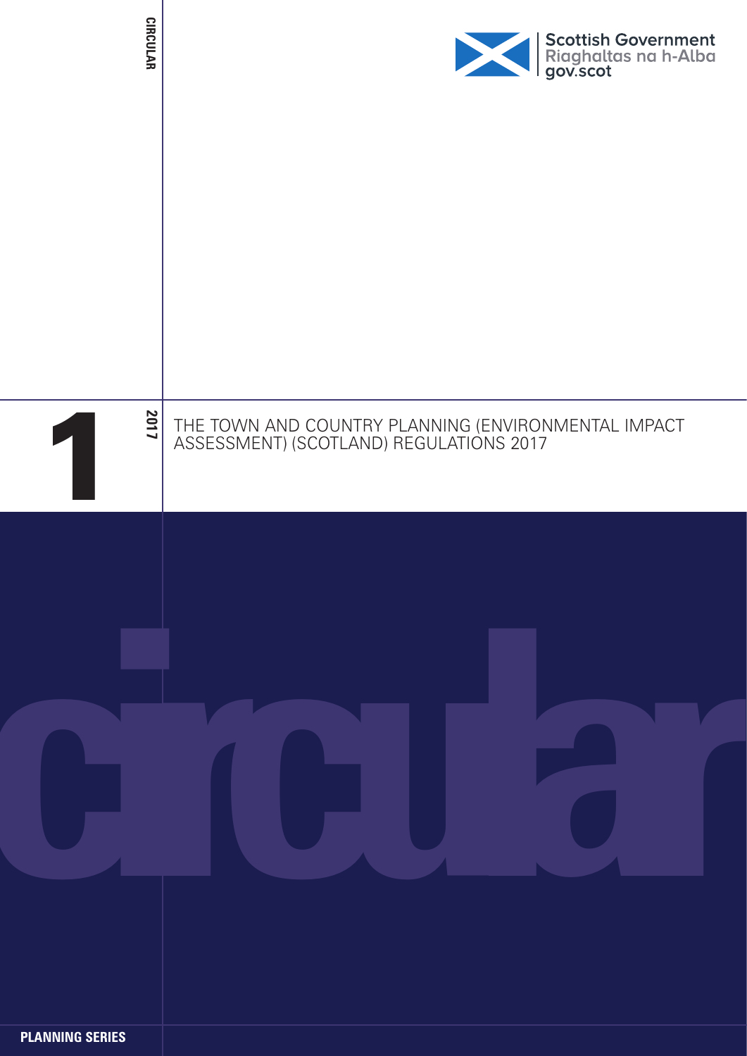CIRCULAR

Scottish Government
Riaghaltas na h-Alba
gov.scot

# 1 2017

# THE TOWN AND COUNTRY PLANNING (ENVIRONMENTAL IMPACT ASSESSMENT) (SCOTLAND) REGULATIONS 2017

circular

PLANNING SERIES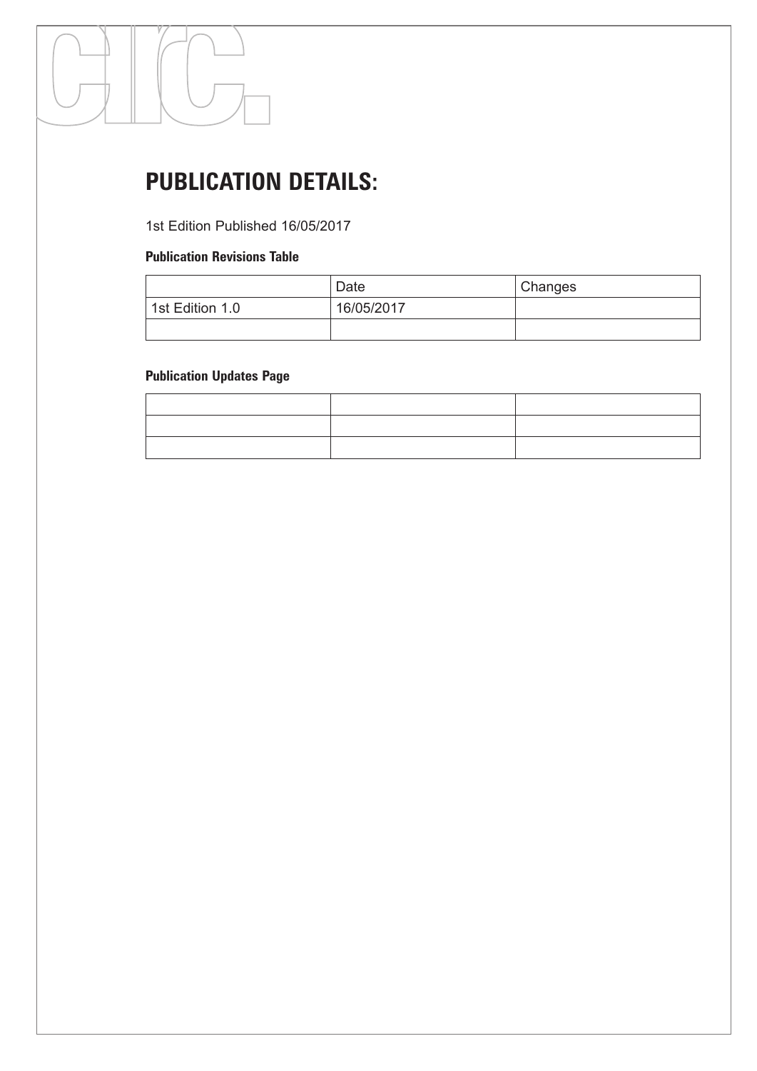# PUBLICATION DETAILS:

1st Edition Published 16/05/2017

**Publication Revisions Table**

| | Date | Changes |
|---|---|---|
| 1st Edition 1.0 | 16/05/2017 | |
| | | |

**Publication Updates Page**

| | | |
|---|---|---|
| | | |
| | | |
| | | |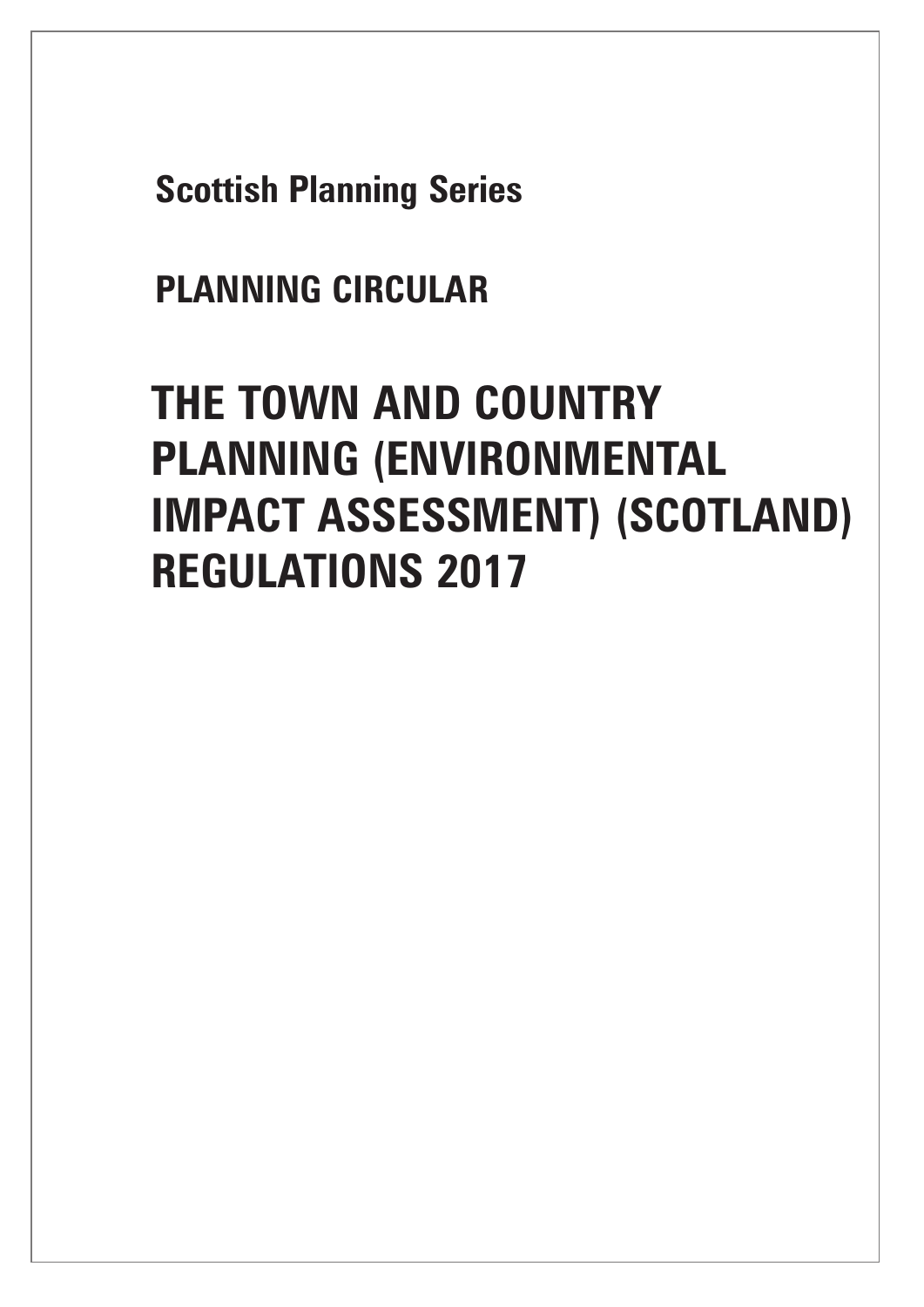**Scottish Planning Series**

**PLANNING CIRCULAR**

# THE TOWN AND COUNTRY PLANNING (ENVIRONMENTAL IMPACT ASSESSMENT) (SCOTLAND) REGULATIONS 2017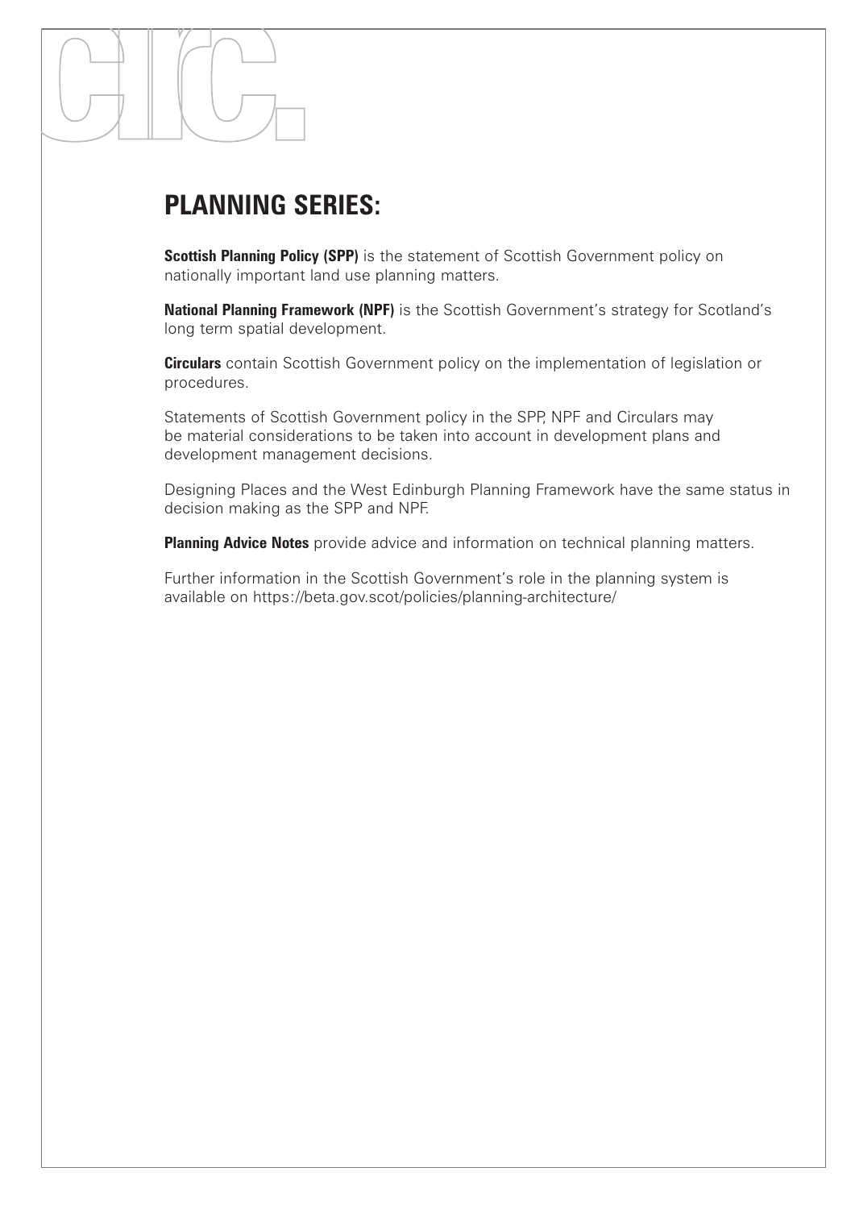# circ.

## PLANNING SERIES:

**Scottish Planning Policy (SPP)** is the statement of Scottish Government policy on nationally important land use planning matters.

**National Planning Framework (NPF)** is the Scottish Government's strategy for Scotland's long term spatial development.

**Circulars** contain Scottish Government policy on the implementation of legislation or procedures.

Statements of Scottish Government policy in the SPP, NPF and Circulars may be material considerations to be taken into account in development plans and development management decisions.

Designing Places and the West Edinburgh Planning Framework have the same status in decision making as the SPP and NPF.

**Planning Advice Notes** provide advice and information on technical planning matters.

Further information in the Scottish Government's role in the planning system is available on https://beta.gov.scot/policies/planning-architecture/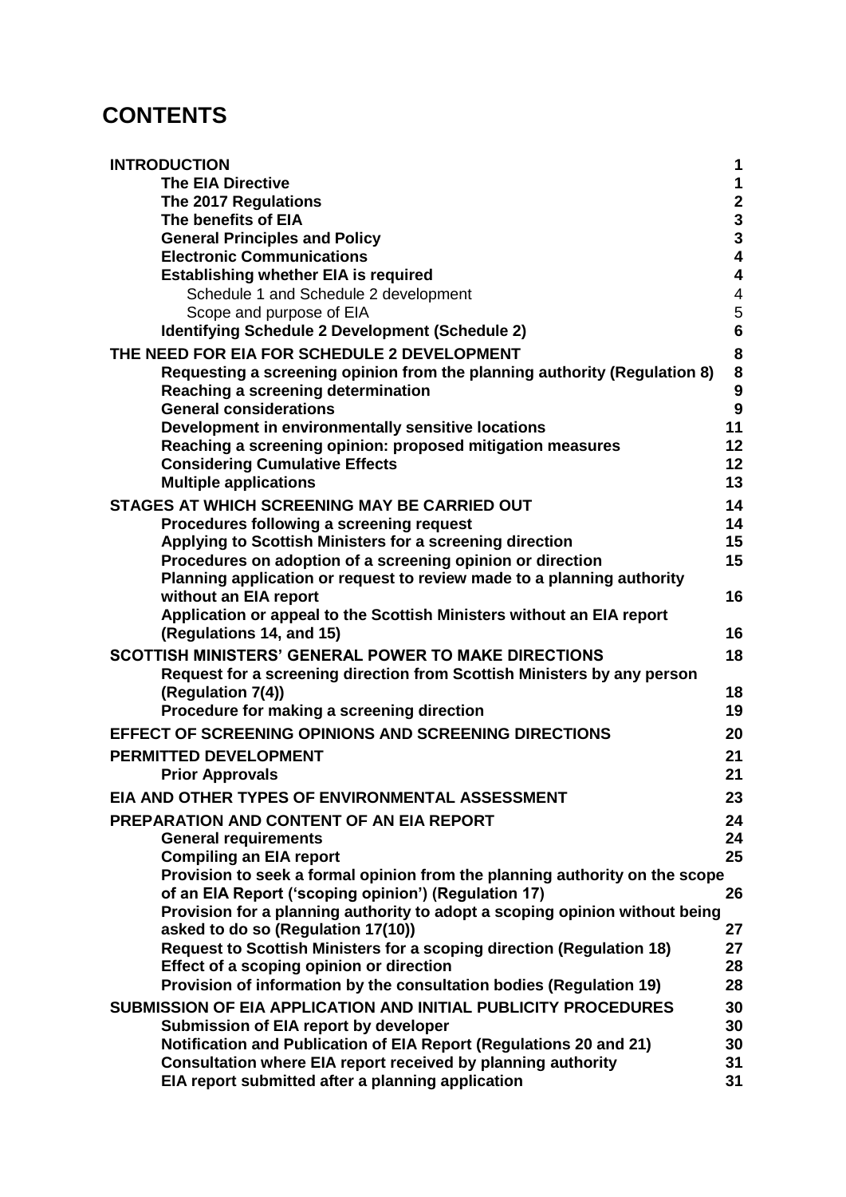# CONTENTS

| | |
|---|---|
| **INTRODUCTION** | **1** |
| **The EIA Directive** | **1** |
| **The 2017 Regulations** | **2** |
| **The benefits of EIA** | **3** |
| **General Principles and Policy** | **3** |
| **Electronic Communications** | **4** |
| **Establishing whether EIA is required** | **4** |
| Schedule 1 and Schedule 2 development | 4 |
| Scope and purpose of EIA | 5 |
| **Identifying Schedule 2 Development (Schedule 2)** | **6** |
| **THE NEED FOR EIA FOR SCHEDULE 2 DEVELOPMENT** | **8** |
| **Requesting a screening opinion from the planning authority (Regulation 8)** | **8** |
| **Reaching a screening determination** | **9** |
| **General considerations** | **9** |
| **Development in environmentally sensitive locations** | **11** |
| **Reaching a screening opinion: proposed mitigation measures** | **12** |
| **Considering Cumulative Effects** | **12** |
| **Multiple applications** | **13** |
| **STAGES AT WHICH SCREENING MAY BE CARRIED OUT** | **14** |
| **Procedures following a screening request** | **14** |
| **Applying to Scottish Ministers for a screening direction** | **15** |
| **Procedures on adoption of a screening opinion or direction** | **15** |
| **Planning application or request to review made to a planning authority without an EIA report** | **16** |
| **Application or appeal to the Scottish Ministers without an EIA report (Regulations 14, and 15)** | **16** |
| **SCOTTISH MINISTERS' GENERAL POWER TO MAKE DIRECTIONS** | **18** |
| **Request for a screening direction from Scottish Ministers by any person (Regulation 7(4))** | **18** |
| **Procedure for making a screening direction** | **19** |
| **EFFECT OF SCREENING OPINIONS AND SCREENING DIRECTIONS** | **20** |
| **PERMITTED DEVELOPMENT** | **21** |
| **Prior Approvals** | **21** |
| **EIA AND OTHER TYPES OF ENVIRONMENTAL ASSESSMENT** | **23** |
| **PREPARATION AND CONTENT OF AN EIA REPORT** | **24** |
| **General requirements** | **24** |
| **Compiling an EIA report** | **25** |
| **Provision to seek a formal opinion from the planning authority on the scope of an EIA Report ('scoping opinion') (Regulation 17)** | **26** |
| **Provision for a planning authority to adopt a scoping opinion without being asked to do so (Regulation 17(10))** | **27** |
| **Request to Scottish Ministers for a scoping direction (Regulation 18)** | **27** |
| **Effect of a scoping opinion or direction** | **28** |
| **Provision of information by the consultation bodies (Regulation 19)** | **28** |
| **SUBMISSION OF EIA APPLICATION AND INITIAL PUBLICITY PROCEDURES** | **30** |
| **Submission of EIA report by developer** | **30** |
| **Notification and Publication of EIA Report (Regulations 20 and 21)** | **30** |
| **Consultation where EIA report received by planning authority** | **31** |
| **EIA report submitted after a planning application** | **31** |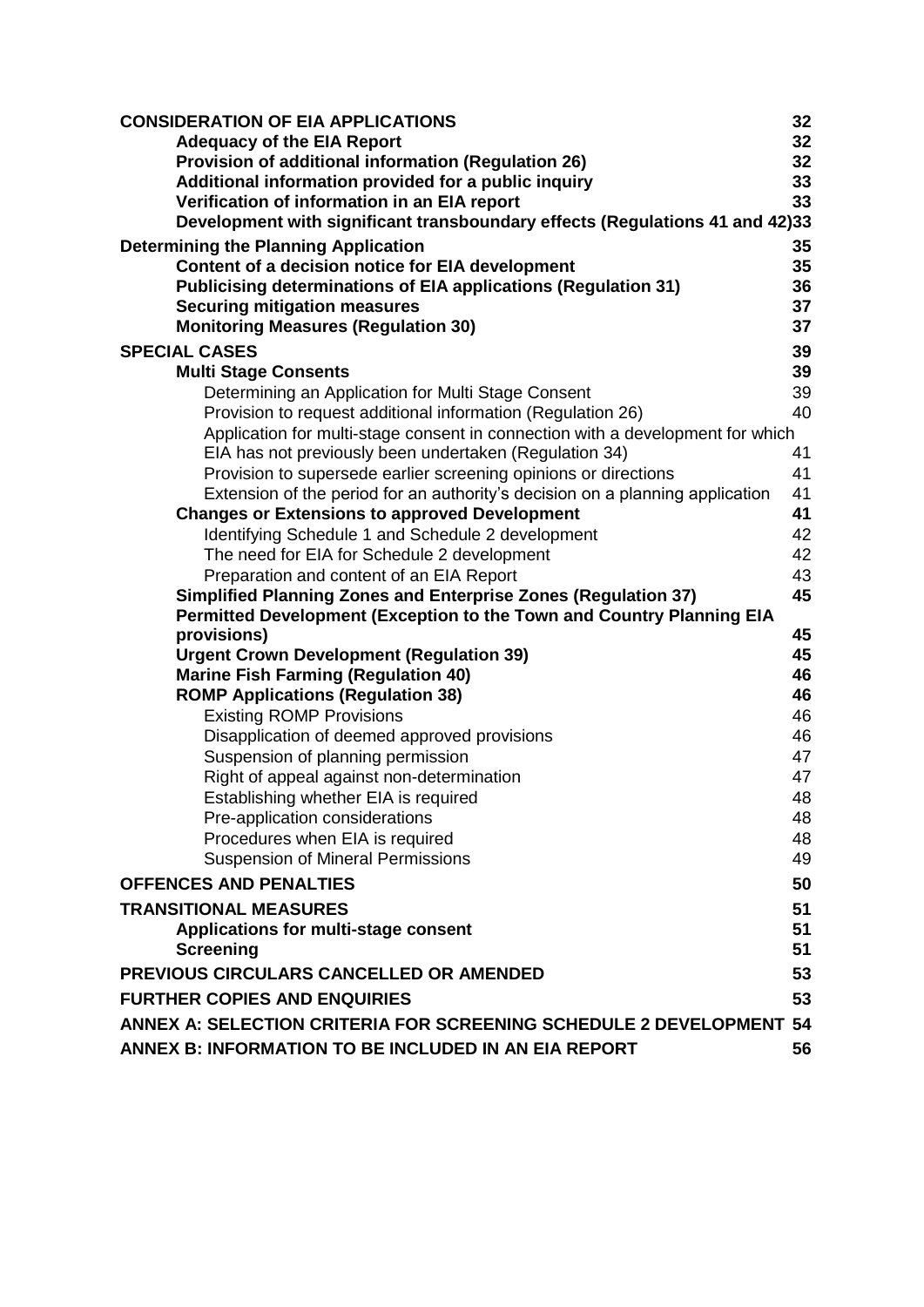**CONSIDERATION OF EIA APPLICATIONS** 32

- **Adequacy of the EIA Report** 32
- **Provision of additional information (Regulation 26)** 32
- **Additional information provided for a public inquiry** 33
- **Verification of information in an EIA report** 33
- **Development with significant transboundary effects (Regulations 41 and 42)** 33

**Determining the Planning Application** 35

- **Content of a decision notice for EIA development** 35
- **Publicising determinations of EIA applications (Regulation 31)** 36
- **Securing mitigation measures** 37
- **Monitoring Measures (Regulation 30)** 37

**SPECIAL CASES** 39

- **Multi Stage Consents** 39
  - Determining an Application for Multi Stage Consent 39
  - Provision to request additional information (Regulation 26) 40
  - Application for multi-stage consent in connection with a development for which EIA has not previously been undertaken (Regulation 34) 41
  - Provision to supersede earlier screening opinions or directions 41
  - Extension of the period for an authority's decision on a planning application 41
- **Changes or Extensions to approved Development** 41
  - Identifying Schedule 1 and Schedule 2 development 42
  - The need for EIA for Schedule 2 development 42
  - Preparation and content of an EIA Report 43
- **Simplified Planning Zones and Enterprise Zones (Regulation 37)** 45
- **Permitted Development (Exception to the Town and Country Planning EIA provisions)** 45
- **Urgent Crown Development (Regulation 39)** 45
- **Marine Fish Farming (Regulation 40)** 46
- **ROMP Applications (Regulation 38)** 46
  - Existing ROMP Provisions 46
  - Disapplication of deemed approved provisions 46
  - Suspension of planning permission 47
  - Right of appeal against non-determination 47
  - Establishing whether EIA is required 48
  - Pre-application considerations 48
  - Procedures when EIA is required 48
  - Suspension of Mineral Permissions 49

**OFFENCES AND PENALTIES** 50

**TRANSITIONAL MEASURES** 51

- **Applications for multi-stage consent** 51
- **Screening** 51

**PREVIOUS CIRCULARS CANCELLED OR AMENDED** 53

**FURTHER COPIES AND ENQUIRIES** 53

**ANNEX A: SELECTION CRITERIA FOR SCREENING SCHEDULE 2 DEVELOPMENT** 54

**ANNEX B: INFORMATION TO BE INCLUDED IN AN EIA REPORT** 56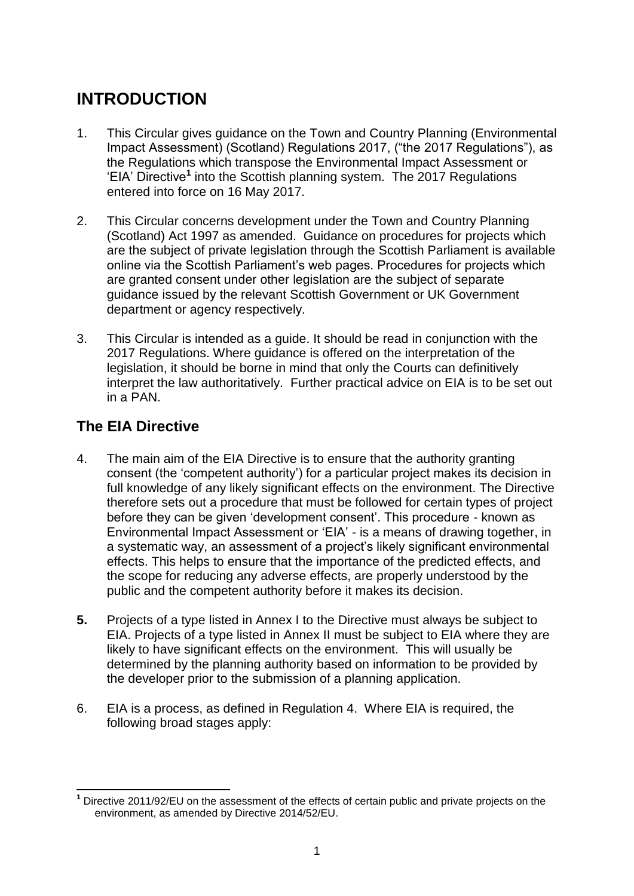# INTRODUCTION

1. This Circular gives guidance on the Town and Country Planning (Environmental Impact Assessment) (Scotland) Regulations 2017, ("the 2017 Regulations"), as the Regulations which transpose the Environmental Impact Assessment or 'EIA' Directive[1] into the Scottish planning system. The 2017 Regulations entered into force on 16 May 2017.

2. This Circular concerns development under the Town and Country Planning (Scotland) Act 1997 as amended. Guidance on procedures for projects which are the subject of private legislation through the Scottish Parliament is available online via the Scottish Parliament's web pages. Procedures for projects which are granted consent under other legislation are the subject of separate guidance issued by the relevant Scottish Government or UK Government department or agency respectively.

3. This Circular is intended as a guide. It should be read in conjunction with the 2017 Regulations. Where guidance is offered on the interpretation of the legislation, it should be borne in mind that only the Courts can definitively interpret the law authoritatively. Further practical advice on EIA is to be set out in a PAN.

## The EIA Directive

4. The main aim of the EIA Directive is to ensure that the authority granting consent (the 'competent authority') for a particular project makes its decision in full knowledge of any likely significant effects on the environment. The Directive therefore sets out a procedure that must be followed for certain types of project before they can be given 'development consent'. This procedure - known as Environmental Impact Assessment or 'EIA' - is a means of drawing together, in a systematic way, an assessment of a project's likely significant environmental effects. This helps to ensure that the importance of the predicted effects, and the scope for reducing any adverse effects, are properly understood by the public and the competent authority before it makes its decision.

**5.** Projects of a type listed in Annex I to the Directive must always be subject to EIA. Projects of a type listed in Annex II must be subject to EIA where they are likely to have significant effects on the environment. This will usually be determined by the planning authority based on information to be provided by the developer prior to the submission of a planning application.

6. EIA is a process, as defined in Regulation 4. Where EIA is required, the following broad stages apply:

---

[1] Directive 2011/92/EU on the assessment of the effects of certain public and private projects on the environment, as amended by Directive 2014/52/EU.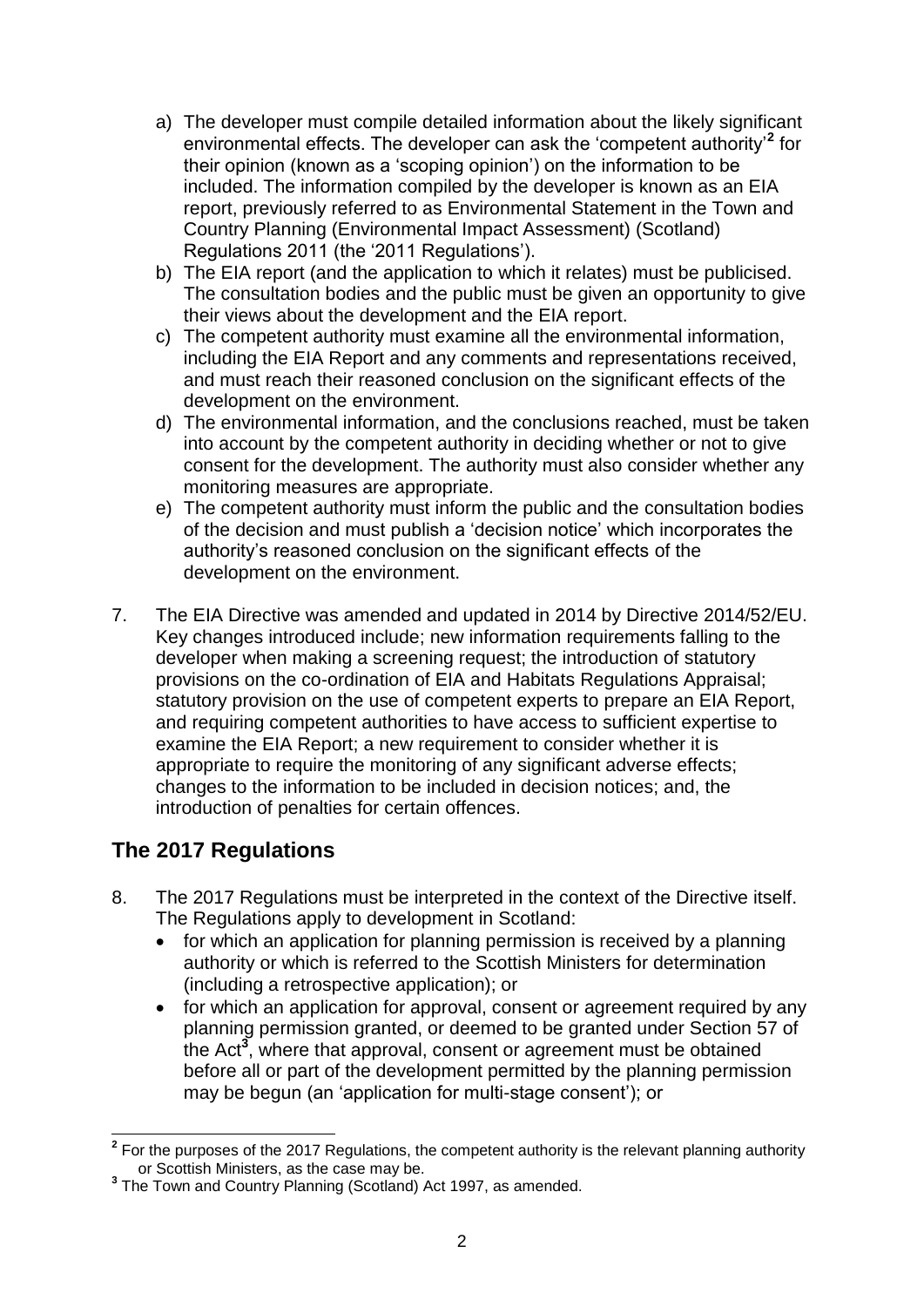a) The developer must compile detailed information about the likely significant environmental effects. The developer can ask the 'competent authority'[2] for their opinion (known as a 'scoping opinion') on the information to be included. The information compiled by the developer is known as an EIA report, previously referred to as Environmental Statement in the Town and Country Planning (Environmental Impact Assessment) (Scotland) Regulations 2011 (the '2011 Regulations').
b) The EIA report (and the application to which it relates) must be publicised. The consultation bodies and the public must be given an opportunity to give their views about the development and the EIA report.
c) The competent authority must examine all the environmental information, including the EIA Report and any comments and representations received, and must reach their reasoned conclusion on the significant effects of the development on the environment.
d) The environmental information, and the conclusions reached, must be taken into account by the competent authority in deciding whether or not to give consent for the development. The authority must also consider whether any monitoring measures are appropriate.
e) The competent authority must inform the public and the consultation bodies of the decision and must publish a 'decision notice' which incorporates the authority's reasoned conclusion on the significant effects of the development on the environment.

7. The EIA Directive was amended and updated in 2014 by Directive 2014/52/EU. Key changes introduced include; new information requirements falling to the developer when making a screening request; the introduction of statutory provisions on the co-ordination of EIA and Habitats Regulations Appraisal; statutory provision on the use of competent experts to prepare an EIA Report, and requiring competent authorities to have access to sufficient expertise to examine the EIA Report; a new requirement to consider whether it is appropriate to require the monitoring of any significant adverse effects; changes to the information to be included in decision notices; and, the introduction of penalties for certain offences.

## The 2017 Regulations

8. The 2017 Regulations must be interpreted in the context of the Directive itself. The Regulations apply to development in Scotland:
   - for which an application for planning permission is received by a planning authority or which is referred to the Scottish Ministers for determination (including a retrospective application); or
   - for which an application for approval, consent or agreement required by any planning permission granted, or deemed to be granted under Section 57 of the Act[3], where that approval, consent or agreement must be obtained before all or part of the development permitted by the planning permission may be begun (an 'application for multi-stage consent'); or

---

[2] For the purposes of the 2017 Regulations, the competent authority is the relevant planning authority or Scottish Ministers, as the case may be.

[3] The Town and Country Planning (Scotland) Act 1997, as amended.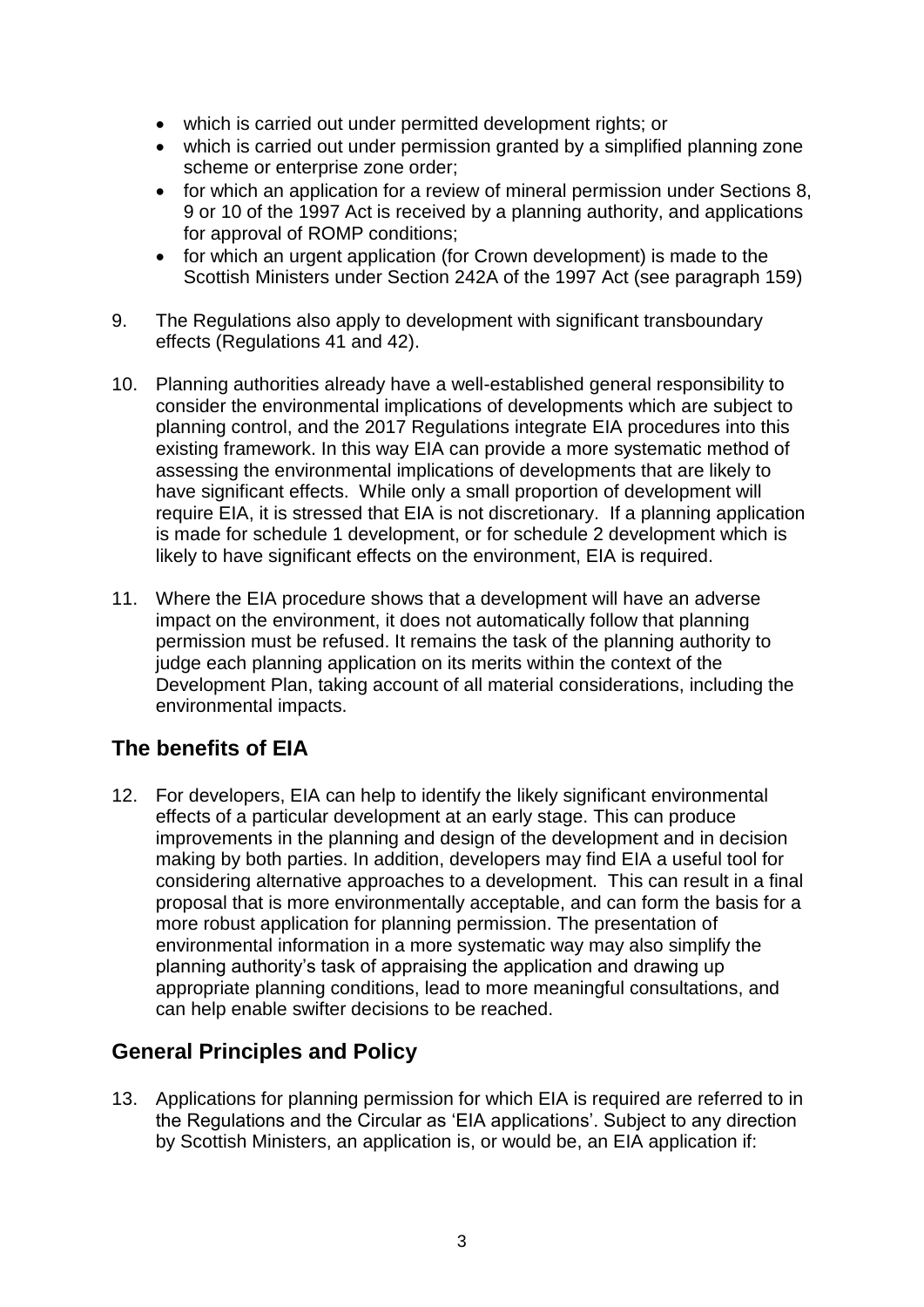- which is carried out under permitted development rights; or
- which is carried out under permission granted by a simplified planning zone scheme or enterprise zone order;
- for which an application for a review of mineral permission under Sections 8, 9 or 10 of the 1997 Act is received by a planning authority, and applications for approval of ROMP conditions;
- for which an urgent application (for Crown development) is made to the Scottish Ministers under Section 242A of the 1997 Act (see paragraph 159)

9. The Regulations also apply to development with significant transboundary effects (Regulations 41 and 42).

10. Planning authorities already have a well-established general responsibility to consider the environmental implications of developments which are subject to planning control, and the 2017 Regulations integrate EIA procedures into this existing framework. In this way EIA can provide a more systematic method of assessing the environmental implications of developments that are likely to have significant effects. While only a small proportion of development will require EIA, it is stressed that EIA is not discretionary. If a planning application is made for schedule 1 development, or for schedule 2 development which is likely to have significant effects on the environment, EIA is required.

11. Where the EIA procedure shows that a development will have an adverse impact on the environment, it does not automatically follow that planning permission must be refused. It remains the task of the planning authority to judge each planning application on its merits within the context of the Development Plan, taking account of all material considerations, including the environmental impacts.

## The benefits of EIA

12. For developers, EIA can help to identify the likely significant environmental effects of a particular development at an early stage. This can produce improvements in the planning and design of the development and in decision making by both parties. In addition, developers may find EIA a useful tool for considering alternative approaches to a development. This can result in a final proposal that is more environmentally acceptable, and can form the basis for a more robust application for planning permission. The presentation of environmental information in a more systematic way may also simplify the planning authority's task of appraising the application and drawing up appropriate planning conditions, lead to more meaningful consultations, and can help enable swifter decisions to be reached.

## General Principles and Policy

13. Applications for planning permission for which EIA is required are referred to in the Regulations and the Circular as 'EIA applications'. Subject to any direction by Scottish Ministers, an application is, or would be, an EIA application if: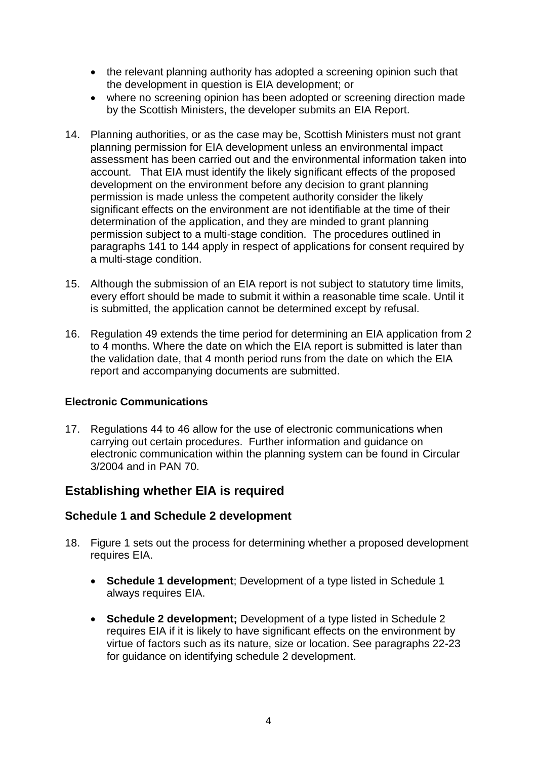- the relevant planning authority has adopted a screening opinion such that the development in question is EIA development; or
- where no screening opinion has been adopted or screening direction made by the Scottish Ministers, the developer submits an EIA Report.

14. Planning authorities, or as the case may be, Scottish Ministers must not grant planning permission for EIA development unless an environmental impact assessment has been carried out and the environmental information taken into account. That EIA must identify the likely significant effects of the proposed development on the environment before any decision to grant planning permission is made unless the competent authority consider the likely significant effects on the environment are not identifiable at the time of their determination of the application, and they are minded to grant planning permission subject to a multi-stage condition. The procedures outlined in paragraphs 141 to 144 apply in respect of applications for consent required by a multi-stage condition.

15. Although the submission of an EIA report is not subject to statutory time limits, every effort should be made to submit it within a reasonable time scale. Until it is submitted, the application cannot be determined except by refusal.

16. Regulation 49 extends the time period for determining an EIA application from 2 to 4 months. Where the date on which the EIA report is submitted is later than the validation date, that 4 month period runs from the date on which the EIA report and accompanying documents are submitted.

**Electronic Communications**

17. Regulations 44 to 46 allow for the use of electronic communications when carrying out certain procedures. Further information and guidance on electronic communication within the planning system can be found in Circular 3/2004 and in PAN 70.

## Establishing whether EIA is required

### Schedule 1 and Schedule 2 development

18. Figure 1 sets out the process for determining whether a proposed development requires EIA.

    - **Schedule 1 development**; Development of a type listed in Schedule 1 always requires EIA.

    - **Schedule 2 development;** Development of a type listed in Schedule 2 requires EIA if it is likely to have significant effects on the environment by virtue of factors such as its nature, size or location. See paragraphs 22-23 for guidance on identifying schedule 2 development.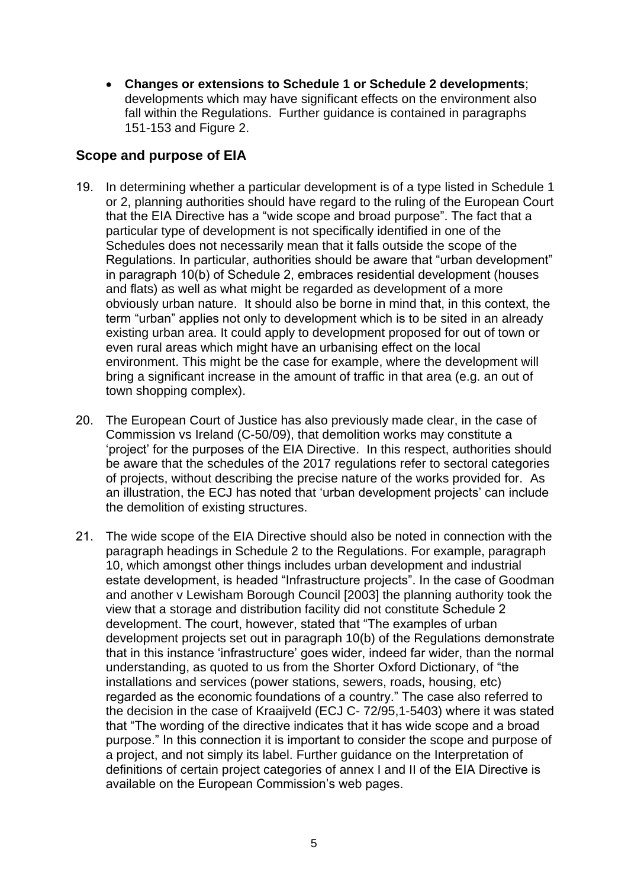- **Changes or extensions to Schedule 1 or Schedule 2 developments**; developments which may have significant effects on the environment also fall within the Regulations. Further guidance is contained in paragraphs 151-153 and Figure 2.

## Scope and purpose of EIA

19. In determining whether a particular development is of a type listed in Schedule 1 or 2, planning authorities should have regard to the ruling of the European Court that the EIA Directive has a "wide scope and broad purpose". The fact that a particular type of development is not specifically identified in one of the Schedules does not necessarily mean that it falls outside the scope of the Regulations. In particular, authorities should be aware that "urban development" in paragraph 10(b) of Schedule 2, embraces residential development (houses and flats) as well as what might be regarded as development of a more obviously urban nature. It should also be borne in mind that, in this context, the term "urban" applies not only to development which is to be sited in an already existing urban area. It could apply to development proposed for out of town or even rural areas which might have an urbanising effect on the local environment. This might be the case for example, where the development will bring a significant increase in the amount of traffic in that area (e.g. an out of town shopping complex).

20. The European Court of Justice has also previously made clear, in the case of Commission vs Ireland (C-50/09), that demolition works may constitute a 'project' for the purposes of the EIA Directive. In this respect, authorities should be aware that the schedules of the 2017 regulations refer to sectoral categories of projects, without describing the precise nature of the works provided for. As an illustration, the ECJ has noted that 'urban development projects' can include the demolition of existing structures.

21. The wide scope of the EIA Directive should also be noted in connection with the paragraph headings in Schedule 2 to the Regulations. For example, paragraph 10, which amongst other things includes urban development and industrial estate development, is headed "Infrastructure projects". In the case of Goodman and another v Lewisham Borough Council [2003] the planning authority took the view that a storage and distribution facility did not constitute Schedule 2 development. The court, however, stated that "The examples of urban development projects set out in paragraph 10(b) of the Regulations demonstrate that in this instance 'infrastructure' goes wider, indeed far wider, than the normal understanding, as quoted to us from the Shorter Oxford Dictionary, of "the installations and services (power stations, sewers, roads, housing, etc) regarded as the economic foundations of a country." The case also referred to the decision in the case of Kraaijveld (ECJ C- 72/95,1-5403) where it was stated that "The wording of the directive indicates that it has wide scope and a broad purpose." In this connection it is important to consider the scope and purpose of a project, and not simply its label. Further guidance on the Interpretation of definitions of certain project categories of annex I and II of the EIA Directive is available on the European Commission's web pages.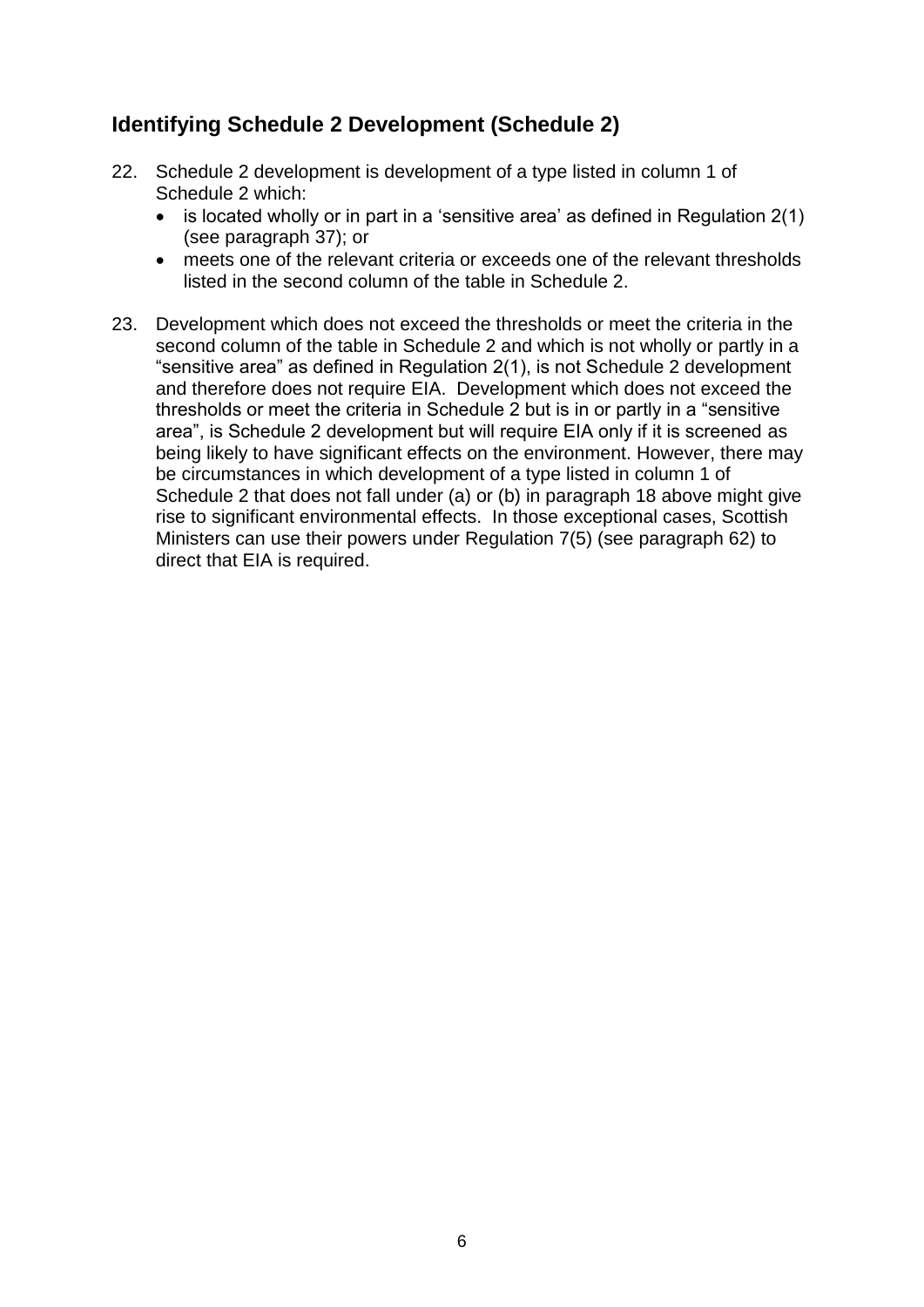## Identifying Schedule 2 Development (Schedule 2)

22. Schedule 2 development is development of a type listed in column 1 of Schedule 2 which:
    - is located wholly or in part in a 'sensitive area' as defined in Regulation 2(1) (see paragraph 37); or
    - meets one of the relevant criteria or exceeds one of the relevant thresholds listed in the second column of the table in Schedule 2.

23. Development which does not exceed the thresholds or meet the criteria in the second column of the table in Schedule 2 and which is not wholly or partly in a "sensitive area" as defined in Regulation 2(1), is not Schedule 2 development and therefore does not require EIA. Development which does not exceed the thresholds or meet the criteria in Schedule 2 but is in or partly in a "sensitive area", is Schedule 2 development but will require EIA only if it is screened as being likely to have significant effects on the environment. However, there may be circumstances in which development of a type listed in column 1 of Schedule 2 that does not fall under (a) or (b) in paragraph 18 above might give rise to significant environmental effects. In those exceptional cases, Scottish Ministers can use their powers under Regulation 7(5) (see paragraph 62) to direct that EIA is required.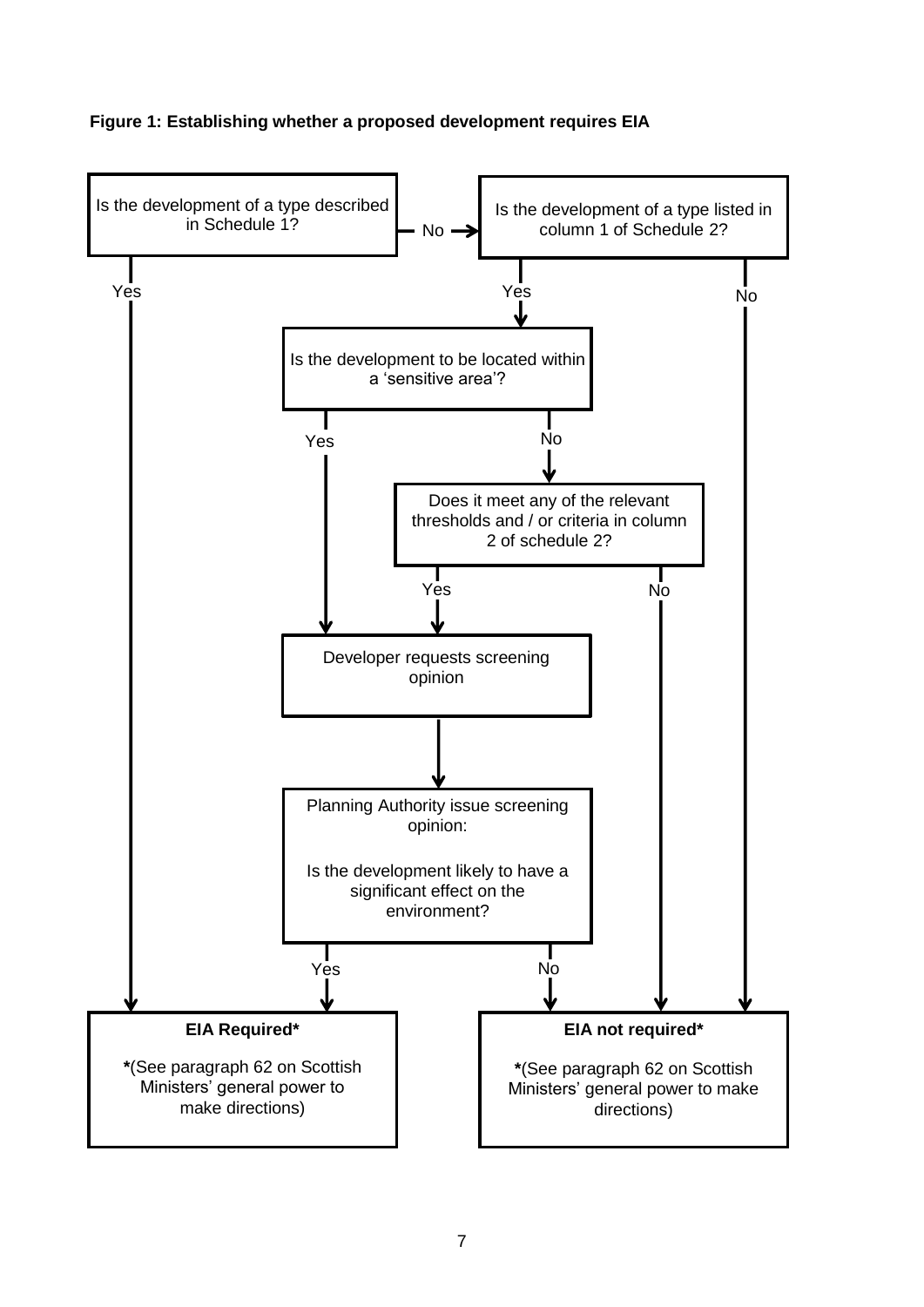**Figure 1: Establishing whether a proposed development requires EIA**

Is the development of a type described in Schedule 1?

- Yes → **EIA Required***
- No → Is the development of a type listed in column 1 of Schedule 2?

Is the development of a type listed in column 1 of Schedule 2?

- Yes → Is the development to be located within a 'sensitive area'?
- No → **EIA not required***

Is the development to be located within a 'sensitive area'?

- Yes → Developer requests screening opinion
- No → Does it meet any of the relevant thresholds and / or criteria in column 2 of schedule 2?

Does it meet any of the relevant thresholds and / or criteria in column 2 of schedule 2?

- Yes → Developer requests screening opinion
- No → **EIA not required***

Developer requests screening opinion → Planning Authority issue screening opinion:

Planning Authority issue screening opinion: Is the development likely to have a significant effect on the environment?

- Yes → **EIA Required***
- No → **EIA not required***

**EIA Required***

***(See paragraph 62 on Scottish Ministers' general power to make directions)**

**EIA not required***

***(See paragraph 62 on Scottish Ministers' general power to make directions)**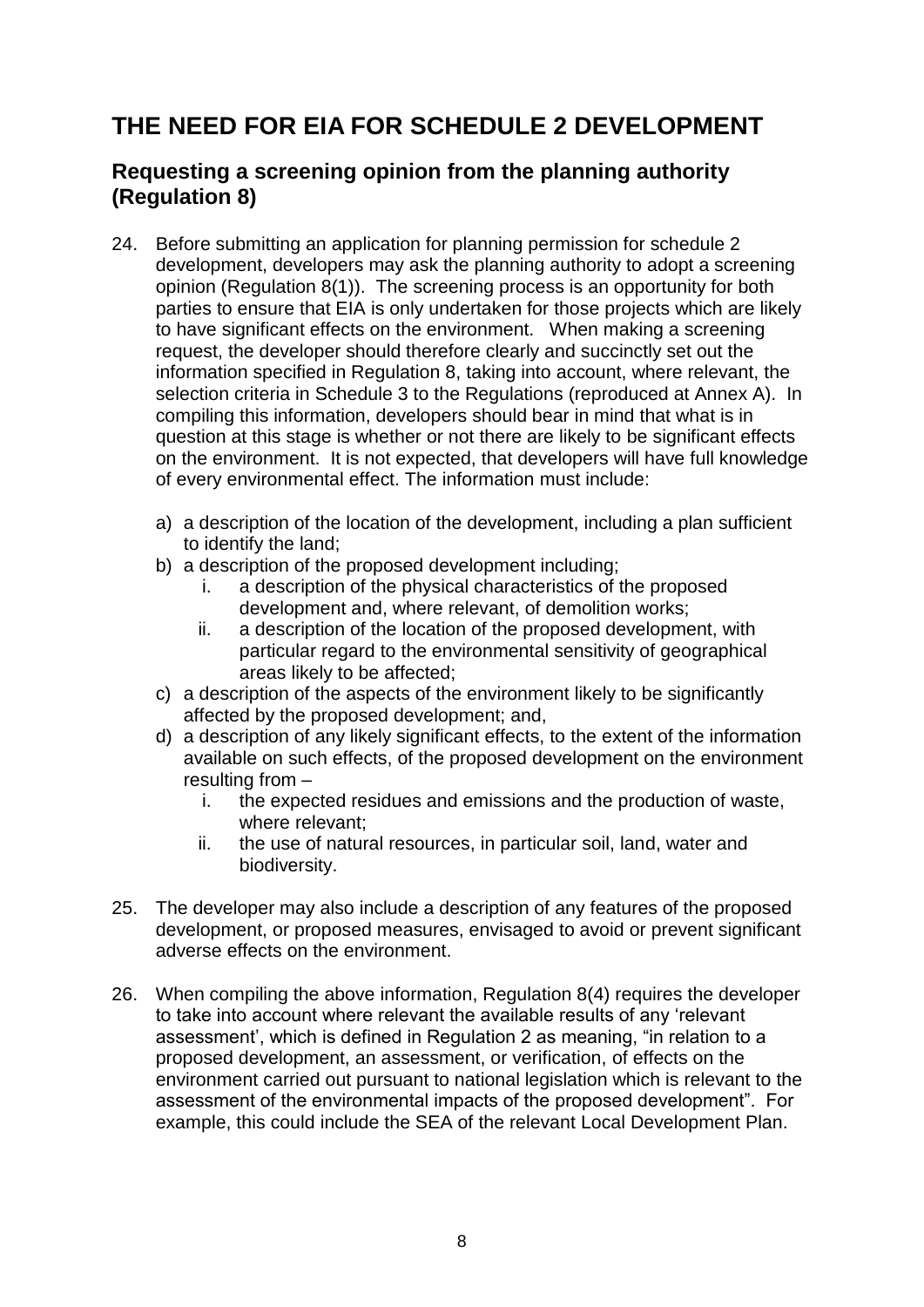# THE NEED FOR EIA FOR SCHEDULE 2 DEVELOPMENT

## Requesting a screening opinion from the planning authority (Regulation 8)

24. Before submitting an application for planning permission for schedule 2 development, developers may ask the planning authority to adopt a screening opinion (Regulation 8(1)). The screening process is an opportunity for both parties to ensure that EIA is only undertaken for those projects which are likely to have significant effects on the environment. When making a screening request, the developer should therefore clearly and succinctly set out the information specified in Regulation 8, taking into account, where relevant, the selection criteria in Schedule 3 to the Regulations (reproduced at Annex A). In compiling this information, developers should bear in mind that what is in question at this stage is whether or not there are likely to be significant effects on the environment. It is not expected, that developers will have full knowledge of every environmental effect. The information must include:

    a) a description of the location of the development, including a plan sufficient to identify the land;
    b) a description of the proposed development including;
        i. a description of the physical characteristics of the proposed development and, where relevant, of demolition works;
        ii. a description of the location of the proposed development, with particular regard to the environmental sensitivity of geographical areas likely to be affected;
    c) a description of the aspects of the environment likely to be significantly affected by the proposed development; and,
    d) a description of any likely significant effects, to the extent of the information available on such effects, of the proposed development on the environment resulting from –
        i. the expected residues and emissions and the production of waste, where relevant;
        ii. the use of natural resources, in particular soil, land, water and biodiversity.

25. The developer may also include a description of any features of the proposed development, or proposed measures, envisaged to avoid or prevent significant adverse effects on the environment.

26. When compiling the above information, Regulation 8(4) requires the developer to take into account where relevant the available results of any 'relevant assessment', which is defined in Regulation 2 as meaning, "in relation to a proposed development, an assessment, or verification, of effects on the environment carried out pursuant to national legislation which is relevant to the assessment of the environmental impacts of the proposed development". For example, this could include the SEA of the relevant Local Development Plan.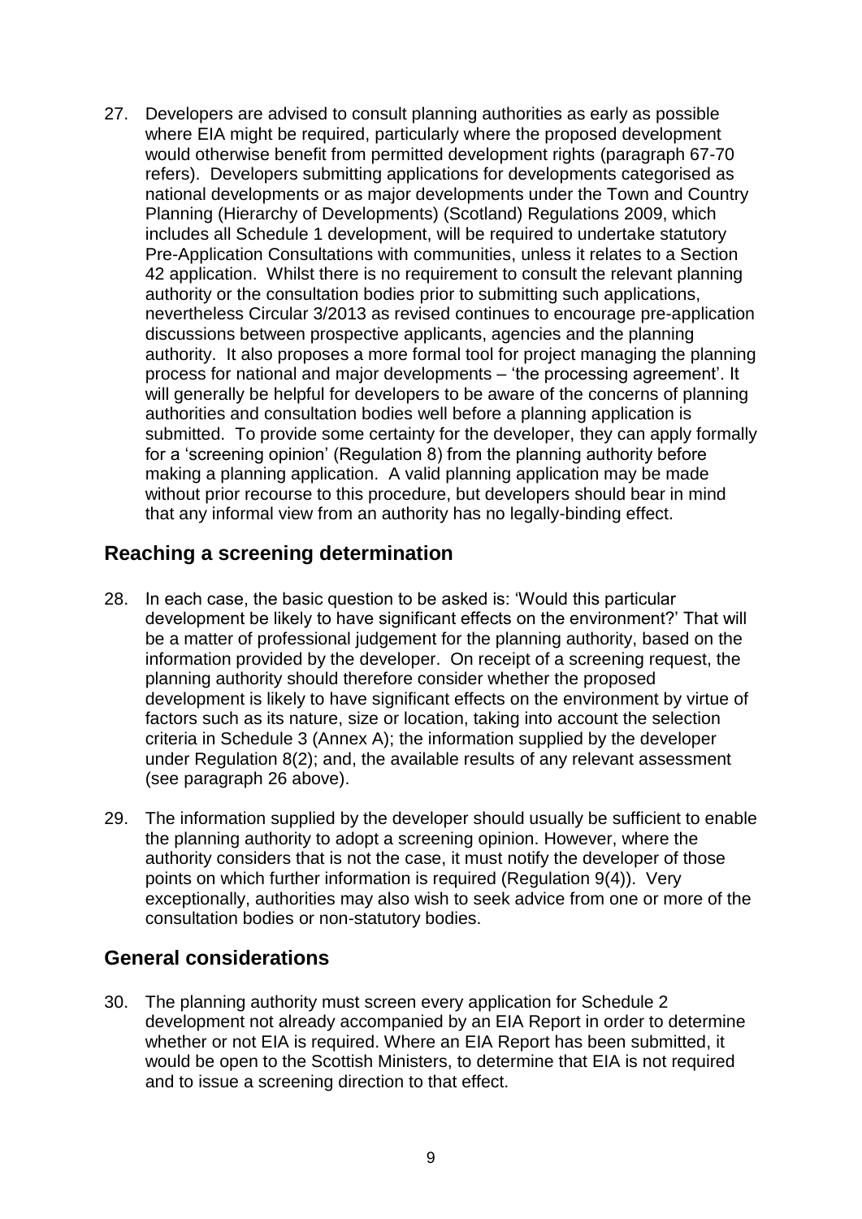27. Developers are advised to consult planning authorities as early as possible where EIA might be required, particularly where the proposed development would otherwise benefit from permitted development rights (paragraph 67-70 refers). Developers submitting applications for developments categorised as national developments or as major developments under the Town and Country Planning (Hierarchy of Developments) (Scotland) Regulations 2009, which includes all Schedule 1 development, will be required to undertake statutory Pre-Application Consultations with communities, unless it relates to a Section 42 application. Whilst there is no requirement to consult the relevant planning authority or the consultation bodies prior to submitting such applications, nevertheless Circular 3/2013 as revised continues to encourage pre-application discussions between prospective applicants, agencies and the planning authority. It also proposes a more formal tool for project managing the planning process for national and major developments – 'the processing agreement'. It will generally be helpful for developers to be aware of the concerns of planning authorities and consultation bodies well before a planning application is submitted. To provide some certainty for the developer, they can apply formally for a 'screening opinion' (Regulation 8) from the planning authority before making a planning application. A valid planning application may be made without prior recourse to this procedure, but developers should bear in mind that any informal view from an authority has no legally-binding effect.

## Reaching a screening determination

28. In each case, the basic question to be asked is: 'Would this particular development be likely to have significant effects on the environment?' That will be a matter of professional judgement for the planning authority, based on the information provided by the developer. On receipt of a screening request, the planning authority should therefore consider whether the proposed development is likely to have significant effects on the environment by virtue of factors such as its nature, size or location, taking into account the selection criteria in Schedule 3 (Annex A); the information supplied by the developer under Regulation 8(2); and, the available results of any relevant assessment (see paragraph 26 above).

29. The information supplied by the developer should usually be sufficient to enable the planning authority to adopt a screening opinion. However, where the authority considers that is not the case, it must notify the developer of those points on which further information is required (Regulation 9(4)). Very exceptionally, authorities may also wish to seek advice from one or more of the consultation bodies or non-statutory bodies.

## General considerations

30. The planning authority must screen every application for Schedule 2 development not already accompanied by an EIA Report in order to determine whether or not EIA is required. Where an EIA Report has been submitted, it would be open to the Scottish Ministers, to determine that EIA is not required and to issue a screening direction to that effect.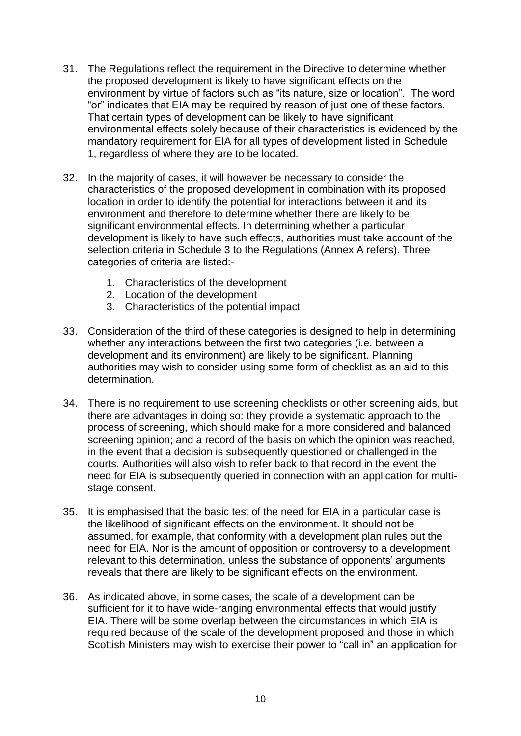31. The Regulations reflect the requirement in the Directive to determine whether the proposed development is likely to have significant effects on the environment by virtue of factors such as "its nature, size or location". The word "or" indicates that EIA may be required by reason of just one of these factors. That certain types of development can be likely to have significant environmental effects solely because of their characteristics is evidenced by the mandatory requirement for EIA for all types of development listed in Schedule 1, regardless of where they are to be located.

32. In the majority of cases, it will however be necessary to consider the characteristics of the proposed development in combination with its proposed location in order to identify the potential for interactions between it and its environment and therefore to determine whether there are likely to be significant environmental effects. In determining whether a particular development is likely to have such effects, authorities must take account of the selection criteria in Schedule 3 to the Regulations (Annex A refers). Three categories of criteria are listed:-

    1. Characteristics of the development
    2. Location of the development
    3. Characteristics of the potential impact

33. Consideration of the third of these categories is designed to help in determining whether any interactions between the first two categories (i.e. between a development and its environment) are likely to be significant. Planning authorities may wish to consider using some form of checklist as an aid to this determination.

34. There is no requirement to use screening checklists or other screening aids, but there are advantages in doing so: they provide a systematic approach to the process of screening, which should make for a more considered and balanced screening opinion; and a record of the basis on which the opinion was reached, in the event that a decision is subsequently questioned or challenged in the courts. Authorities will also wish to refer back to that record in the event the need for EIA is subsequently queried in connection with an application for multi-stage consent.

35. It is emphasised that the basic test of the need for EIA in a particular case is the likelihood of significant effects on the environment. It should not be assumed, for example, that conformity with a development plan rules out the need for EIA. Nor is the amount of opposition or controversy to a development relevant to this determination, unless the substance of opponents' arguments reveals that there are likely to be significant effects on the environment.

36. As indicated above, in some cases, the scale of a development can be sufficient for it to have wide-ranging environmental effects that would justify EIA. There will be some overlap between the circumstances in which EIA is required because of the scale of the development proposed and those in which Scottish Ministers may wish to exercise their power to "call in" an application for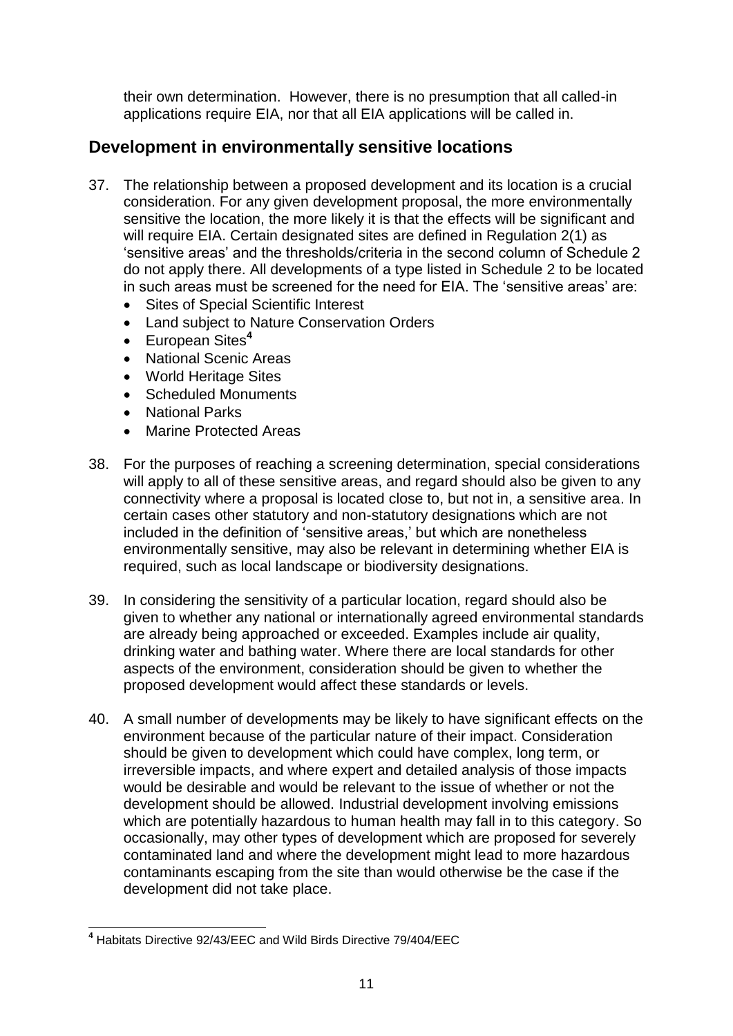their own determination. However, there is no presumption that all called-in applications require EIA, nor that all EIA applications will be called in.

## Development in environmentally sensitive locations

37. The relationship between a proposed development and its location is a crucial consideration. For any given development proposal, the more environmentally sensitive the location, the more likely it is that the effects will be significant and will require EIA. Certain designated sites are defined in Regulation 2(1) as 'sensitive areas' and the thresholds/criteria in the second column of Schedule 2 do not apply there. All developments of a type listed in Schedule 2 to be located in such areas must be screened for the need for EIA. The 'sensitive areas' are:
    - Sites of Special Scientific Interest
    - Land subject to Nature Conservation Orders
    - European Sites[4]
    - National Scenic Areas
    - World Heritage Sites
    - Scheduled Monuments
    - National Parks
    - Marine Protected Areas

38. For the purposes of reaching a screening determination, special considerations will apply to all of these sensitive areas, and regard should also be given to any connectivity where a proposal is located close to, but not in, a sensitive area. In certain cases other statutory and non-statutory designations which are not included in the definition of 'sensitive areas,' but which are nonetheless environmentally sensitive, may also be relevant in determining whether EIA is required, such as local landscape or biodiversity designations.

39. In considering the sensitivity of a particular location, regard should also be given to whether any national or internationally agreed environmental standards are already being approached or exceeded. Examples include air quality, drinking water and bathing water. Where there are local standards for other aspects of the environment, consideration should be given to whether the proposed development would affect these standards or levels.

40. A small number of developments may be likely to have significant effects on the environment because of the particular nature of their impact. Consideration should be given to development which could have complex, long term, or irreversible impacts, and where expert and detailed analysis of those impacts would be desirable and would be relevant to the issue of whether or not the development should be allowed. Industrial development involving emissions which are potentially hazardous to human health may fall in to this category. So occasionally, may other types of development which are proposed for severely contaminated land and where the development might lead to more hazardous contaminants escaping from the site than would otherwise be the case if the development did not take place.

---

[4] Habitats Directive 92/43/EEC and Wild Birds Directive 79/404/EEC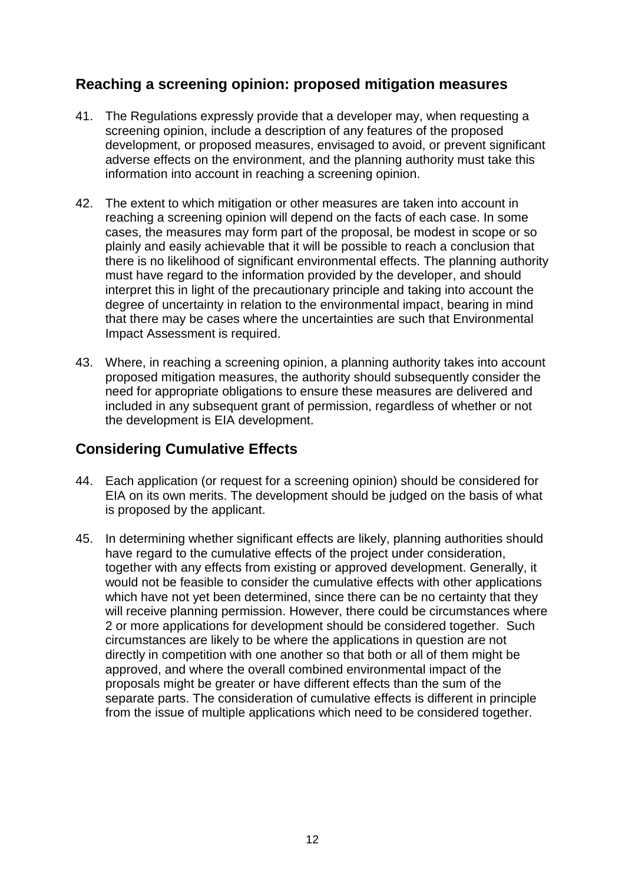## Reaching a screening opinion: proposed mitigation measures

41. The Regulations expressly provide that a developer may, when requesting a screening opinion, include a description of any features of the proposed development, or proposed measures, envisaged to avoid, or prevent significant adverse effects on the environment, and the planning authority must take this information into account in reaching a screening opinion.

42. The extent to which mitigation or other measures are taken into account in reaching a screening opinion will depend on the facts of each case. In some cases, the measures may form part of the proposal, be modest in scope or so plainly and easily achievable that it will be possible to reach a conclusion that there is no likelihood of significant environmental effects. The planning authority must have regard to the information provided by the developer, and should interpret this in light of the precautionary principle and taking into account the degree of uncertainty in relation to the environmental impact, bearing in mind that there may be cases where the uncertainties are such that Environmental Impact Assessment is required.

43. Where, in reaching a screening opinion, a planning authority takes into account proposed mitigation measures, the authority should subsequently consider the need for appropriate obligations to ensure these measures are delivered and included in any subsequent grant of permission, regardless of whether or not the development is EIA development.

## Considering Cumulative Effects

44. Each application (or request for a screening opinion) should be considered for EIA on its own merits. The development should be judged on the basis of what is proposed by the applicant.

45. In determining whether significant effects are likely, planning authorities should have regard to the cumulative effects of the project under consideration, together with any effects from existing or approved development. Generally, it would not be feasible to consider the cumulative effects with other applications which have not yet been determined, since there can be no certainty that they will receive planning permission. However, there could be circumstances where 2 or more applications for development should be considered together. Such circumstances are likely to be where the applications in question are not directly in competition with one another so that both or all of them might be approved, and where the overall combined environmental impact of the proposals might be greater or have different effects than the sum of the separate parts. The consideration of cumulative effects is different in principle from the issue of multiple applications which need to be considered together.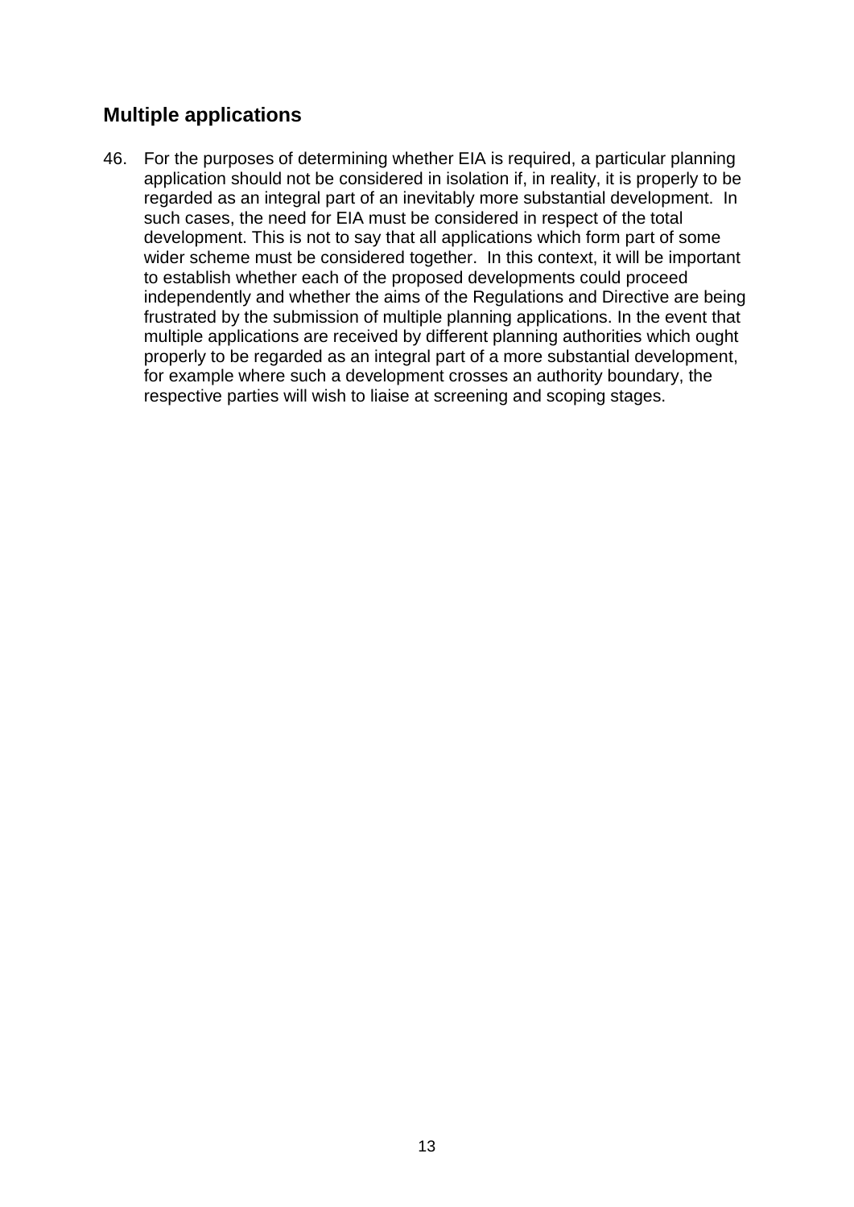## Multiple applications

46. For the purposes of determining whether EIA is required, a particular planning application should not be considered in isolation if, in reality, it is properly to be regarded as an integral part of an inevitably more substantial development. In such cases, the need for EIA must be considered in respect of the total development. This is not to say that all applications which form part of some wider scheme must be considered together. In this context, it will be important to establish whether each of the proposed developments could proceed independently and whether the aims of the Regulations and Directive are being frustrated by the submission of multiple planning applications. In the event that multiple applications are received by different planning authorities which ought properly to be regarded as an integral part of a more substantial development, for example where such a development crosses an authority boundary, the respective parties will wish to liaise at screening and scoping stages.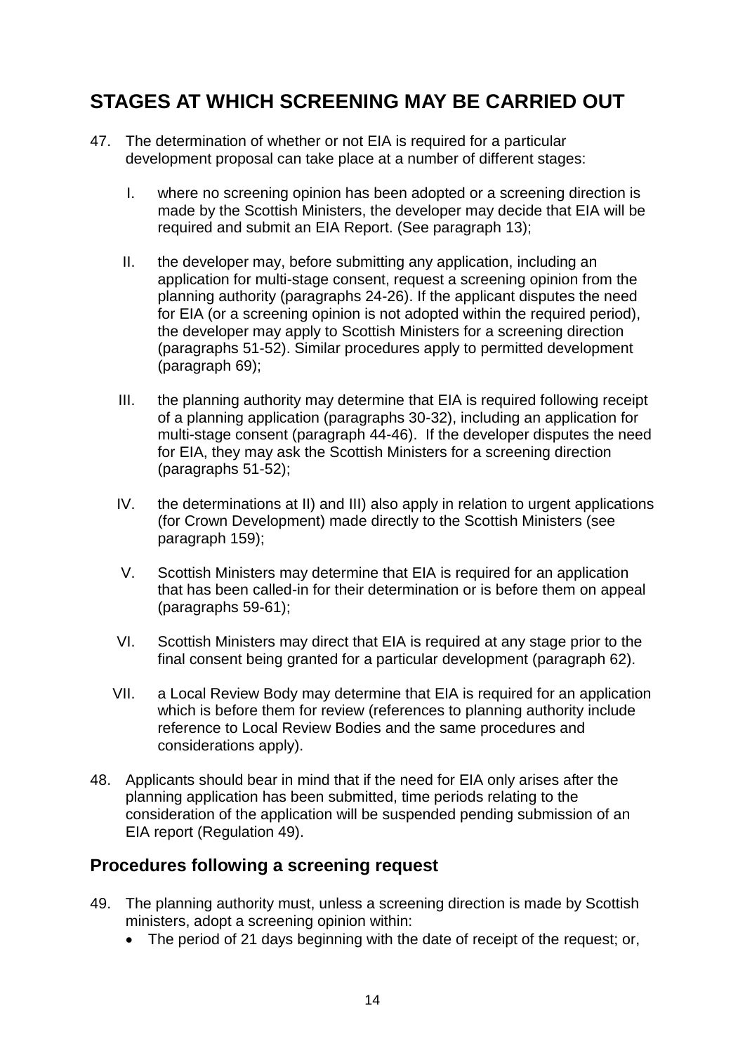## STAGES AT WHICH SCREENING MAY BE CARRIED OUT

47. The determination of whether or not EIA is required for a particular development proposal can take place at a number of different stages:

    I. where no screening opinion has been adopted or a screening direction is made by the Scottish Ministers, the developer may decide that EIA will be required and submit an EIA Report. (See paragraph 13);

    II. the developer may, before submitting any application, including an application for multi-stage consent, request a screening opinion from the planning authority (paragraphs 24-26). If the applicant disputes the need for EIA (or a screening opinion is not adopted within the required period), the developer may apply to Scottish Ministers for a screening direction (paragraphs 51-52). Similar procedures apply to permitted development (paragraph 69);

    III. the planning authority may determine that EIA is required following receipt of a planning application (paragraphs 30-32), including an application for multi-stage consent (paragraph 44-46). If the developer disputes the need for EIA, they may ask the Scottish Ministers for a screening direction (paragraphs 51-52);

    IV. the determinations at II) and III) also apply in relation to urgent applications (for Crown Development) made directly to the Scottish Ministers (see paragraph 159);

    V. Scottish Ministers may determine that EIA is required for an application that has been called-in for their determination or is before them on appeal (paragraphs 59-61);

    VI. Scottish Ministers may direct that EIA is required at any stage prior to the final consent being granted for a particular development (paragraph 62).

    VII. a Local Review Body may determine that EIA is required for an application which is before them for review (references to planning authority include reference to Local Review Bodies and the same procedures and considerations apply).

48. Applicants should bear in mind that if the need for EIA only arises after the planning application has been submitted, time periods relating to the consideration of the application will be suspended pending submission of an EIA report (Regulation 49).

### Procedures following a screening request

49. The planning authority must, unless a screening direction is made by Scottish ministers, adopt a screening opinion within:
    - The period of 21 days beginning with the date of receipt of the request; or,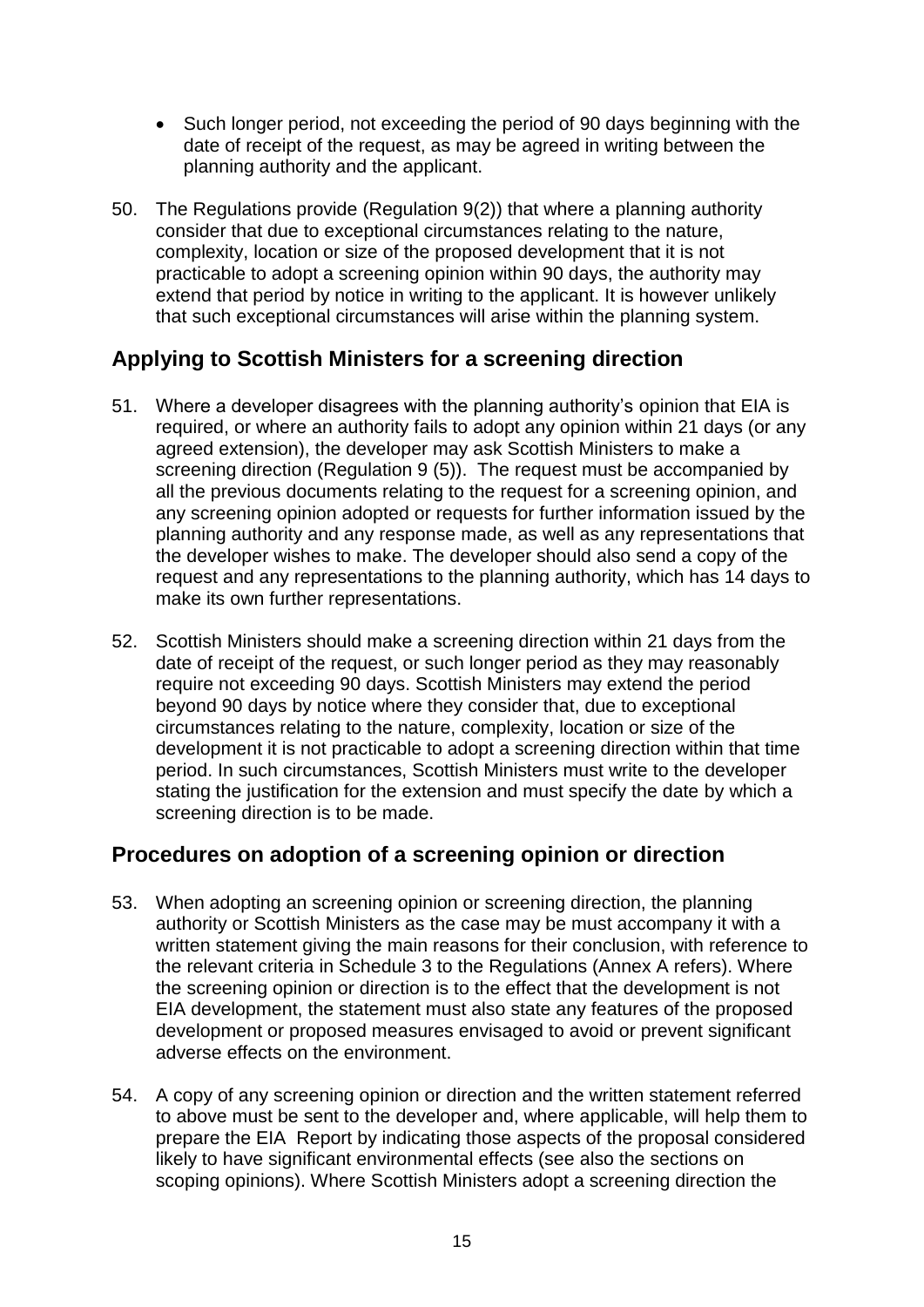- Such longer period, not exceeding the period of 90 days beginning with the date of receipt of the request, as may be agreed in writing between the planning authority and the applicant.

50. The Regulations provide (Regulation 9(2)) that where a planning authority consider that due to exceptional circumstances relating to the nature, complexity, location or size of the proposed development that it is not practicable to adopt a screening opinion within 90 days, the authority may extend that period by notice in writing to the applicant. It is however unlikely that such exceptional circumstances will arise within the planning system.

## Applying to Scottish Ministers for a screening direction

51. Where a developer disagrees with the planning authority's opinion that EIA is required, or where an authority fails to adopt any opinion within 21 days (or any agreed extension), the developer may ask Scottish Ministers to make a screening direction (Regulation 9 (5)). The request must be accompanied by all the previous documents relating to the request for a screening opinion, and any screening opinion adopted or requests for further information issued by the planning authority and any response made, as well as any representations that the developer wishes to make. The developer should also send a copy of the request and any representations to the planning authority, which has 14 days to make its own further representations.

52. Scottish Ministers should make a screening direction within 21 days from the date of receipt of the request, or such longer period as they may reasonably require not exceeding 90 days. Scottish Ministers may extend the period beyond 90 days by notice where they consider that, due to exceptional circumstances relating to the nature, complexity, location or size of the development it is not practicable to adopt a screening direction within that time period. In such circumstances, Scottish Ministers must write to the developer stating the justification for the extension and must specify the date by which a screening direction is to be made.

## Procedures on adoption of a screening opinion or direction

53. When adopting an screening opinion or screening direction, the planning authority or Scottish Ministers as the case may be must accompany it with a written statement giving the main reasons for their conclusion, with reference to the relevant criteria in Schedule 3 to the Regulations (Annex A refers). Where the screening opinion or direction is to the effect that the development is not EIA development, the statement must also state any features of the proposed development or proposed measures envisaged to avoid or prevent significant adverse effects on the environment.

54. A copy of any screening opinion or direction and the written statement referred to above must be sent to the developer and, where applicable, will help them to prepare the EIA Report by indicating those aspects of the proposal considered likely to have significant environmental effects (see also the sections on scoping opinions). Where Scottish Ministers adopt a screening direction the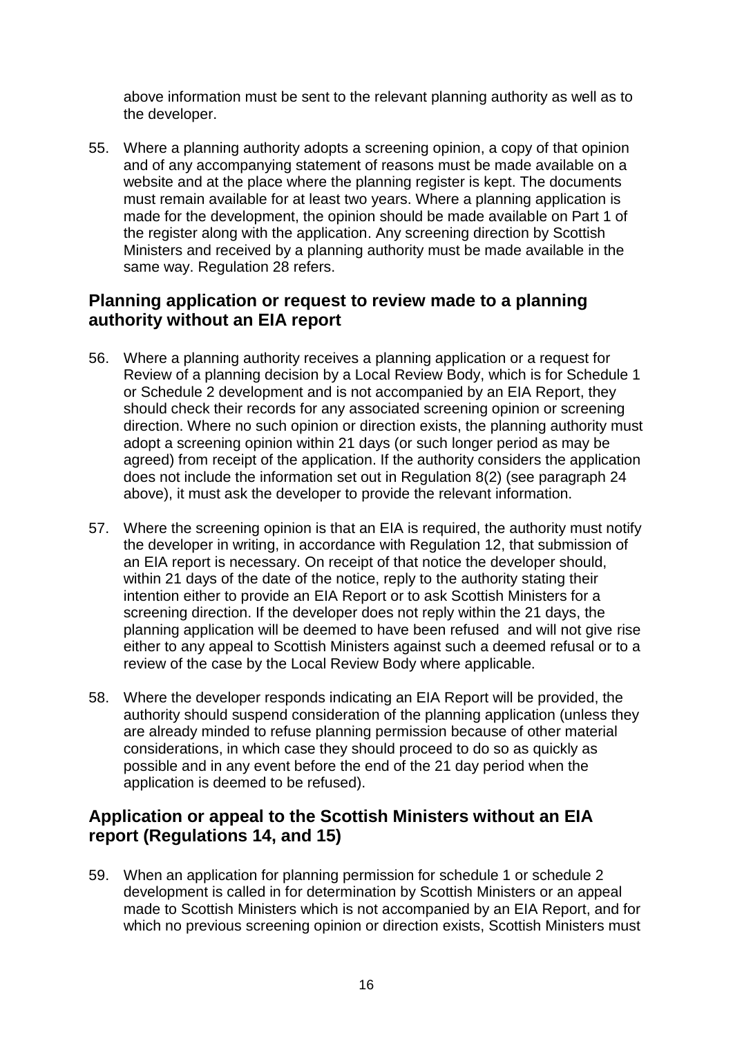above information must be sent to the relevant planning authority as well as to the developer.

55. Where a planning authority adopts a screening opinion, a copy of that opinion and of any accompanying statement of reasons must be made available on a website and at the place where the planning register is kept. The documents must remain available for at least two years. Where a planning application is made for the development, the opinion should be made available on Part 1 of the register along with the application. Any screening direction by Scottish Ministers and received by a planning authority must be made available in the same way. Regulation 28 refers.

## Planning application or request to review made to a planning authority without an EIA report

56. Where a planning authority receives a planning application or a request for Review of a planning decision by a Local Review Body, which is for Schedule 1 or Schedule 2 development and is not accompanied by an EIA Report, they should check their records for any associated screening opinion or screening direction. Where no such opinion or direction exists, the planning authority must adopt a screening opinion within 21 days (or such longer period as may be agreed) from receipt of the application. If the authority considers the application does not include the information set out in Regulation 8(2) (see paragraph 24 above), it must ask the developer to provide the relevant information.

57. Where the screening opinion is that an EIA is required, the authority must notify the developer in writing, in accordance with Regulation 12, that submission of an EIA report is necessary. On receipt of that notice the developer should, within 21 days of the date of the notice, reply to the authority stating their intention either to provide an EIA Report or to ask Scottish Ministers for a screening direction. If the developer does not reply within the 21 days, the planning application will be deemed to have been refused and will not give rise either to any appeal to Scottish Ministers against such a deemed refusal or to a review of the case by the Local Review Body where applicable.

58. Where the developer responds indicating an EIA Report will be provided, the authority should suspend consideration of the planning application (unless they are already minded to refuse planning permission because of other material considerations, in which case they should proceed to do so as quickly as possible and in any event before the end of the 21 day period when the application is deemed to be refused).

## Application or appeal to the Scottish Ministers without an EIA report (Regulations 14, and 15)

59. When an application for planning permission for schedule 1 or schedule 2 development is called in for determination by Scottish Ministers or an appeal made to Scottish Ministers which is not accompanied by an EIA Report, and for which no previous screening opinion or direction exists, Scottish Ministers must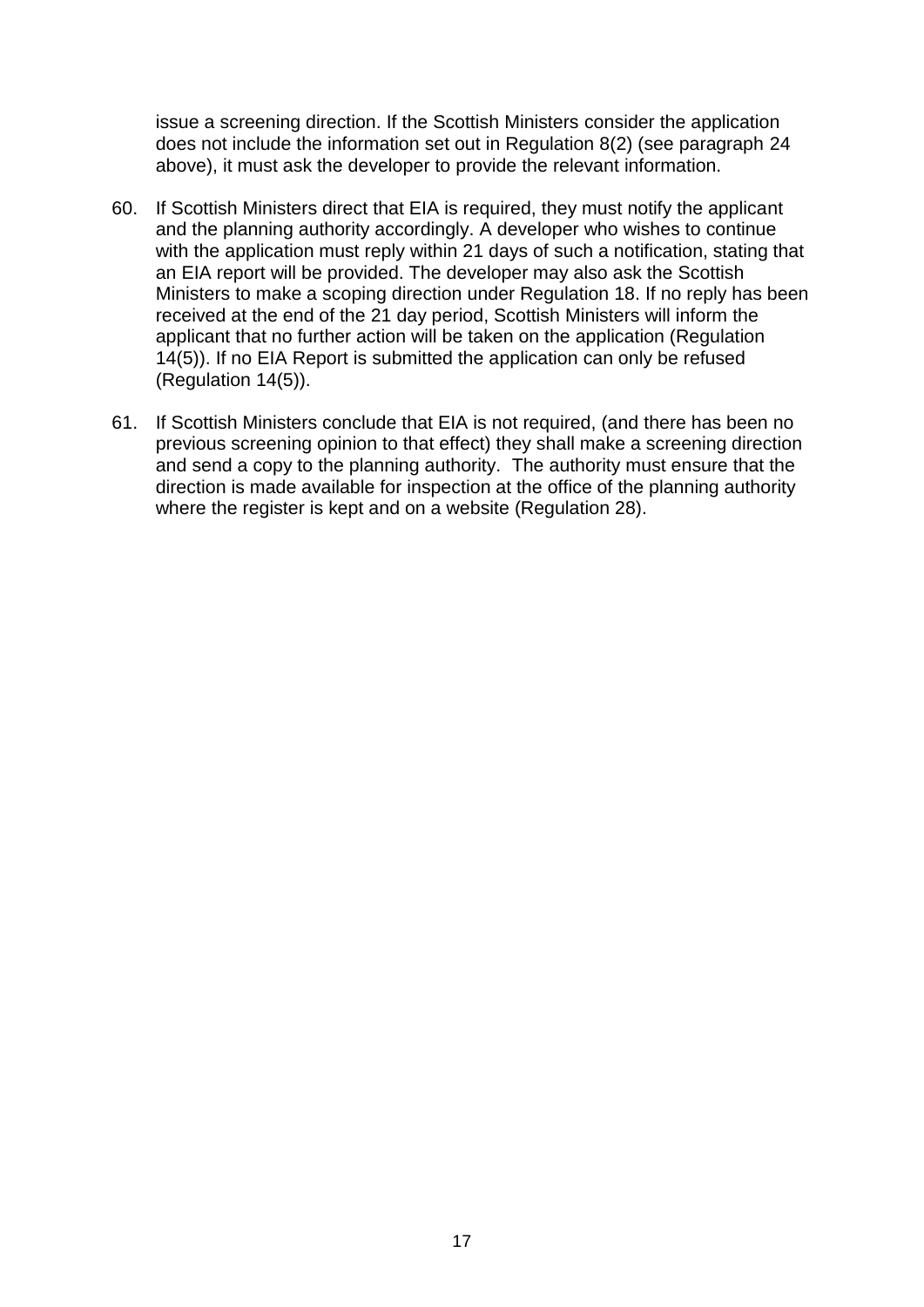issue a screening direction. If the Scottish Ministers consider the application does not include the information set out in Regulation 8(2) (see paragraph 24 above), it must ask the developer to provide the relevant information.

60. If Scottish Ministers direct that EIA is required, they must notify the applicant and the planning authority accordingly. A developer who wishes to continue with the application must reply within 21 days of such a notification, stating that an EIA report will be provided. The developer may also ask the Scottish Ministers to make a scoping direction under Regulation 18. If no reply has been received at the end of the 21 day period, Scottish Ministers will inform the applicant that no further action will be taken on the application (Regulation 14(5)). If no EIA Report is submitted the application can only be refused (Regulation 14(5)).

61. If Scottish Ministers conclude that EIA is not required, (and there has been no previous screening opinion to that effect) they shall make a screening direction and send a copy to the planning authority. The authority must ensure that the direction is made available for inspection at the office of the planning authority where the register is kept and on a website (Regulation 28).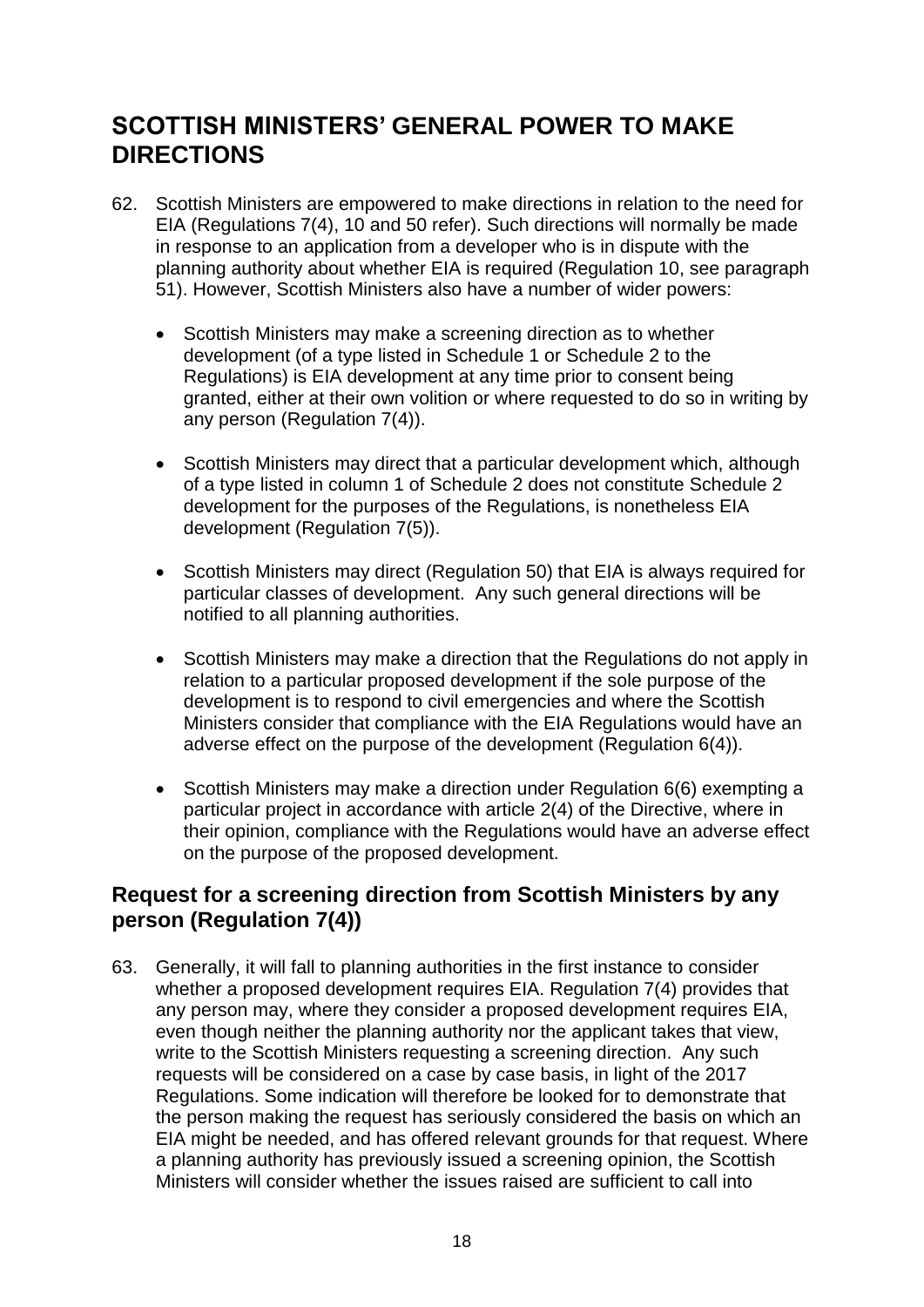# SCOTTISH MINISTERS' GENERAL POWER TO MAKE DIRECTIONS

62. Scottish Ministers are empowered to make directions in relation to the need for EIA (Regulations 7(4), 10 and 50 refer). Such directions will normally be made in response to an application from a developer who is in dispute with the planning authority about whether EIA is required (Regulation 10, see paragraph 51). However, Scottish Ministers also have a number of wider powers:

    - Scottish Ministers may make a screening direction as to whether development (of a type listed in Schedule 1 or Schedule 2 to the Regulations) is EIA development at any time prior to consent being granted, either at their own volition or where requested to do so in writing by any person (Regulation 7(4)).

    - Scottish Ministers may direct that a particular development which, although of a type listed in column 1 of Schedule 2 does not constitute Schedule 2 development for the purposes of the Regulations, is nonetheless EIA development (Regulation 7(5)).

    - Scottish Ministers may direct (Regulation 50) that EIA is always required for particular classes of development. Any such general directions will be notified to all planning authorities.

    - Scottish Ministers may make a direction that the Regulations do not apply in relation to a particular proposed development if the sole purpose of the development is to respond to civil emergencies and where the Scottish Ministers consider that compliance with the EIA Regulations would have an adverse effect on the purpose of the development (Regulation 6(4)).

    - Scottish Ministers may make a direction under Regulation 6(6) exempting a particular project in accordance with article 2(4) of the Directive, where in their opinion, compliance with the Regulations would have an adverse effect on the purpose of the proposed development.

## Request for a screening direction from Scottish Ministers by any person (Regulation 7(4))

63. Generally, it will fall to planning authorities in the first instance to consider whether a proposed development requires EIA. Regulation 7(4) provides that any person may, where they consider a proposed development requires EIA, even though neither the planning authority nor the applicant takes that view, write to the Scottish Ministers requesting a screening direction. Any such requests will be considered on a case by case basis, in light of the 2017 Regulations. Some indication will therefore be looked for to demonstrate that the person making the request has seriously considered the basis on which an EIA might be needed, and has offered relevant grounds for that request. Where a planning authority has previously issued a screening opinion, the Scottish Ministers will consider whether the issues raised are sufficient to call into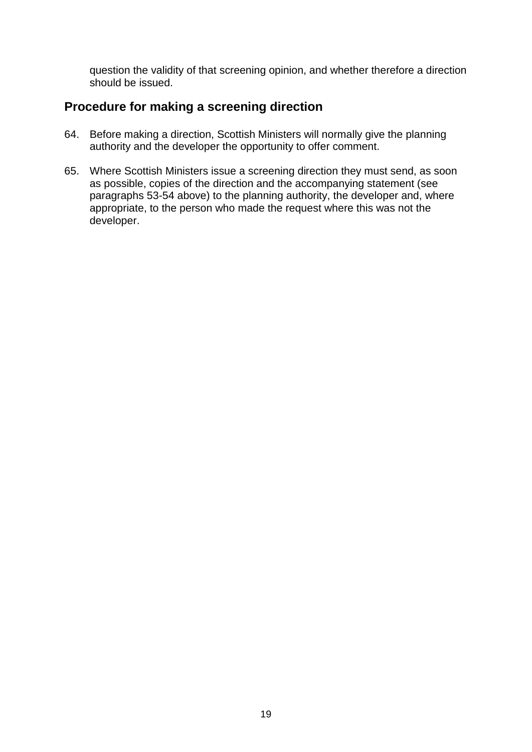question the validity of that screening opinion, and whether therefore a direction should be issued.

## Procedure for making a screening direction

64. Before making a direction, Scottish Ministers will normally give the planning authority and the developer the opportunity to offer comment.

65. Where Scottish Ministers issue a screening direction they must send, as soon as possible, copies of the direction and the accompanying statement (see paragraphs 53-54 above) to the planning authority, the developer and, where appropriate, to the person who made the request where this was not the developer.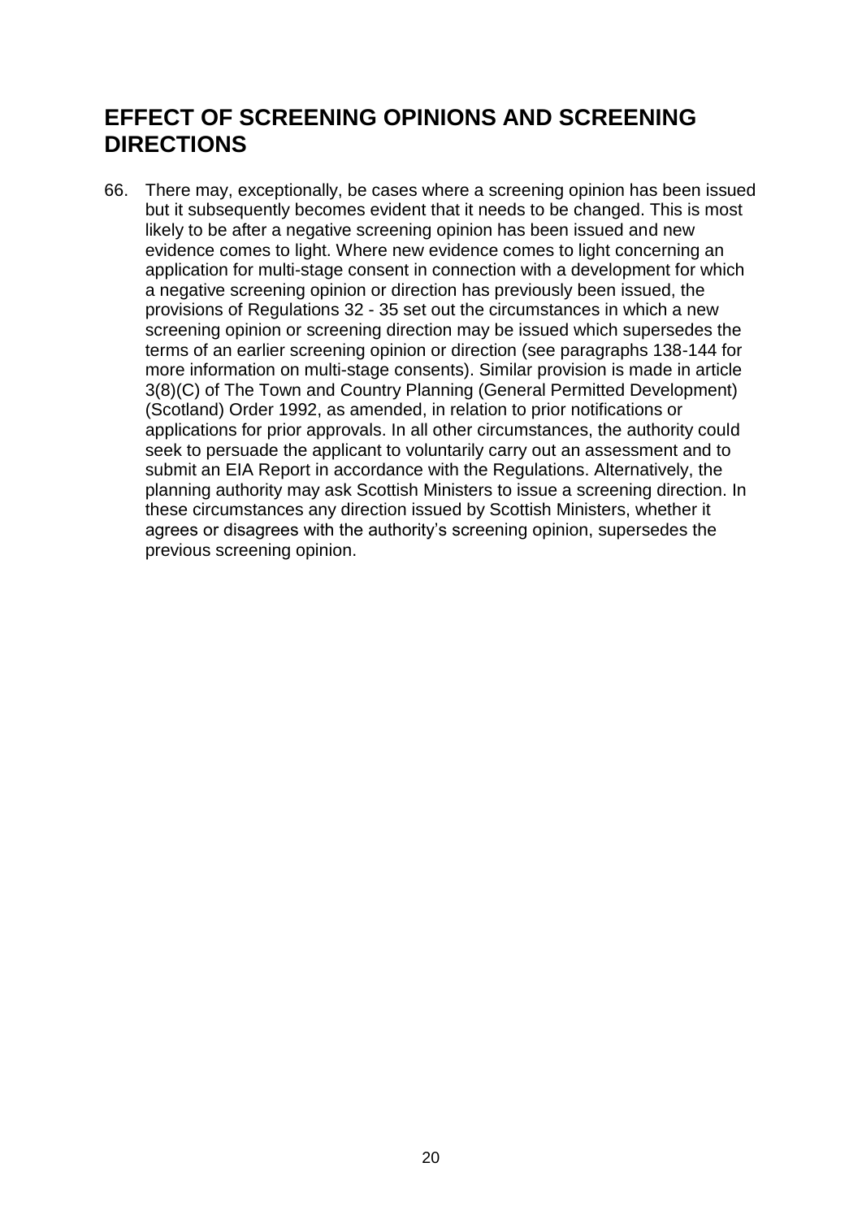## EFFECT OF SCREENING OPINIONS AND SCREENING DIRECTIONS

66. There may, exceptionally, be cases where a screening opinion has been issued but it subsequently becomes evident that it needs to be changed. This is most likely to be after a negative screening opinion has been issued and new evidence comes to light. Where new evidence comes to light concerning an application for multi-stage consent in connection with a development for which a negative screening opinion or direction has previously been issued, the provisions of Regulations 32 - 35 set out the circumstances in which a new screening opinion or screening direction may be issued which supersedes the terms of an earlier screening opinion or direction (see paragraphs 138-144 for more information on multi-stage consents). Similar provision is made in article 3(8)(C) of The Town and Country Planning (General Permitted Development) (Scotland) Order 1992, as amended, in relation to prior notifications or applications for prior approvals. In all other circumstances, the authority could seek to persuade the applicant to voluntarily carry out an assessment and to submit an EIA Report in accordance with the Regulations. Alternatively, the planning authority may ask Scottish Ministers to issue a screening direction. In these circumstances any direction issued by Scottish Ministers, whether it agrees or disagrees with the authority's screening opinion, supersedes the previous screening opinion.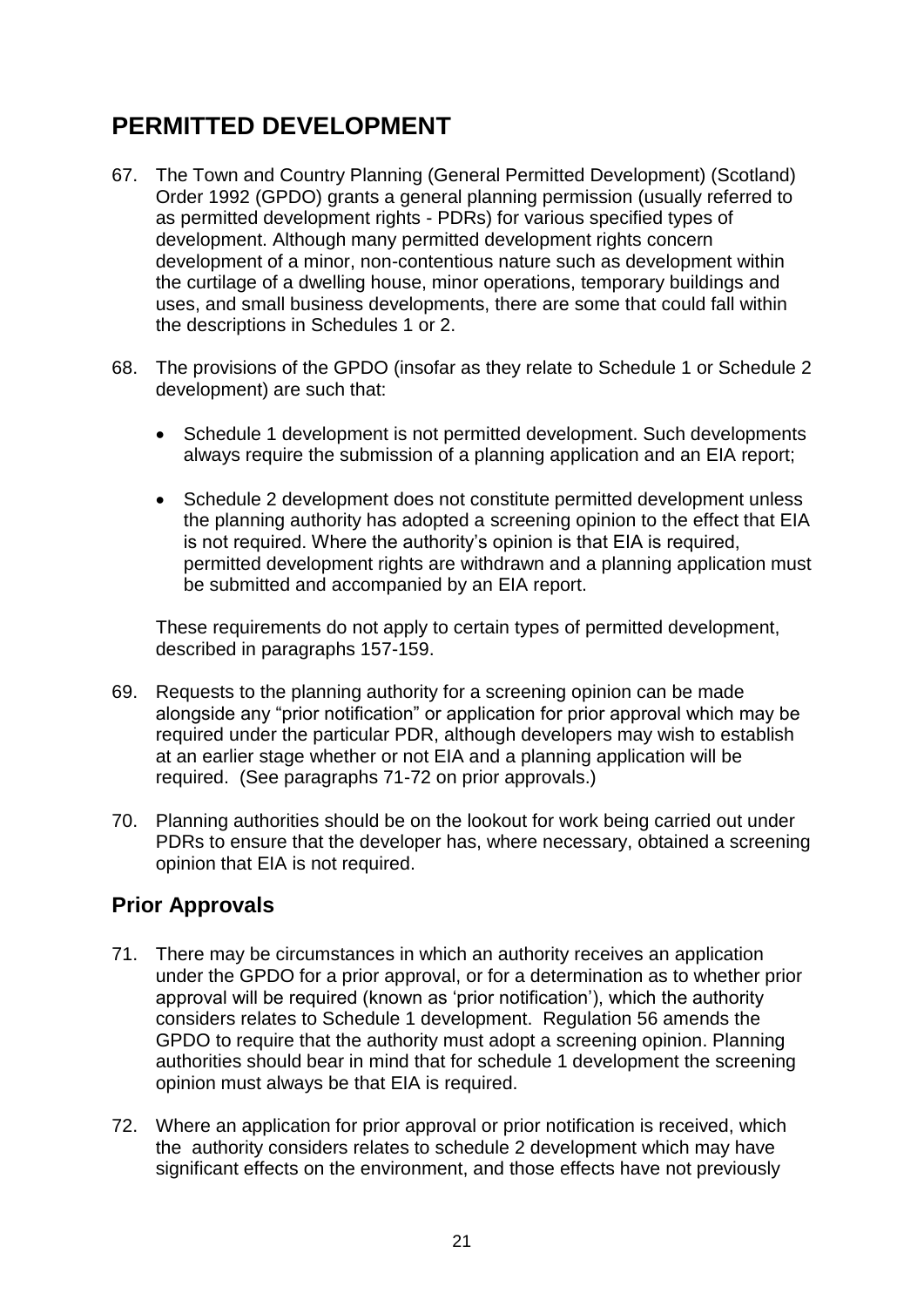# PERMITTED DEVELOPMENT

67. The Town and Country Planning (General Permitted Development) (Scotland) Order 1992 (GPDO) grants a general planning permission (usually referred to as permitted development rights - PDRs) for various specified types of development. Although many permitted development rights concern development of a minor, non-contentious nature such as development within the curtilage of a dwelling house, minor operations, temporary buildings and uses, and small business developments, there are some that could fall within the descriptions in Schedules 1 or 2.

68. The provisions of the GPDO (insofar as they relate to Schedule 1 or Schedule 2 development) are such that:

    - Schedule 1 development is not permitted development. Such developments always require the submission of a planning application and an EIA report;
    - Schedule 2 development does not constitute permitted development unless the planning authority has adopted a screening opinion to the effect that EIA is not required. Where the authority's opinion is that EIA is required, permitted development rights are withdrawn and a planning application must be submitted and accompanied by an EIA report.

    These requirements do not apply to certain types of permitted development, described in paragraphs 157-159.

69. Requests to the planning authority for a screening opinion can be made alongside any "prior notification" or application for prior approval which may be required under the particular PDR, although developers may wish to establish at an earlier stage whether or not EIA and a planning application will be required. (See paragraphs 71-72 on prior approvals.)

70. Planning authorities should be on the lookout for work being carried out under PDRs to ensure that the developer has, where necessary, obtained a screening opinion that EIA is not required.

## Prior Approvals

71. There may be circumstances in which an authority receives an application under the GPDO for a prior approval, or for a determination as to whether prior approval will be required (known as 'prior notification'), which the authority considers relates to Schedule 1 development. Regulation 56 amends the GPDO to require that the authority must adopt a screening opinion. Planning authorities should bear in mind that for schedule 1 development the screening opinion must always be that EIA is required.

72. Where an application for prior approval or prior notification is received, which the authority considers relates to schedule 2 development which may have significant effects on the environment, and those effects have not previously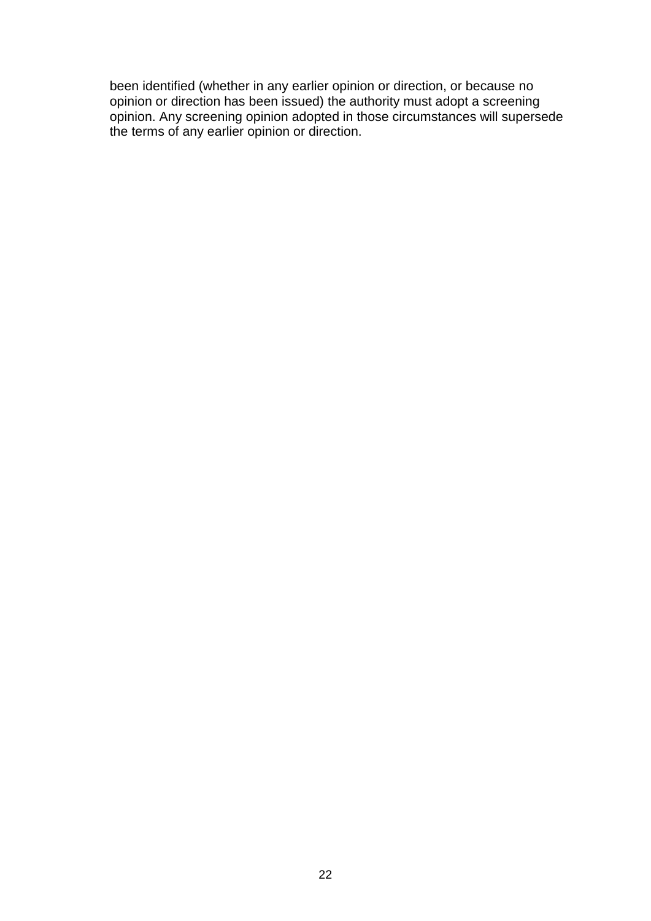been identified (whether in any earlier opinion or direction, or because no opinion or direction has been issued) the authority must adopt a screening opinion. Any screening opinion adopted in those circumstances will supersede the terms of any earlier opinion or direction.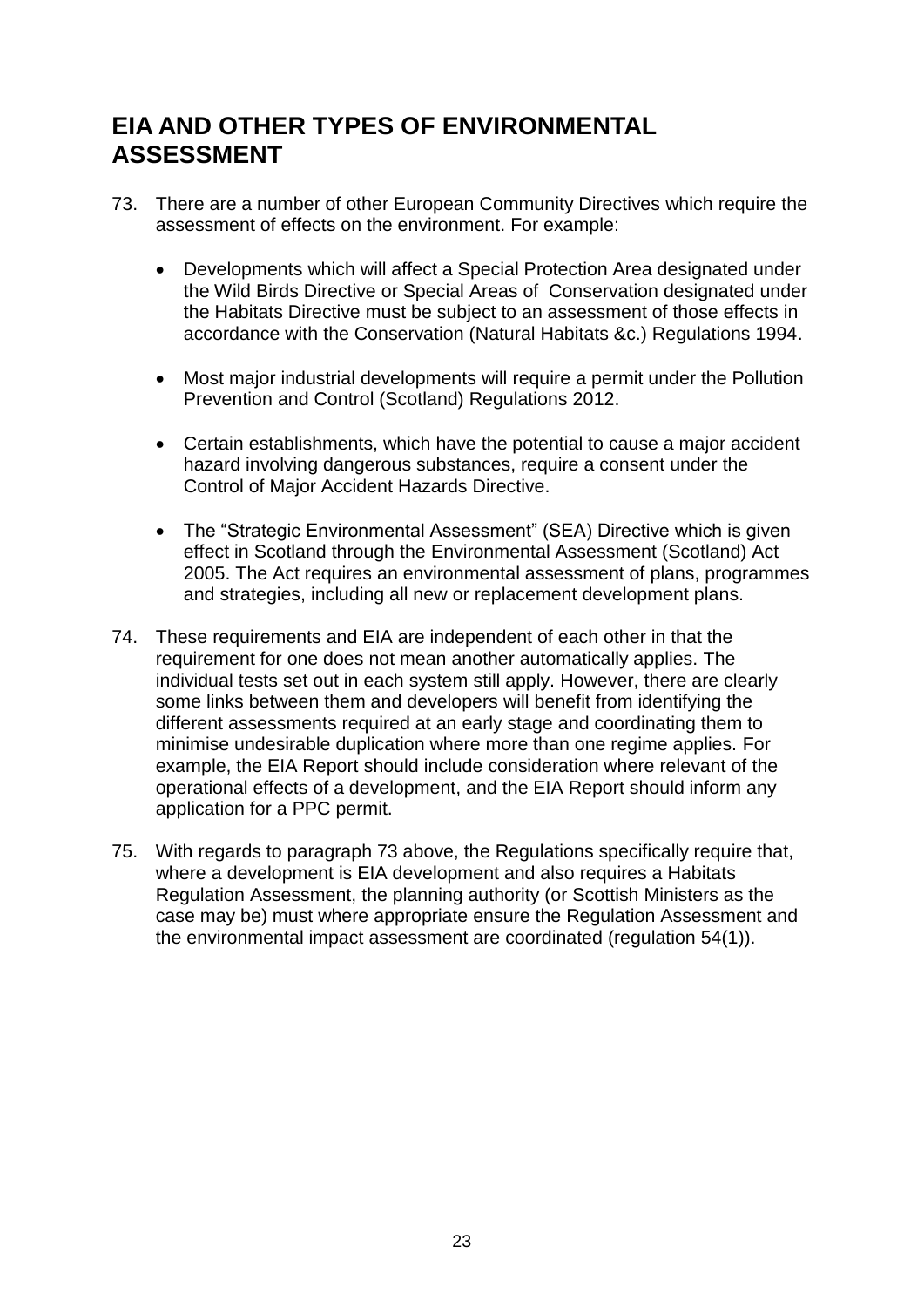# EIA AND OTHER TYPES OF ENVIRONMENTAL ASSESSMENT

73. There are a number of other European Community Directives which require the assessment of effects on the environment. For example:

    - Developments which will affect a Special Protection Area designated under the Wild Birds Directive or Special Areas of Conservation designated under the Habitats Directive must be subject to an assessment of those effects in accordance with the Conservation (Natural Habitats &c.) Regulations 1994.

    - Most major industrial developments will require a permit under the Pollution Prevention and Control (Scotland) Regulations 2012.

    - Certain establishments, which have the potential to cause a major accident hazard involving dangerous substances, require a consent under the Control of Major Accident Hazards Directive.

    - The "Strategic Environmental Assessment" (SEA) Directive which is given effect in Scotland through the Environmental Assessment (Scotland) Act 2005. The Act requires an environmental assessment of plans, programmes and strategies, including all new or replacement development plans.

74. These requirements and EIA are independent of each other in that the requirement for one does not mean another automatically applies. The individual tests set out in each system still apply. However, there are clearly some links between them and developers will benefit from identifying the different assessments required at an early stage and coordinating them to minimise undesirable duplication where more than one regime applies. For example, the EIA Report should include consideration where relevant of the operational effects of a development, and the EIA Report should inform any application for a PPC permit.

75. With regards to paragraph 73 above, the Regulations specifically require that, where a development is EIA development and also requires a Habitats Regulation Assessment, the planning authority (or Scottish Ministers as the case may be) must where appropriate ensure the Regulation Assessment and the environmental impact assessment are coordinated (regulation 54(1)).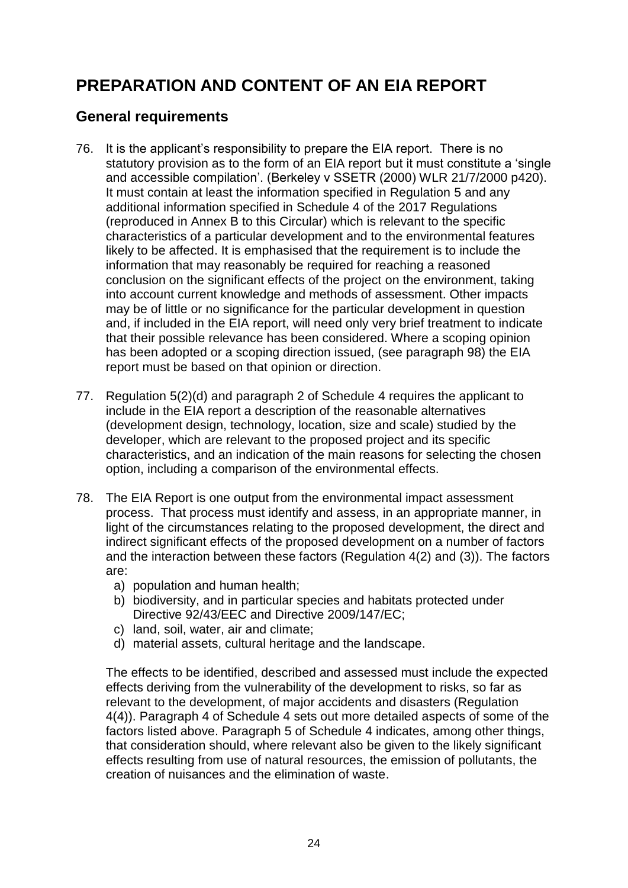# PREPARATION AND CONTENT OF AN EIA REPORT

## General requirements

76. It is the applicant's responsibility to prepare the EIA report. There is no statutory provision as to the form of an EIA report but it must constitute a 'single and accessible compilation'. (Berkeley v SSETR (2000) WLR 21/7/2000 p420). It must contain at least the information specified in Regulation 5 and any additional information specified in Schedule 4 of the 2017 Regulations (reproduced in Annex B to this Circular) which is relevant to the specific characteristics of a particular development and to the environmental features likely to be affected. It is emphasised that the requirement is to include the information that may reasonably be required for reaching a reasoned conclusion on the significant effects of the project on the environment, taking into account current knowledge and methods of assessment. Other impacts may be of little or no significance for the particular development in question and, if included in the EIA report, will need only very brief treatment to indicate that their possible relevance has been considered. Where a scoping opinion has been adopted or a scoping direction issued, (see paragraph 98) the EIA report must be based on that opinion or direction.

77. Regulation 5(2)(d) and paragraph 2 of Schedule 4 requires the applicant to include in the EIA report a description of the reasonable alternatives (development design, technology, location, size and scale) studied by the developer, which are relevant to the proposed project and its specific characteristics, and an indication of the main reasons for selecting the chosen option, including a comparison of the environmental effects.

78. The EIA Report is one output from the environmental impact assessment process. That process must identify and assess, in an appropriate manner, in light of the circumstances relating to the proposed development, the direct and indirect significant effects of the proposed development on a number of factors and the interaction between these factors (Regulation 4(2) and (3)). The factors are:
    a) population and human health;
    b) biodiversity, and in particular species and habitats protected under Directive 92/43/EEC and Directive 2009/147/EC;
    c) land, soil, water, air and climate;
    d) material assets, cultural heritage and the landscape.

    The effects to be identified, described and assessed must include the expected effects deriving from the vulnerability of the development to risks, so far as relevant to the development, of major accidents and disasters (Regulation 4(4)). Paragraph 4 of Schedule 4 sets out more detailed aspects of some of the factors listed above. Paragraph 5 of Schedule 4 indicates, among other things, that consideration should, where relevant also be given to the likely significant effects resulting from use of natural resources, the emission of pollutants, the creation of nuisances and the elimination of waste.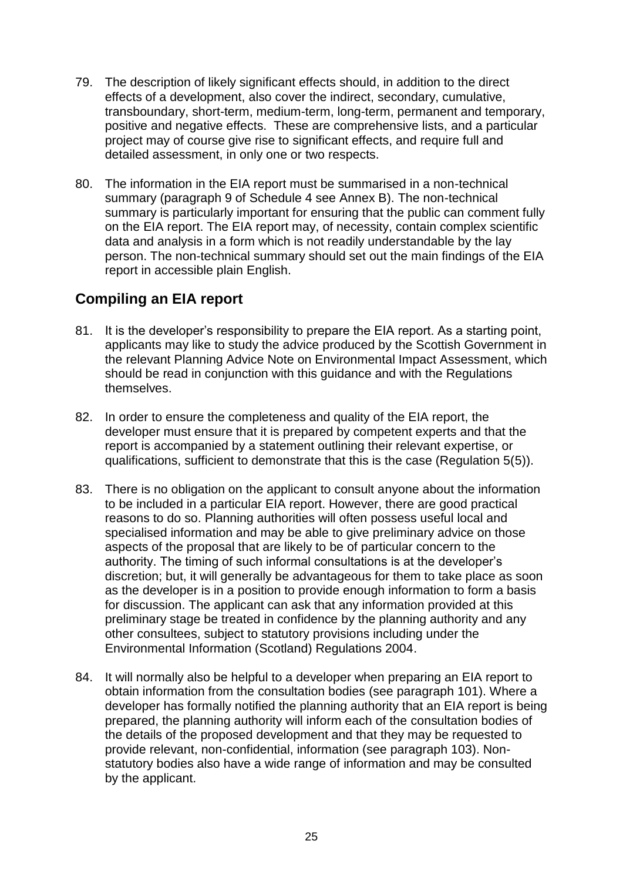79. The description of likely significant effects should, in addition to the direct effects of a development, also cover the indirect, secondary, cumulative, transboundary, short-term, medium-term, long-term, permanent and temporary, positive and negative effects. These are comprehensive lists, and a particular project may of course give rise to significant effects, and require full and detailed assessment, in only one or two respects.

80. The information in the EIA report must be summarised in a non-technical summary (paragraph 9 of Schedule 4 see Annex B). The non-technical summary is particularly important for ensuring that the public can comment fully on the EIA report. The EIA report may, of necessity, contain complex scientific data and analysis in a form which is not readily understandable by the lay person. The non-technical summary should set out the main findings of the EIA report in accessible plain English.

## Compiling an EIA report

81. It is the developer's responsibility to prepare the EIA report. As a starting point, applicants may like to study the advice produced by the Scottish Government in the relevant Planning Advice Note on Environmental Impact Assessment, which should be read in conjunction with this guidance and with the Regulations themselves.

82. In order to ensure the completeness and quality of the EIA report, the developer must ensure that it is prepared by competent experts and that the report is accompanied by a statement outlining their relevant expertise, or qualifications, sufficient to demonstrate that this is the case (Regulation 5(5)).

83. There is no obligation on the applicant to consult anyone about the information to be included in a particular EIA report. However, there are good practical reasons to do so. Planning authorities will often possess useful local and specialised information and may be able to give preliminary advice on those aspects of the proposal that are likely to be of particular concern to the authority. The timing of such informal consultations is at the developer's discretion; but, it will generally be advantageous for them to take place as soon as the developer is in a position to provide enough information to form a basis for discussion. The applicant can ask that any information provided at this preliminary stage be treated in confidence by the planning authority and any other consultees, subject to statutory provisions including under the Environmental Information (Scotland) Regulations 2004.

84. It will normally also be helpful to a developer when preparing an EIA report to obtain information from the consultation bodies (see paragraph 101). Where a developer has formally notified the planning authority that an EIA report is being prepared, the planning authority will inform each of the consultation bodies of the details of the proposed development and that they may be requested to provide relevant, non-confidential, information (see paragraph 103). Non-statutory bodies also have a wide range of information and may be consulted by the applicant.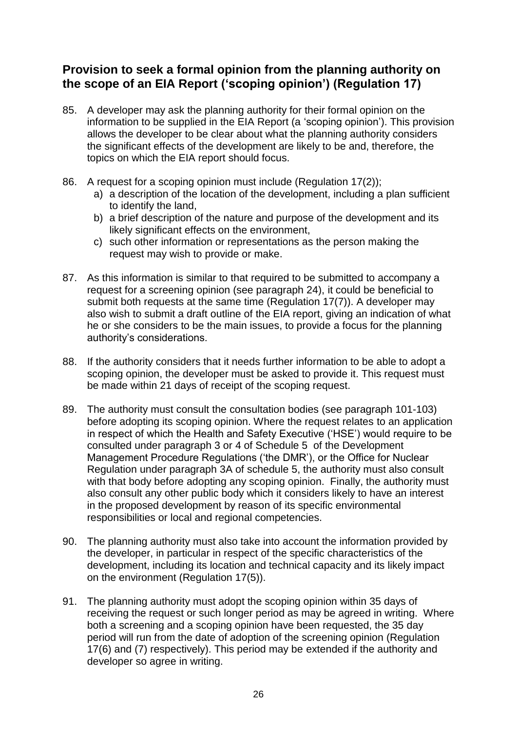## Provision to seek a formal opinion from the planning authority on the scope of an EIA Report ('scoping opinion') (Regulation 17)

85. A developer may ask the planning authority for their formal opinion on the information to be supplied in the EIA Report (a 'scoping opinion'). This provision allows the developer to be clear about what the planning authority considers the significant effects of the development are likely to be and, therefore, the topics on which the EIA report should focus.

86. A request for a scoping opinion must include (Regulation 17(2));
    a) a description of the location of the development, including a plan sufficient to identify the land,
    b) a brief description of the nature and purpose of the development and its likely significant effects on the environment,
    c) such other information or representations as the person making the request may wish to provide or make.

87. As this information is similar to that required to be submitted to accompany a request for a screening opinion (see paragraph 24), it could be beneficial to submit both requests at the same time (Regulation 17(7)). A developer may also wish to submit a draft outline of the EIA report, giving an indication of what he or she considers to be the main issues, to provide a focus for the planning authority's considerations.

88. If the authority considers that it needs further information to be able to adopt a scoping opinion, the developer must be asked to provide it. This request must be made within 21 days of receipt of the scoping request.

89. The authority must consult the consultation bodies (see paragraph 101-103) before adopting its scoping opinion. Where the request relates to an application in respect of which the Health and Safety Executive ('HSE') would require to be consulted under paragraph 3 or 4 of Schedule 5 of the Development Management Procedure Regulations ('the DMR'), or the Office for Nuclear Regulation under paragraph 3A of schedule 5, the authority must also consult with that body before adopting any scoping opinion. Finally, the authority must also consult any other public body which it considers likely to have an interest in the proposed development by reason of its specific environmental responsibilities or local and regional competencies.

90. The planning authority must also take into account the information provided by the developer, in particular in respect of the specific characteristics of the development, including its location and technical capacity and its likely impact on the environment (Regulation 17(5)).

91. The planning authority must adopt the scoping opinion within 35 days of receiving the request or such longer period as may be agreed in writing. Where both a screening and a scoping opinion have been requested, the 35 day period will run from the date of adoption of the screening opinion (Regulation 17(6) and (7) respectively). This period may be extended if the authority and developer so agree in writing.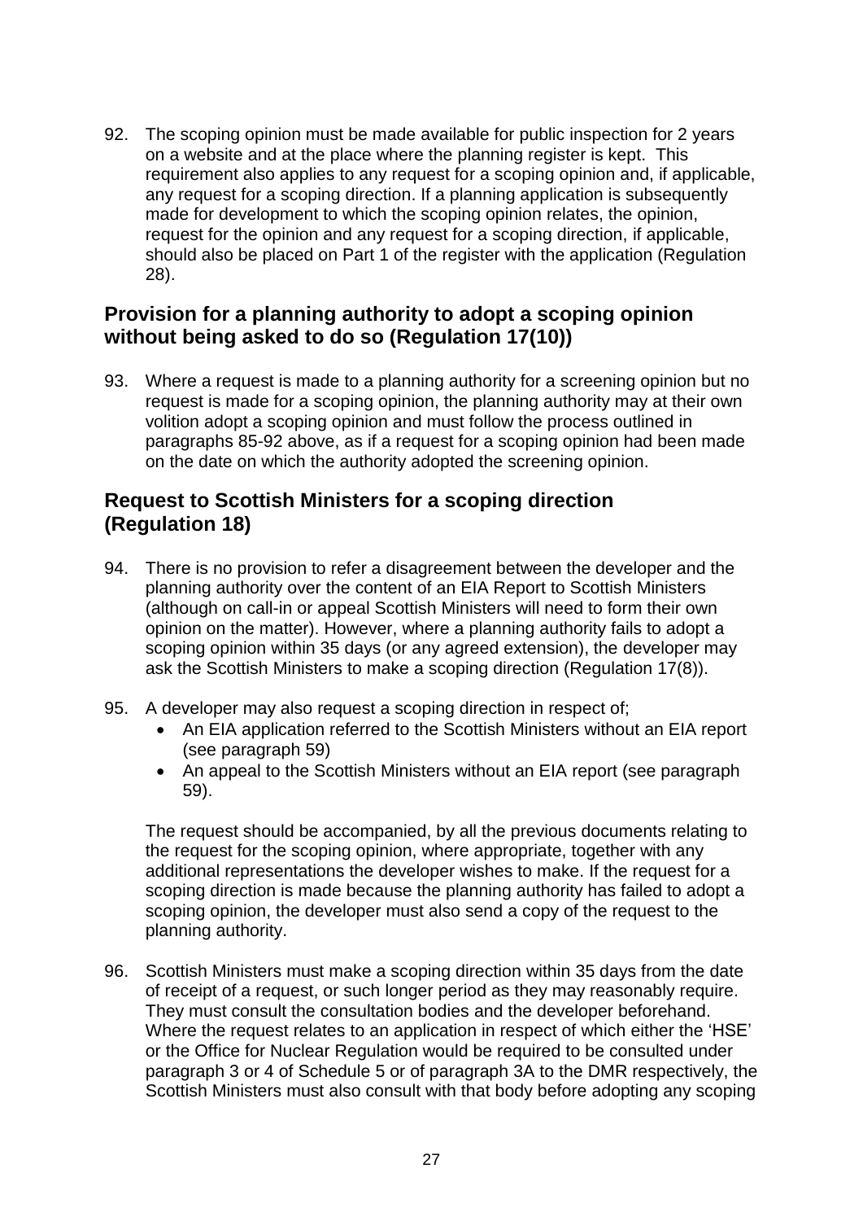92. The scoping opinion must be made available for public inspection for 2 years on a website and at the place where the planning register is kept. This requirement also applies to any request for a scoping opinion and, if applicable, any request for a scoping direction. If a planning application is subsequently made for development to which the scoping opinion relates, the opinion, request for the opinion and any request for a scoping direction, if applicable, should also be placed on Part 1 of the register with the application (Regulation 28).

## Provision for a planning authority to adopt a scoping opinion without being asked to do so (Regulation 17(10))

93. Where a request is made to a planning authority for a screening opinion but no request is made for a scoping opinion, the planning authority may at their own volition adopt a scoping opinion and must follow the process outlined in paragraphs 85-92 above, as if a request for a scoping opinion had been made on the date on which the authority adopted the screening opinion.

## Request to Scottish Ministers for a scoping direction (Regulation 18)

94. There is no provision to refer a disagreement between the developer and the planning authority over the content of an EIA Report to Scottish Ministers (although on call-in or appeal Scottish Ministers will need to form their own opinion on the matter). However, where a planning authority fails to adopt a scoping opinion within 35 days (or any agreed extension), the developer may ask the Scottish Ministers to make a scoping direction (Regulation 17(8)).

95. A developer may also request a scoping direction in respect of;
    - An EIA application referred to the Scottish Ministers without an EIA report (see paragraph 59)
    - An appeal to the Scottish Ministers without an EIA report (see paragraph 59).

    The request should be accompanied, by all the previous documents relating to the request for the scoping opinion, where appropriate, together with any additional representations the developer wishes to make. If the request for a scoping direction is made because the planning authority has failed to adopt a scoping opinion, the developer must also send a copy of the request to the planning authority.

96. Scottish Ministers must make a scoping direction within 35 days from the date of receipt of a request, or such longer period as they may reasonably require. They must consult the consultation bodies and the developer beforehand. Where the request relates to an application in respect of which either the 'HSE' or the Office for Nuclear Regulation would be required to be consulted under paragraph 3 or 4 of Schedule 5 or of paragraph 3A to the DMR respectively, the Scottish Ministers must also consult with that body before adopting any scoping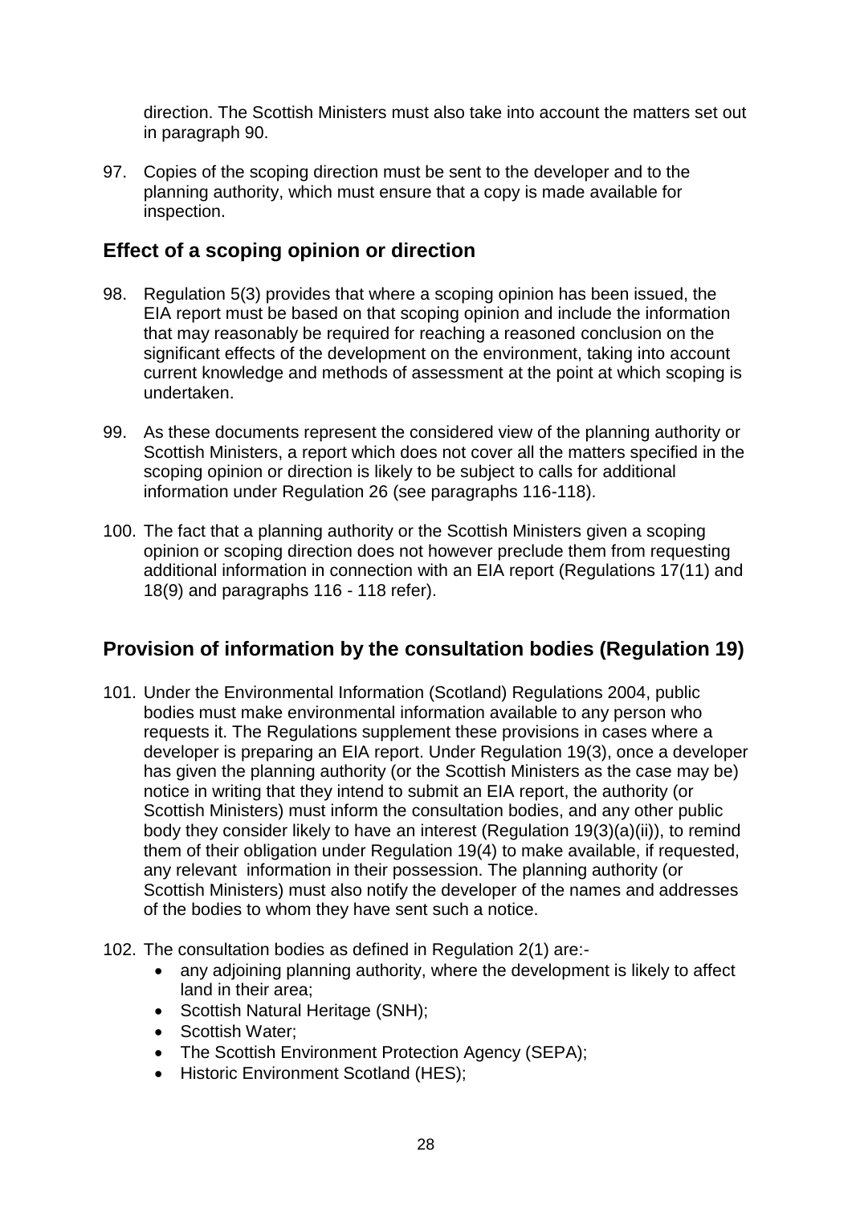direction. The Scottish Ministers must also take into account the matters set out in paragraph 90.

97. Copies of the scoping direction must be sent to the developer and to the planning authority, which must ensure that a copy is made available for inspection.

## Effect of a scoping opinion or direction

98. Regulation 5(3) provides that where a scoping opinion has been issued, the EIA report must be based on that scoping opinion and include the information that may reasonably be required for reaching a reasoned conclusion on the significant effects of the development on the environment, taking into account current knowledge and methods of assessment at the point at which scoping is undertaken.

99. As these documents represent the considered view of the planning authority or Scottish Ministers, a report which does not cover all the matters specified in the scoping opinion or direction is likely to be subject to calls for additional information under Regulation 26 (see paragraphs 116-118).

100. The fact that a planning authority or the Scottish Ministers given a scoping opinion or scoping direction does not however preclude them from requesting additional information in connection with an EIA report (Regulations 17(11) and 18(9) and paragraphs 116 - 118 refer).

## Provision of information by the consultation bodies (Regulation 19)

101. Under the Environmental Information (Scotland) Regulations 2004, public bodies must make environmental information available to any person who requests it. The Regulations supplement these provisions in cases where a developer is preparing an EIA report. Under Regulation 19(3), once a developer has given the planning authority (or the Scottish Ministers as the case may be) notice in writing that they intend to submit an EIA report, the authority (or Scottish Ministers) must inform the consultation bodies, and any other public body they consider likely to have an interest (Regulation 19(3)(a)(ii)), to remind them of their obligation under Regulation 19(4) to make available, if requested, any relevant information in their possession. The planning authority (or Scottish Ministers) must also notify the developer of the names and addresses of the bodies to whom they have sent such a notice.

102. The consultation bodies as defined in Regulation 2(1) are:-
    - any adjoining planning authority, where the development is likely to affect land in their area;
    - Scottish Natural Heritage (SNH);
    - Scottish Water;
    - The Scottish Environment Protection Agency (SEPA);
    - Historic Environment Scotland (HES);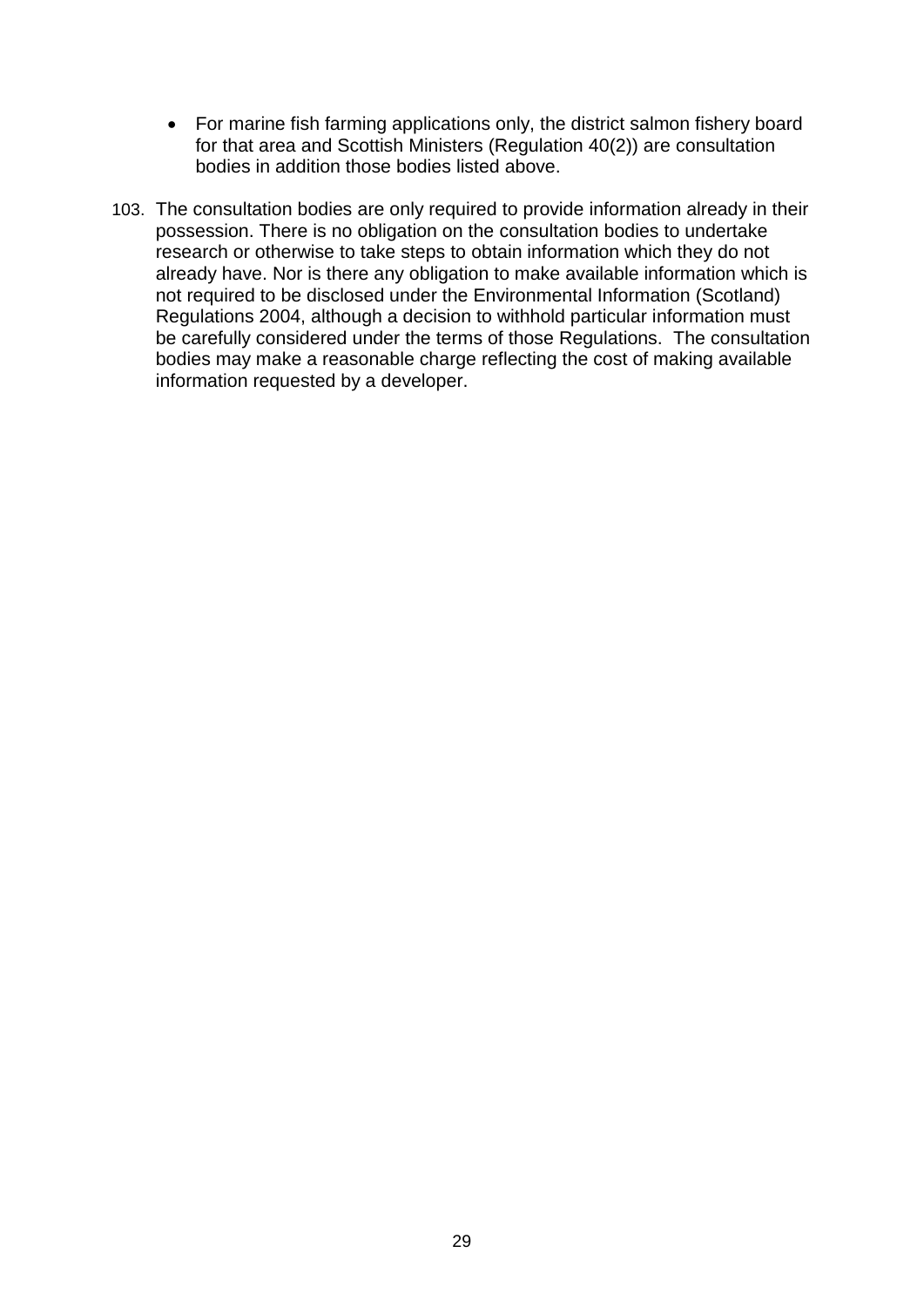- For marine fish farming applications only, the district salmon fishery board for that area and Scottish Ministers (Regulation 40(2)) are consultation bodies in addition those bodies listed above.

103. The consultation bodies are only required to provide information already in their possession. There is no obligation on the consultation bodies to undertake research or otherwise to take steps to obtain information which they do not already have. Nor is there any obligation to make available information which is not required to be disclosed under the Environmental Information (Scotland) Regulations 2004, although a decision to withhold particular information must be carefully considered under the terms of those Regulations. The consultation bodies may make a reasonable charge reflecting the cost of making available information requested by a developer.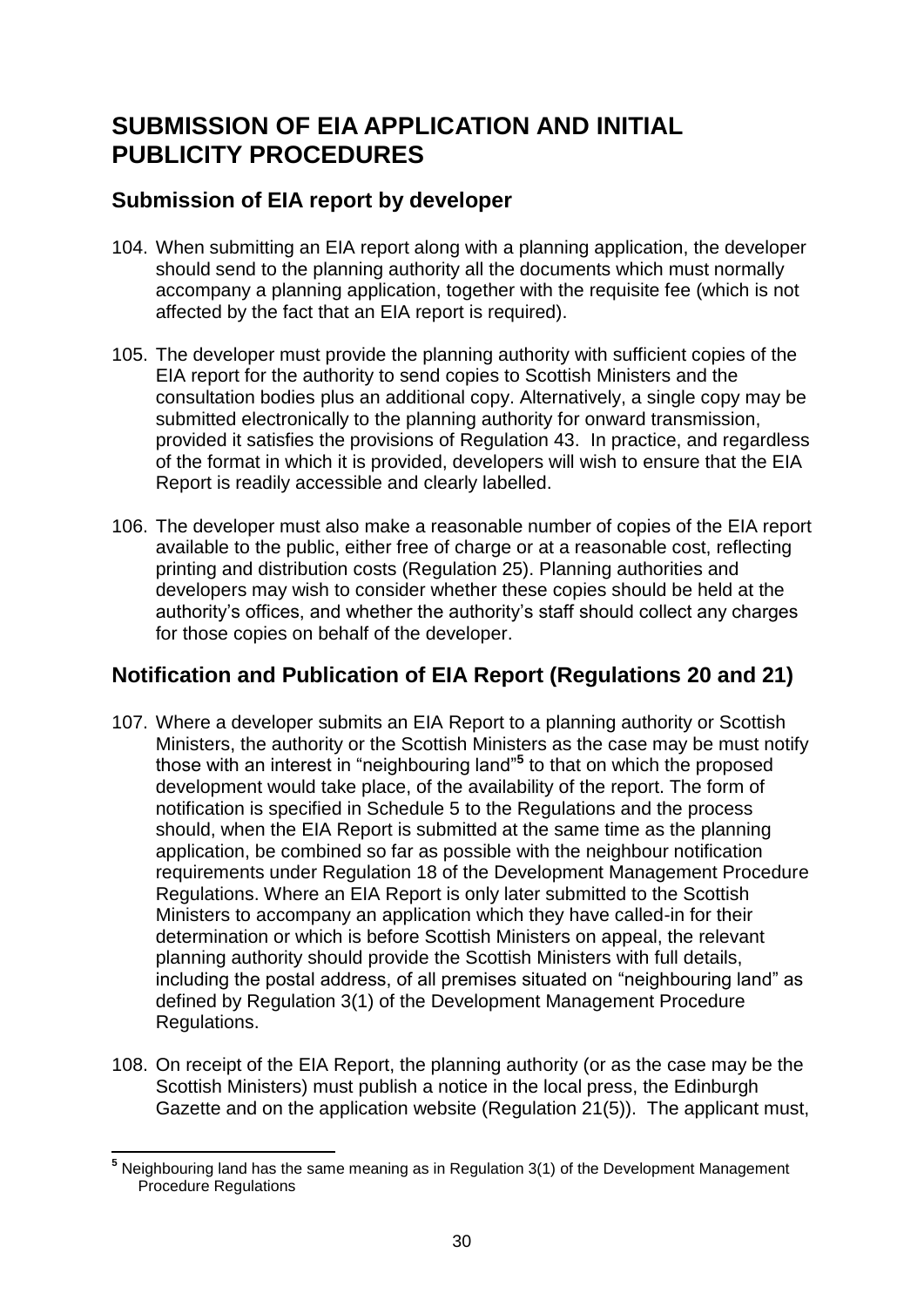# SUBMISSION OF EIA APPLICATION AND INITIAL PUBLICITY PROCEDURES

## Submission of EIA report by developer

104. When submitting an EIA report along with a planning application, the developer should send to the planning authority all the documents which must normally accompany a planning application, together with the requisite fee (which is not affected by the fact that an EIA report is required).

105. The developer must provide the planning authority with sufficient copies of the EIA report for the authority to send copies to Scottish Ministers and the consultation bodies plus an additional copy. Alternatively, a single copy may be submitted electronically to the planning authority for onward transmission, provided it satisfies the provisions of Regulation 43. In practice, and regardless of the format in which it is provided, developers will wish to ensure that the EIA Report is readily accessible and clearly labelled.

106. The developer must also make a reasonable number of copies of the EIA report available to the public, either free of charge or at a reasonable cost, reflecting printing and distribution costs (Regulation 25). Planning authorities and developers may wish to consider whether these copies should be held at the authority's offices, and whether the authority's staff should collect any charges for those copies on behalf of the developer.

## Notification and Publication of EIA Report (Regulations 20 and 21)

107. Where a developer submits an EIA Report to a planning authority or Scottish Ministers, the authority or the Scottish Ministers as the case may be must notify those with an interest in "neighbouring land"[5] to that on which the proposed development would take place, of the availability of the report. The form of notification is specified in Schedule 5 to the Regulations and the process should, when the EIA Report is submitted at the same time as the planning application, be combined so far as possible with the neighbour notification requirements under Regulation 18 of the Development Management Procedure Regulations. Where an EIA Report is only later submitted to the Scottish Ministers to accompany an application which they have called-in for their determination or which is before Scottish Ministers on appeal, the relevant planning authority should provide the Scottish Ministers with full details, including the postal address, of all premises situated on "neighbouring land" as defined by Regulation 3(1) of the Development Management Procedure Regulations.

108. On receipt of the EIA Report, the planning authority (or as the case may be the Scottish Ministers) must publish a notice in the local press, the Edinburgh Gazette and on the application website (Regulation 21(5)). The applicant must,

---

[5] Neighbouring land has the same meaning as in Regulation 3(1) of the Development Management Procedure Regulations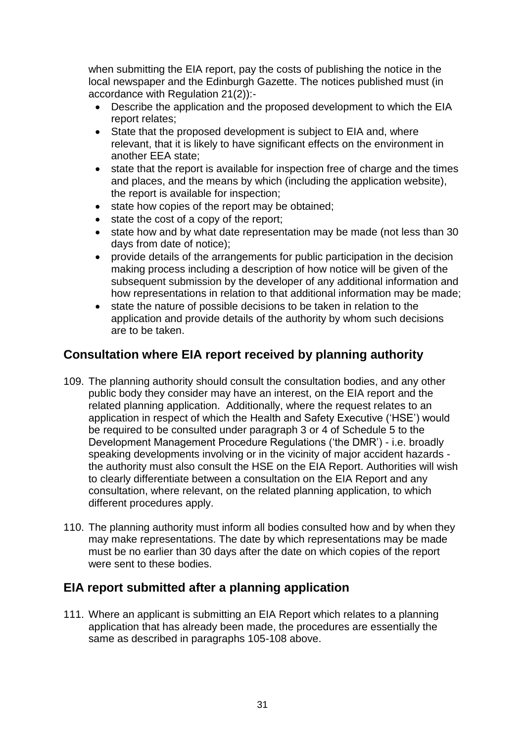when submitting the EIA report, pay the costs of publishing the notice in the local newspaper and the Edinburgh Gazette. The notices published must (in accordance with Regulation 21(2)):-

- Describe the application and the proposed development to which the EIA report relates;
- State that the proposed development is subject to EIA and, where relevant, that it is likely to have significant effects on the environment in another EEA state;
- state that the report is available for inspection free of charge and the times and places, and the means by which (including the application website), the report is available for inspection;
- state how copies of the report may be obtained;
- state the cost of a copy of the report;
- state how and by what date representation may be made (not less than 30 days from date of notice);
- provide details of the arrangements for public participation in the decision making process including a description of how notice will be given of the subsequent submission by the developer of any additional information and how representations in relation to that additional information may be made;
- state the nature of possible decisions to be taken in relation to the application and provide details of the authority by whom such decisions are to be taken.

## Consultation where EIA report received by planning authority

109. The planning authority should consult the consultation bodies, and any other public body they consider may have an interest, on the EIA report and the related planning application. Additionally, where the request relates to an application in respect of which the Health and Safety Executive ('HSE') would be required to be consulted under paragraph 3 or 4 of Schedule 5 to the Development Management Procedure Regulations ('the DMR') - i.e. broadly speaking developments involving or in the vicinity of major accident hazards - the authority must also consult the HSE on the EIA Report. Authorities will wish to clearly differentiate between a consultation on the EIA Report and any consultation, where relevant, on the related planning application, to which different procedures apply.

110. The planning authority must inform all bodies consulted how and by when they may make representations. The date by which representations may be made must be no earlier than 30 days after the date on which copies of the report were sent to these bodies.

## EIA report submitted after a planning application

111. Where an applicant is submitting an EIA Report which relates to a planning application that has already been made, the procedures are essentially the same as described in paragraphs 105-108 above.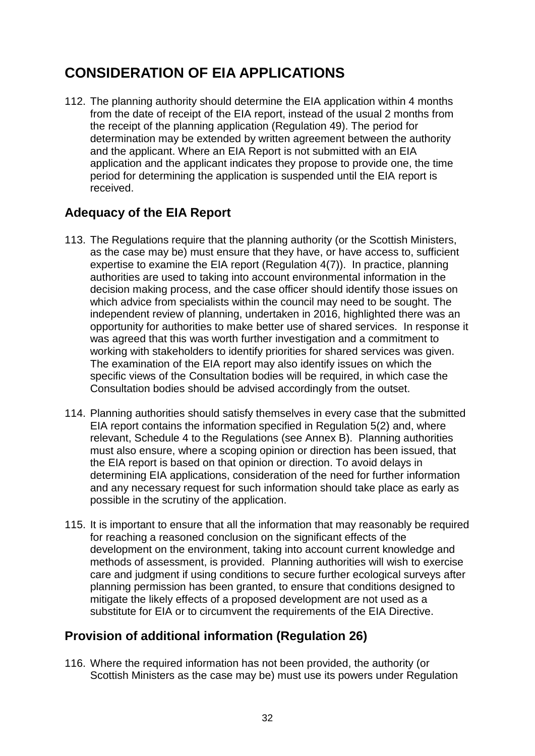# CONSIDERATION OF EIA APPLICATIONS

112. The planning authority should determine the EIA application within 4 months from the date of receipt of the EIA report, instead of the usual 2 months from the receipt of the planning application (Regulation 49). The period for determination may be extended by written agreement between the authority and the applicant. Where an EIA Report is not submitted with an EIA application and the applicant indicates they propose to provide one, the time period for determining the application is suspended until the EIA report is received.

## Adequacy of the EIA Report

113. The Regulations require that the planning authority (or the Scottish Ministers, as the case may be) must ensure that they have, or have access to, sufficient expertise to examine the EIA report (Regulation 4(7)). In practice, planning authorities are used to taking into account environmental information in the decision making process, and the case officer should identify those issues on which advice from specialists within the council may need to be sought. The independent review of planning, undertaken in 2016, highlighted there was an opportunity for authorities to make better use of shared services. In response it was agreed that this was worth further investigation and a commitment to working with stakeholders to identify priorities for shared services was given. The examination of the EIA report may also identify issues on which the specific views of the Consultation bodies will be required, in which case the Consultation bodies should be advised accordingly from the outset.

114. Planning authorities should satisfy themselves in every case that the submitted EIA report contains the information specified in Regulation 5(2) and, where relevant, Schedule 4 to the Regulations (see Annex B). Planning authorities must also ensure, where a scoping opinion or direction has been issued, that the EIA report is based on that opinion or direction. To avoid delays in determining EIA applications, consideration of the need for further information and any necessary request for such information should take place as early as possible in the scrutiny of the application.

115. It is important to ensure that all the information that may reasonably be required for reaching a reasoned conclusion on the significant effects of the development on the environment, taking into account current knowledge and methods of assessment, is provided. Planning authorities will wish to exercise care and judgment if using conditions to secure further ecological surveys after planning permission has been granted, to ensure that conditions designed to mitigate the likely effects of a proposed development are not used as a substitute for EIA or to circumvent the requirements of the EIA Directive.

## Provision of additional information (Regulation 26)

116. Where the required information has not been provided, the authority (or Scottish Ministers as the case may be) must use its powers under Regulation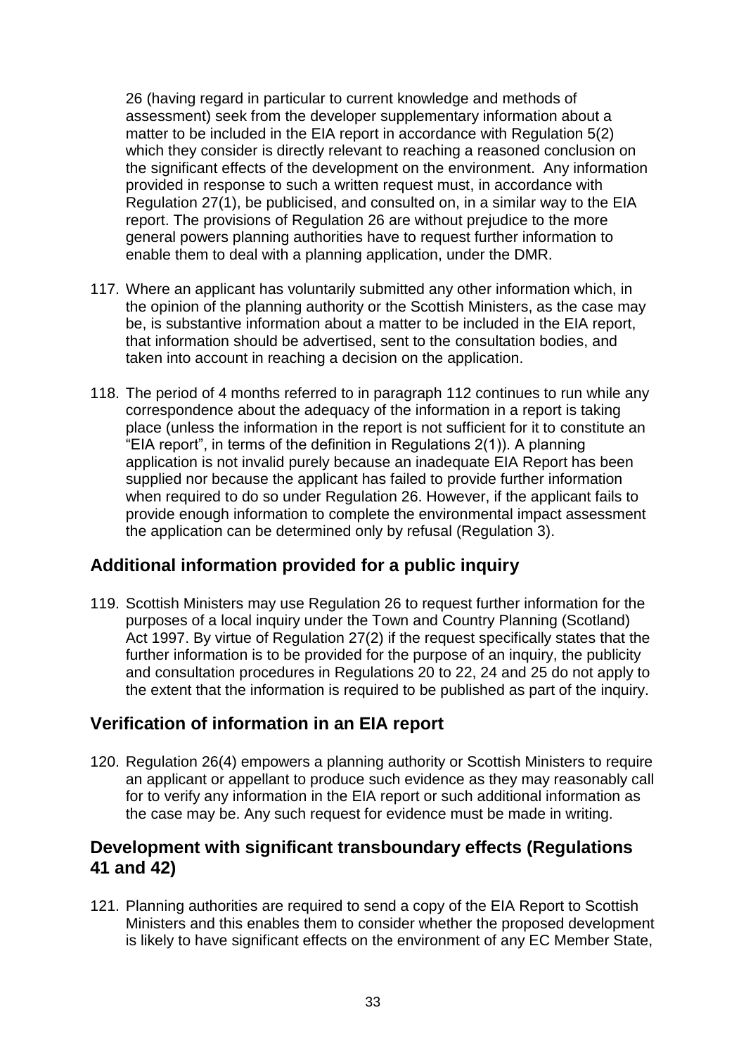26 (having regard in particular to current knowledge and methods of assessment) seek from the developer supplementary information about a matter to be included in the EIA report in accordance with Regulation 5(2) which they consider is directly relevant to reaching a reasoned conclusion on the significant effects of the development on the environment. Any information provided in response to such a written request must, in accordance with Regulation 27(1), be publicised, and consulted on, in a similar way to the EIA report. The provisions of Regulation 26 are without prejudice to the more general powers planning authorities have to request further information to enable them to deal with a planning application, under the DMR.

117. Where an applicant has voluntarily submitted any other information which, in the opinion of the planning authority or the Scottish Ministers, as the case may be, is substantive information about a matter to be included in the EIA report, that information should be advertised, sent to the consultation bodies, and taken into account in reaching a decision on the application.

118. The period of 4 months referred to in paragraph 112 continues to run while any correspondence about the adequacy of the information in a report is taking place (unless the information in the report is not sufficient for it to constitute an "EIA report", in terms of the definition in Regulations 2(1)). A planning application is not invalid purely because an inadequate EIA Report has been supplied nor because the applicant has failed to provide further information when required to do so under Regulation 26. However, if the applicant fails to provide enough information to complete the environmental impact assessment the application can be determined only by refusal (Regulation 3).

## Additional information provided for a public inquiry

119. Scottish Ministers may use Regulation 26 to request further information for the purposes of a local inquiry under the Town and Country Planning (Scotland) Act 1997. By virtue of Regulation 27(2) if the request specifically states that the further information is to be provided for the purpose of an inquiry, the publicity and consultation procedures in Regulations 20 to 22, 24 and 25 do not apply to the extent that the information is required to be published as part of the inquiry.

## Verification of information in an EIA report

120. Regulation 26(4) empowers a planning authority or Scottish Ministers to require an applicant or appellant to produce such evidence as they may reasonably call for to verify any information in the EIA report or such additional information as the case may be. Any such request for evidence must be made in writing.

## Development with significant transboundary effects (Regulations 41 and 42)

121. Planning authorities are required to send a copy of the EIA Report to Scottish Ministers and this enables them to consider whether the proposed development is likely to have significant effects on the environment of any EC Member State,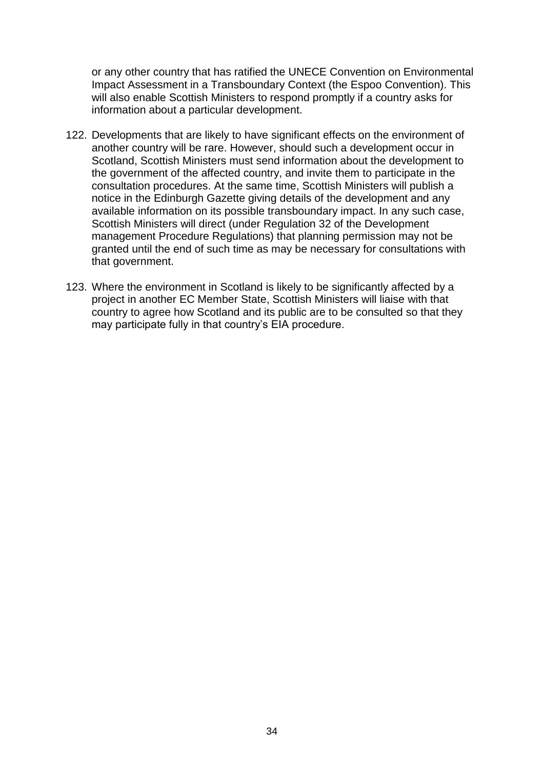or any other country that has ratified the UNECE Convention on Environmental Impact Assessment in a Transboundary Context (the Espoo Convention). This will also enable Scottish Ministers to respond promptly if a country asks for information about a particular development.

122. Developments that are likely to have significant effects on the environment of another country will be rare. However, should such a development occur in Scotland, Scottish Ministers must send information about the development to the government of the affected country, and invite them to participate in the consultation procedures. At the same time, Scottish Ministers will publish a notice in the Edinburgh Gazette giving details of the development and any available information on its possible transboundary impact. In any such case, Scottish Ministers will direct (under Regulation 32 of the Development management Procedure Regulations) that planning permission may not be granted until the end of such time as may be necessary for consultations with that government.

123. Where the environment in Scotland is likely to be significantly affected by a project in another EC Member State, Scottish Ministers will liaise with that country to agree how Scotland and its public are to be consulted so that they may participate fully in that country's EIA procedure.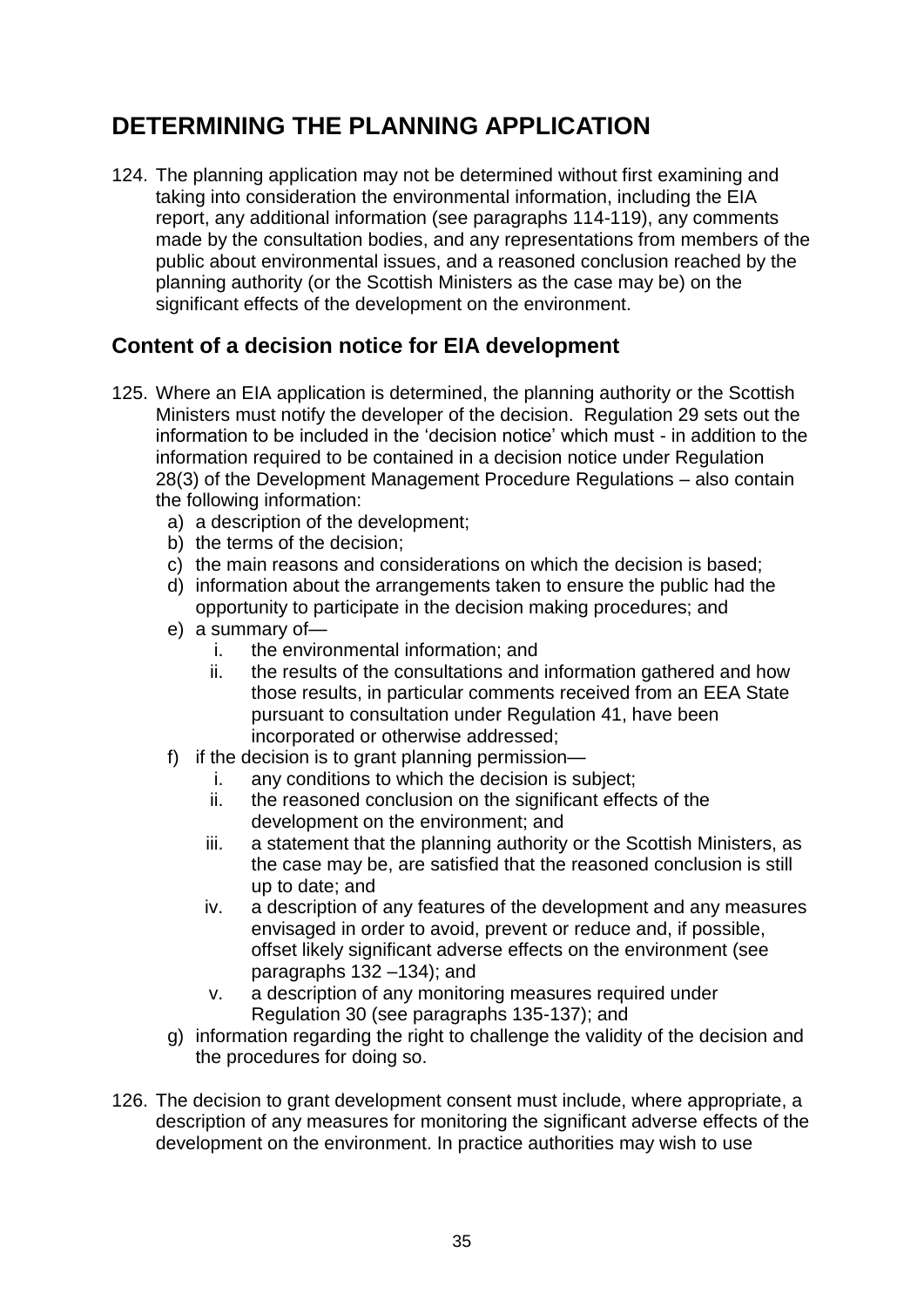# DETERMINING THE PLANNING APPLICATION

124. The planning application may not be determined without first examining and taking into consideration the environmental information, including the EIA report, any additional information (see paragraphs 114-119), any comments made by the consultation bodies, and any representations from members of the public about environmental issues, and a reasoned conclusion reached by the planning authority (or the Scottish Ministers as the case may be) on the significant effects of the development on the environment.

## Content of a decision notice for EIA development

125. Where an EIA application is determined, the planning authority or the Scottish Ministers must notify the developer of the decision. Regulation 29 sets out the information to be included in the 'decision notice' which must - in addition to the information required to be contained in a decision notice under Regulation 28(3) of the Development Management Procedure Regulations – also contain the following information:
    - a) a description of the development;
    - b) the terms of the decision;
    - c) the main reasons and considerations on which the decision is based;
    - d) information about the arrangements taken to ensure the public had the opportunity to participate in the decision making procedures; and
    - e) a summary of—
        - i. the environmental information; and
        - ii. the results of the consultations and information gathered and how those results, in particular comments received from an EEA State pursuant to consultation under Regulation 41, have been incorporated or otherwise addressed;
    - f) if the decision is to grant planning permission—
        - i. any conditions to which the decision is subject;
        - ii. the reasoned conclusion on the significant effects of the development on the environment; and
        - iii. a statement that the planning authority or the Scottish Ministers, as the case may be, are satisfied that the reasoned conclusion is still up to date; and
        - iv. a description of any features of the development and any measures envisaged in order to avoid, prevent or reduce and, if possible, offset likely significant adverse effects on the environment (see paragraphs 132 –134); and
        - v. a description of any monitoring measures required under Regulation 30 (see paragraphs 135-137); and
    - g) information regarding the right to challenge the validity of the decision and the procedures for doing so.

126. The decision to grant development consent must include, where appropriate, a description of any measures for monitoring the significant adverse effects of the development on the environment. In practice authorities may wish to use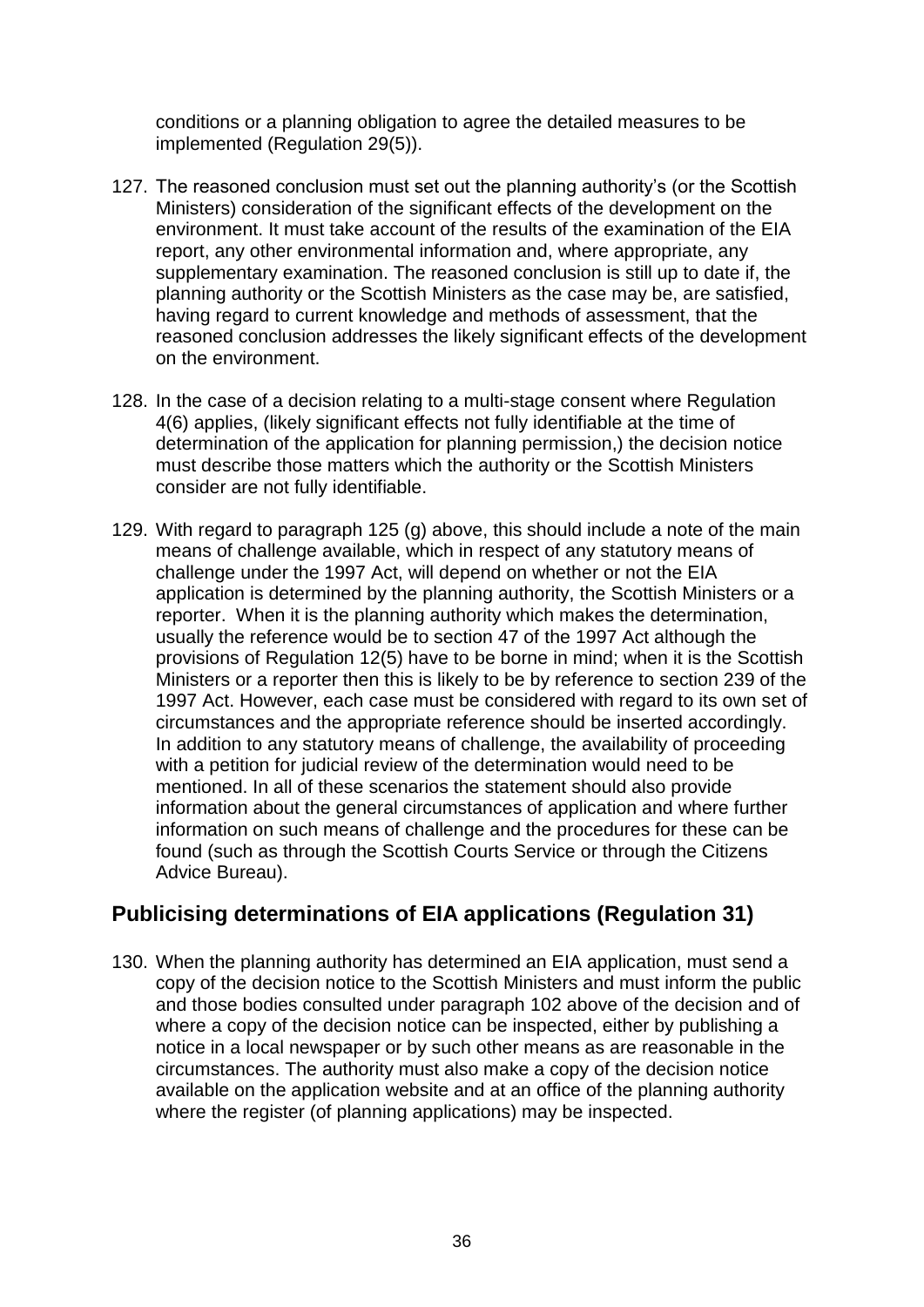conditions or a planning obligation to agree the detailed measures to be implemented (Regulation 29(5)).

127. The reasoned conclusion must set out the planning authority's (or the Scottish Ministers) consideration of the significant effects of the development on the environment. It must take account of the results of the examination of the EIA report, any other environmental information and, where appropriate, any supplementary examination. The reasoned conclusion is still up to date if, the planning authority or the Scottish Ministers as the case may be, are satisfied, having regard to current knowledge and methods of assessment, that the reasoned conclusion addresses the likely significant effects of the development on the environment.

128. In the case of a decision relating to a multi-stage consent where Regulation 4(6) applies, (likely significant effects not fully identifiable at the time of determination of the application for planning permission,) the decision notice must describe those matters which the authority or the Scottish Ministers consider are not fully identifiable.

129. With regard to paragraph 125 (g) above, this should include a note of the main means of challenge available, which in respect of any statutory means of challenge under the 1997 Act, will depend on whether or not the EIA application is determined by the planning authority, the Scottish Ministers or a reporter. When it is the planning authority which makes the determination, usually the reference would be to section 47 of the 1997 Act although the provisions of Regulation 12(5) have to be borne in mind; when it is the Scottish Ministers or a reporter then this is likely to be by reference to section 239 of the 1997 Act. However, each case must be considered with regard to its own set of circumstances and the appropriate reference should be inserted accordingly. In addition to any statutory means of challenge, the availability of proceeding with a petition for judicial review of the determination would need to be mentioned. In all of these scenarios the statement should also provide information about the general circumstances of application and where further information on such means of challenge and the procedures for these can be found (such as through the Scottish Courts Service or through the Citizens Advice Bureau).

## Publicising determinations of EIA applications (Regulation 31)

130. When the planning authority has determined an EIA application, must send a copy of the decision notice to the Scottish Ministers and must inform the public and those bodies consulted under paragraph 102 above of the decision and of where a copy of the decision notice can be inspected, either by publishing a notice in a local newspaper or by such other means as are reasonable in the circumstances. The authority must also make a copy of the decision notice available on the application website and at an office of the planning authority where the register (of planning applications) may be inspected.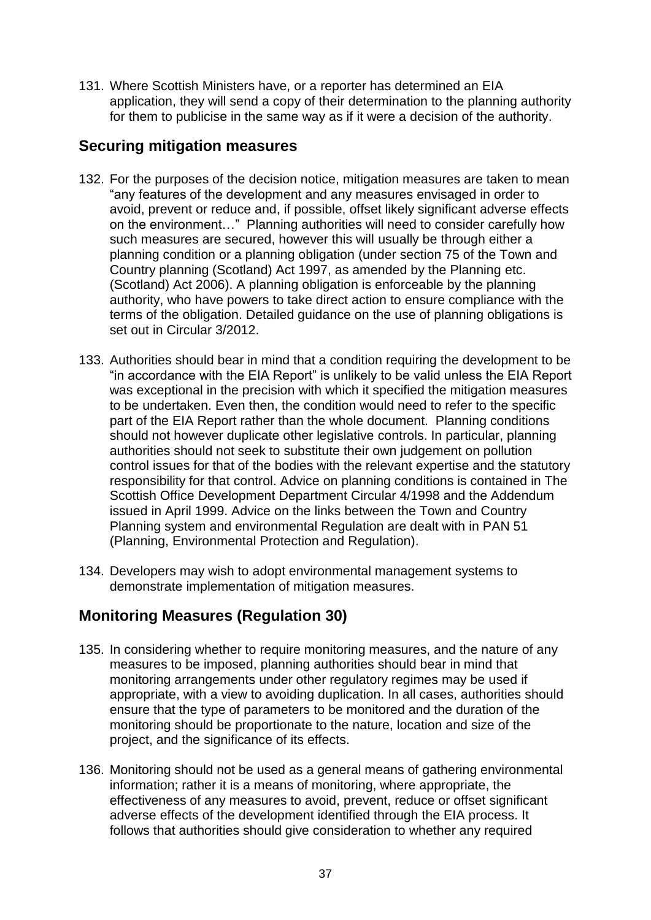131. Where Scottish Ministers have, or a reporter has determined an EIA application, they will send a copy of their determination to the planning authority for them to publicise in the same way as if it were a decision of the authority.

## Securing mitigation measures

132. For the purposes of the decision notice, mitigation measures are taken to mean "any features of the development and any measures envisaged in order to avoid, prevent or reduce and, if possible, offset likely significant adverse effects on the environment…" Planning authorities will need to consider carefully how such measures are secured, however this will usually be through either a planning condition or a planning obligation (under section 75 of the Town and Country planning (Scotland) Act 1997, as amended by the Planning etc. (Scotland) Act 2006). A planning obligation is enforceable by the planning authority, who have powers to take direct action to ensure compliance with the terms of the obligation. Detailed guidance on the use of planning obligations is set out in Circular 3/2012.

133. Authorities should bear in mind that a condition requiring the development to be "in accordance with the EIA Report" is unlikely to be valid unless the EIA Report was exceptional in the precision with which it specified the mitigation measures to be undertaken. Even then, the condition would need to refer to the specific part of the EIA Report rather than the whole document. Planning conditions should not however duplicate other legislative controls. In particular, planning authorities should not seek to substitute their own judgement on pollution control issues for that of the bodies with the relevant expertise and the statutory responsibility for that control. Advice on planning conditions is contained in The Scottish Office Development Department Circular 4/1998 and the Addendum issued in April 1999. Advice on the links between the Town and Country Planning system and environmental Regulation are dealt with in PAN 51 (Planning, Environmental Protection and Regulation).

134. Developers may wish to adopt environmental management systems to demonstrate implementation of mitigation measures.

## Monitoring Measures (Regulation 30)

135. In considering whether to require monitoring measures, and the nature of any measures to be imposed, planning authorities should bear in mind that monitoring arrangements under other regulatory regimes may be used if appropriate, with a view to avoiding duplication. In all cases, authorities should ensure that the type of parameters to be monitored and the duration of the monitoring should be proportionate to the nature, location and size of the project, and the significance of its effects.

136. Monitoring should not be used as a general means of gathering environmental information; rather it is a means of monitoring, where appropriate, the effectiveness of any measures to avoid, prevent, reduce or offset significant adverse effects of the development identified through the EIA process. It follows that authorities should give consideration to whether any required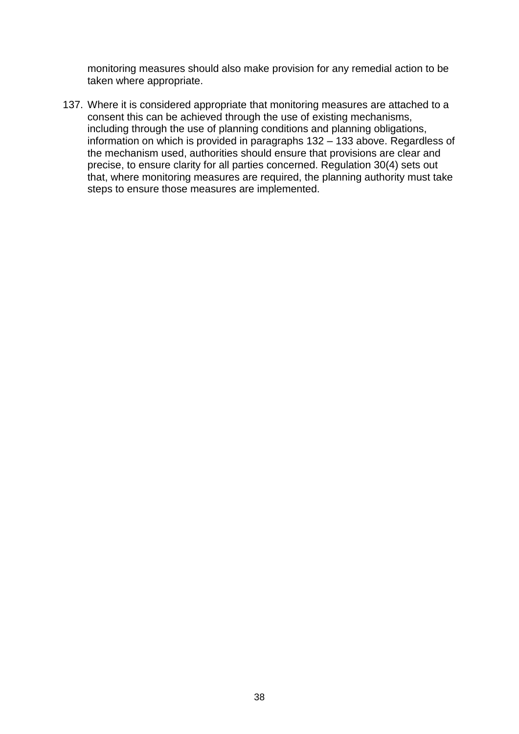monitoring measures should also make provision for any remedial action to be taken where appropriate.

137. Where it is considered appropriate that monitoring measures are attached to a consent this can be achieved through the use of existing mechanisms, including through the use of planning conditions and planning obligations, information on which is provided in paragraphs 132 – 133 above. Regardless of the mechanism used, authorities should ensure that provisions are clear and precise, to ensure clarity for all parties concerned. Regulation 30(4) sets out that, where monitoring measures are required, the planning authority must take steps to ensure those measures are implemented.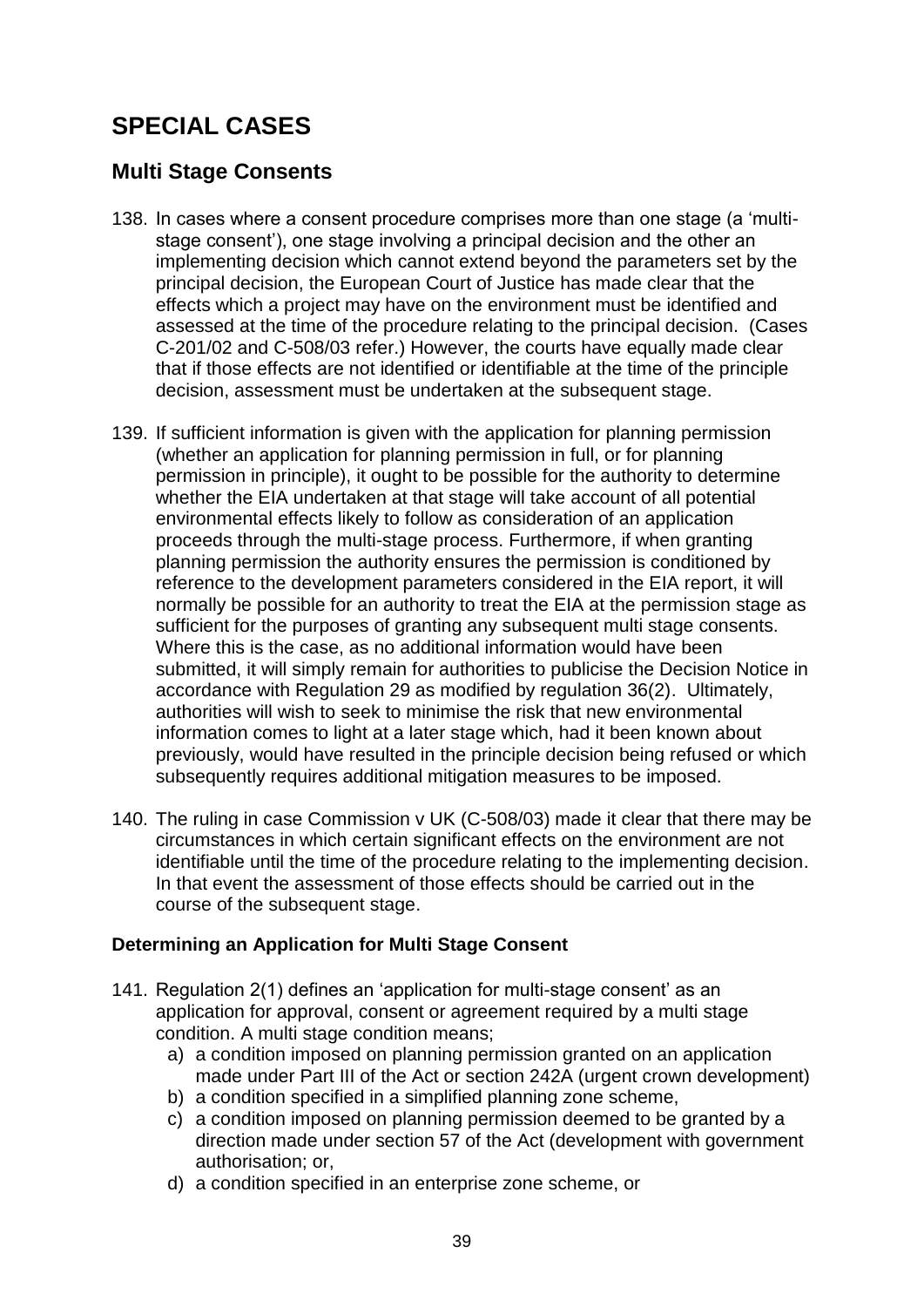# SPECIAL CASES

## Multi Stage Consents

138. In cases where a consent procedure comprises more than one stage (a 'multi-stage consent'), one stage involving a principal decision and the other an implementing decision which cannot extend beyond the parameters set by the principal decision, the European Court of Justice has made clear that the effects which a project may have on the environment must be identified and assessed at the time of the procedure relating to the principal decision. (Cases C-201/02 and C-508/03 refer.) However, the courts have equally made clear that if those effects are not identified or identifiable at the time of the principle decision, assessment must be undertaken at the subsequent stage.

139. If sufficient information is given with the application for planning permission (whether an application for planning permission in full, or for planning permission in principle), it ought to be possible for the authority to determine whether the EIA undertaken at that stage will take account of all potential environmental effects likely to follow as consideration of an application proceeds through the multi-stage process. Furthermore, if when granting planning permission the authority ensures the permission is conditioned by reference to the development parameters considered in the EIA report, it will normally be possible for an authority to treat the EIA at the permission stage as sufficient for the purposes of granting any subsequent multi stage consents. Where this is the case, as no additional information would have been submitted, it will simply remain for authorities to publicise the Decision Notice in accordance with Regulation 29 as modified by regulation 36(2). Ultimately, authorities will wish to seek to minimise the risk that new environmental information comes to light at a later stage which, had it been known about previously, would have resulted in the principle decision being refused or which subsequently requires additional mitigation measures to be imposed.

140. The ruling in case Commission v UK (C-508/03) made it clear that there may be circumstances in which certain significant effects on the environment are not identifiable until the time of the procedure relating to the implementing decision. In that event the assessment of those effects should be carried out in the course of the subsequent stage.

### Determining an Application for Multi Stage Consent

141. Regulation 2(1) defines an 'application for multi-stage consent' as an application for approval, consent or agreement required by a multi stage condition. A multi stage condition means;
    a) a condition imposed on planning permission granted on an application made under Part III of the Act or section 242A (urgent crown development)
    b) a condition specified in a simplified planning zone scheme,
    c) a condition imposed on planning permission deemed to be granted by a direction made under section 57 of the Act (development with government authorisation; or,
    d) a condition specified in an enterprise zone scheme, or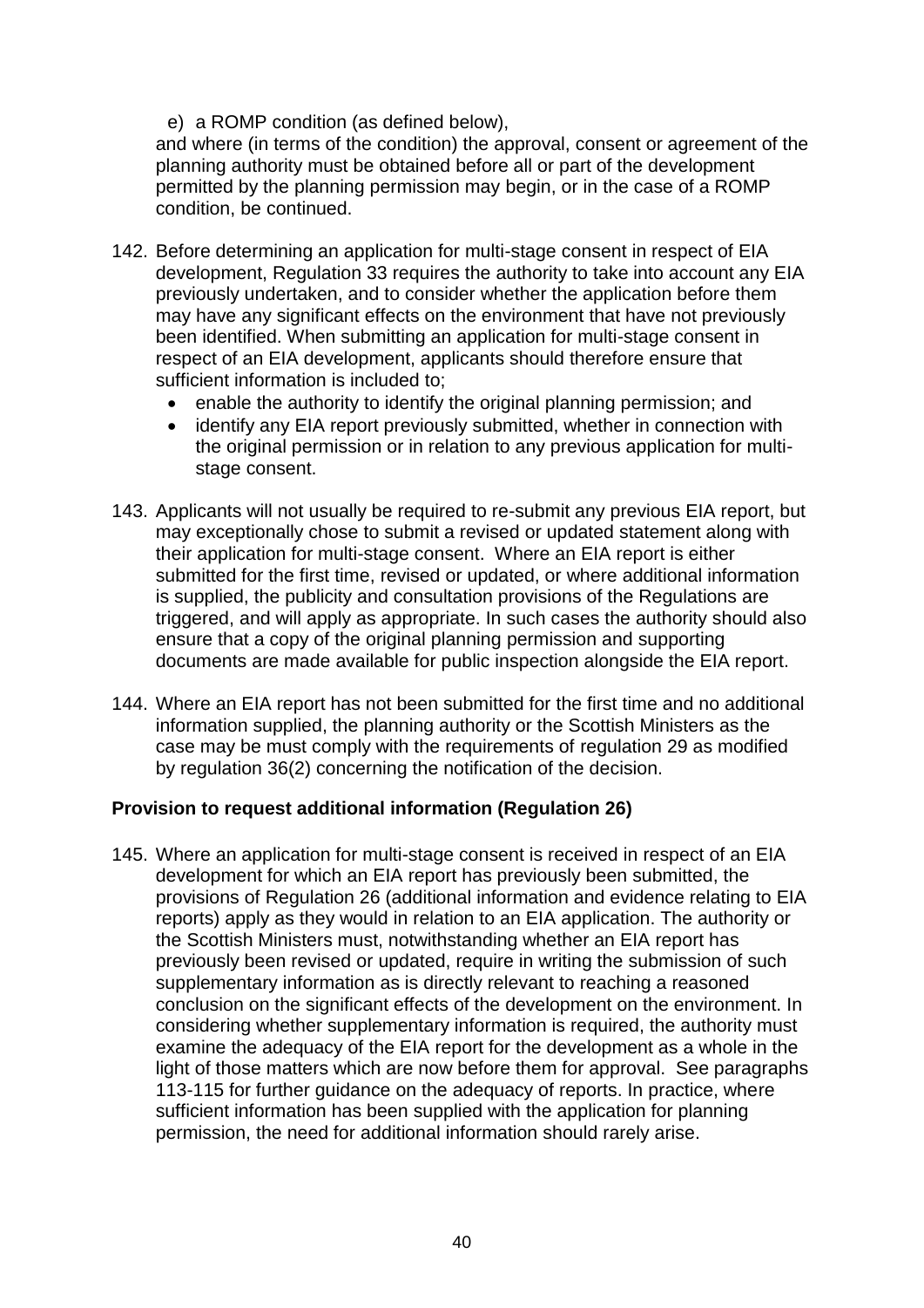e) a ROMP condition (as defined below),

and where (in terms of the condition) the approval, consent or agreement of the planning authority must be obtained before all or part of the development permitted by the planning permission may begin, or in the case of a ROMP condition, be continued.

142. Before determining an application for multi-stage consent in respect of EIA development, Regulation 33 requires the authority to take into account any EIA previously undertaken, and to consider whether the application before them may have any significant effects on the environment that have not previously been identified. When submitting an application for multi-stage consent in respect of an EIA development, applicants should therefore ensure that sufficient information is included to;
    - enable the authority to identify the original planning permission; and
    - identify any EIA report previously submitted, whether in connection with the original permission or in relation to any previous application for multi-stage consent.

143. Applicants will not usually be required to re-submit any previous EIA report, but may exceptionally chose to submit a revised or updated statement along with their application for multi-stage consent. Where an EIA report is either submitted for the first time, revised or updated, or where additional information is supplied, the publicity and consultation provisions of the Regulations are triggered, and will apply as appropriate. In such cases the authority should also ensure that a copy of the original planning permission and supporting documents are made available for public inspection alongside the EIA report.

144. Where an EIA report has not been submitted for the first time and no additional information supplied, the planning authority or the Scottish Ministers as the case may be must comply with the requirements of regulation 29 as modified by regulation 36(2) concerning the notification of the decision.

**Provision to request additional information (Regulation 26)**

145. Where an application for multi-stage consent is received in respect of an EIA development for which an EIA report has previously been submitted, the provisions of Regulation 26 (additional information and evidence relating to EIA reports) apply as they would in relation to an EIA application. The authority or the Scottish Ministers must, notwithstanding whether an EIA report has previously been revised or updated, require in writing the submission of such supplementary information as is directly relevant to reaching a reasoned conclusion on the significant effects of the development on the environment. In considering whether supplementary information is required, the authority must examine the adequacy of the EIA report for the development as a whole in the light of those matters which are now before them for approval. See paragraphs 113-115 for further guidance on the adequacy of reports. In practice, where sufficient information has been supplied with the application for planning permission, the need for additional information should rarely arise.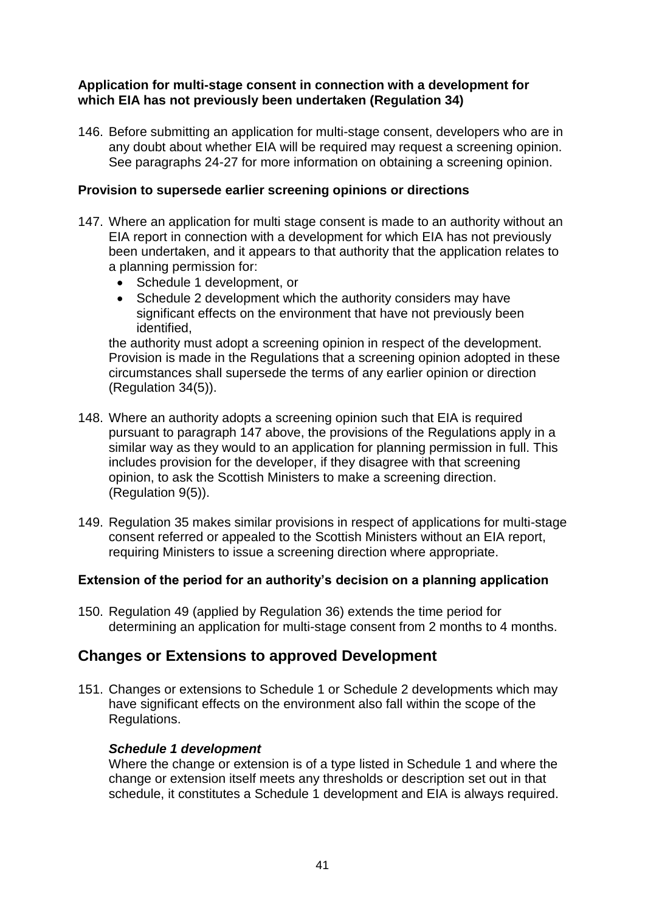**Application for multi-stage consent in connection with a development for which EIA has not previously been undertaken (Regulation 34)**

146. Before submitting an application for multi-stage consent, developers who are in any doubt about whether EIA will be required may request a screening opinion. See paragraphs 24-27 for more information on obtaining a screening opinion.

**Provision to supersede earlier screening opinions or directions**

147. Where an application for multi stage consent is made to an authority without an EIA report in connection with a development for which EIA has not previously been undertaken, and it appears to that authority that the application relates to a planning permission for:
    - Schedule 1 development, or
    - Schedule 2 development which the authority considers may have significant effects on the environment that have not previously been identified,

    the authority must adopt a screening opinion in respect of the development. Provision is made in the Regulations that a screening opinion adopted in these circumstances shall supersede the terms of any earlier opinion or direction (Regulation 34(5)).

148. Where an authority adopts a screening opinion such that EIA is required pursuant to paragraph 147 above, the provisions of the Regulations apply in a similar way as they would to an application for planning permission in full. This includes provision for the developer, if they disagree with that screening opinion, to ask the Scottish Ministers to make a screening direction. (Regulation 9(5)).

149. Regulation 35 makes similar provisions in respect of applications for multi-stage consent referred or appealed to the Scottish Ministers without an EIA report, requiring Ministers to issue a screening direction where appropriate.

**Extension of the period for an authority's decision on a planning application**

150. Regulation 49 (applied by Regulation 36) extends the time period for determining an application for multi-stage consent from 2 months to 4 months.

## Changes or Extensions to approved Development

151. Changes or extensions to Schedule 1 or Schedule 2 developments which may have significant effects on the environment also fall within the scope of the Regulations.

    ***Schedule 1 development***

    Where the change or extension is of a type listed in Schedule 1 and where the change or extension itself meets any thresholds or description set out in that schedule, it constitutes a Schedule 1 development and EIA is always required.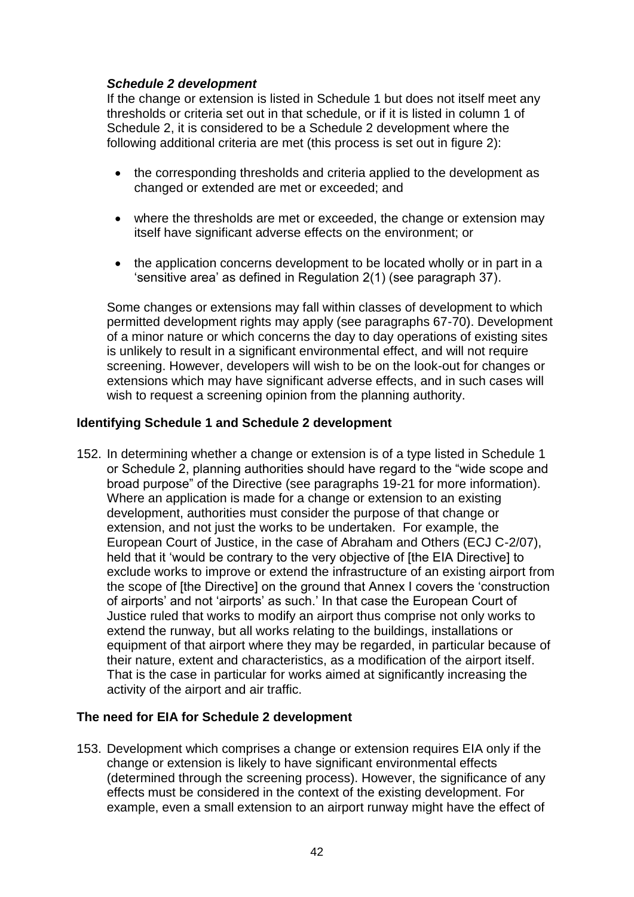***Schedule 2 development***

If the change or extension is listed in Schedule 1 but does not itself meet any thresholds or criteria set out in that schedule, or if it is listed in column 1 of Schedule 2, it is considered to be a Schedule 2 development where the following additional criteria are met (this process is set out in figure 2):

- the corresponding thresholds and criteria applied to the development as changed or extended are met or exceeded; and
- where the thresholds are met or exceeded, the change or extension may itself have significant adverse effects on the environment; or
- the application concerns development to be located wholly or in part in a 'sensitive area' as defined in Regulation 2(1) (see paragraph 37).

Some changes or extensions may fall within classes of development to which permitted development rights may apply (see paragraphs 67-70). Development of a minor nature or which concerns the day to day operations of existing sites is unlikely to result in a significant environmental effect, and will not require screening. However, developers will wish to be on the look-out for changes or extensions which may have significant adverse effects, and in such cases will wish to request a screening opinion from the planning authority.

**Identifying Schedule 1 and Schedule 2 development**

152. In determining whether a change or extension is of a type listed in Schedule 1 or Schedule 2, planning authorities should have regard to the "wide scope and broad purpose" of the Directive (see paragraphs 19-21 for more information). Where an application is made for a change or extension to an existing development, authorities must consider the purpose of that change or extension, and not just the works to be undertaken. For example, the European Court of Justice, in the case of Abraham and Others (ECJ C-2/07), held that it 'would be contrary to the very objective of [the EIA Directive] to exclude works to improve or extend the infrastructure of an existing airport from the scope of [the Directive] on the ground that Annex I covers the 'construction of airports' and not 'airports' as such.' In that case the European Court of Justice ruled that works to modify an airport thus comprise not only works to extend the runway, but all works relating to the buildings, installations or equipment of that airport where they may be regarded, in particular because of their nature, extent and characteristics, as a modification of the airport itself. That is the case in particular for works aimed at significantly increasing the activity of the airport and air traffic.

**The need for EIA for Schedule 2 development**

153. Development which comprises a change or extension requires EIA only if the change or extension is likely to have significant environmental effects (determined through the screening process). However, the significance of any effects must be considered in the context of the existing development. For example, even a small extension to an airport runway might have the effect of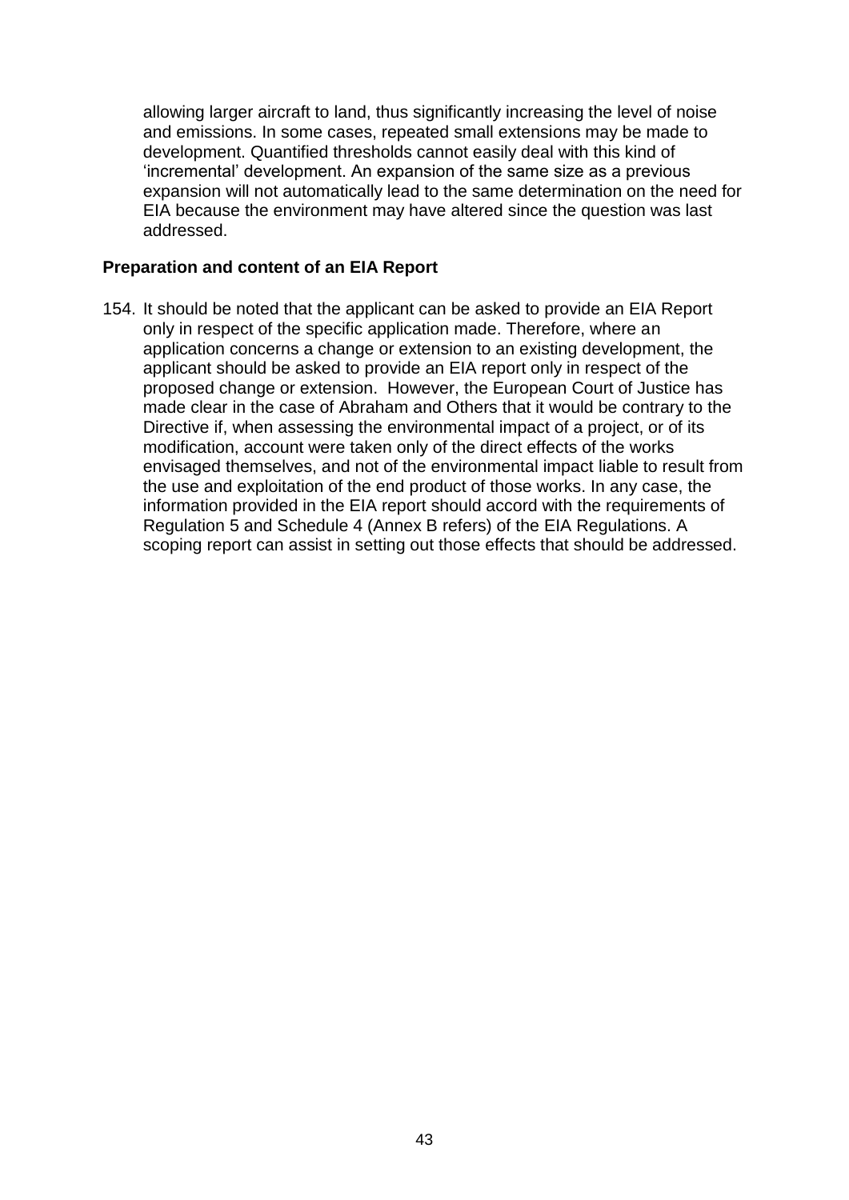allowing larger aircraft to land, thus significantly increasing the level of noise and emissions. In some cases, repeated small extensions may be made to development. Quantified thresholds cannot easily deal with this kind of 'incremental' development. An expansion of the same size as a previous expansion will not automatically lead to the same determination on the need for EIA because the environment may have altered since the question was last addressed.

**Preparation and content of an EIA Report**

154. It should be noted that the applicant can be asked to provide an EIA Report only in respect of the specific application made. Therefore, where an application concerns a change or extension to an existing development, the applicant should be asked to provide an EIA report only in respect of the proposed change or extension. However, the European Court of Justice has made clear in the case of Abraham and Others that it would be contrary to the Directive if, when assessing the environmental impact of a project, or of its modification, account were taken only of the direct effects of the works envisaged themselves, and not of the environmental impact liable to result from the use and exploitation of the end product of those works. In any case, the information provided in the EIA report should accord with the requirements of Regulation 5 and Schedule 4 (Annex B refers) of the EIA Regulations. A scoping report can assist in setting out those effects that should be addressed.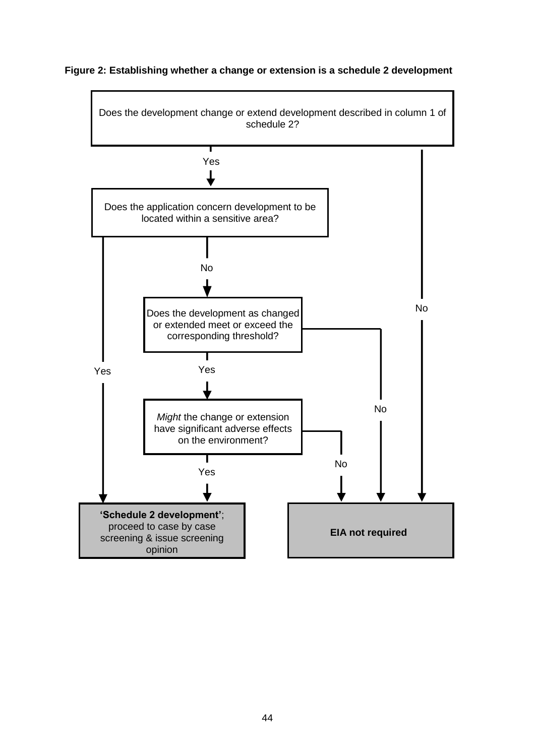**Figure 2: Establishing whether a change or extension is a schedule 2 development**

Does the development change or extend development described in column 1 of schedule 2?

- **No** → **EIA not required**
- **Yes** → Does the application concern development to be located within a sensitive area?
  - **Yes** → **'Schedule 2 development'**; proceed to case by case screening & issue screening opinion
  - **No** → Does the development as changed or extended meet or exceed the corresponding threshold?
    - **No** → **EIA not required**
    - **Yes** → *Might* the change or extension have significant adverse effects on the environment?
      - **No** → **EIA not required**
      - **Yes** → **'Schedule 2 development'**; proceed to case by case screening & issue screening opinion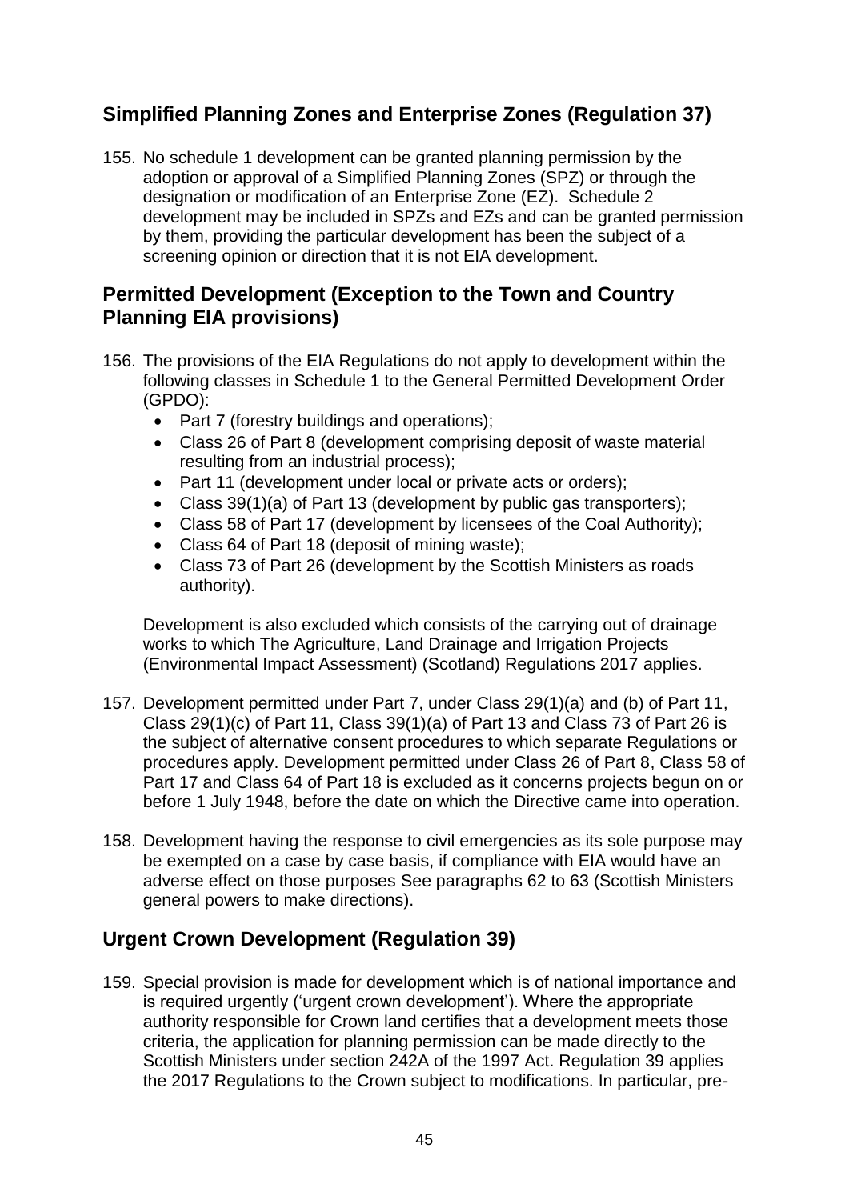## Simplified Planning Zones and Enterprise Zones (Regulation 37)

155. No schedule 1 development can be granted planning permission by the adoption or approval of a Simplified Planning Zones (SPZ) or through the designation or modification of an Enterprise Zone (EZ). Schedule 2 development may be included in SPZs and EZs and can be granted permission by them, providing the particular development has been the subject of a screening opinion or direction that it is not EIA development.

## Permitted Development (Exception to the Town and Country Planning EIA provisions)

156. The provisions of the EIA Regulations do not apply to development within the following classes in Schedule 1 to the General Permitted Development Order (GPDO):
    - Part 7 (forestry buildings and operations);
    - Class 26 of Part 8 (development comprising deposit of waste material resulting from an industrial process);
    - Part 11 (development under local or private acts or orders);
    - Class 39(1)(a) of Part 13 (development by public gas transporters);
    - Class 58 of Part 17 (development by licensees of the Coal Authority);
    - Class 64 of Part 18 (deposit of mining waste);
    - Class 73 of Part 26 (development by the Scottish Ministers as roads authority).

    Development is also excluded which consists of the carrying out of drainage works to which The Agriculture, Land Drainage and Irrigation Projects (Environmental Impact Assessment) (Scotland) Regulations 2017 applies.

157. Development permitted under Part 7, under Class 29(1)(a) and (b) of Part 11, Class 29(1)(c) of Part 11, Class 39(1)(a) of Part 13 and Class 73 of Part 26 is the subject of alternative consent procedures to which separate Regulations or procedures apply. Development permitted under Class 26 of Part 8, Class 58 of Part 17 and Class 64 of Part 18 is excluded as it concerns projects begun on or before 1 July 1948, before the date on which the Directive came into operation.

158. Development having the response to civil emergencies as its sole purpose may be exempted on a case by case basis, if compliance with EIA would have an adverse effect on those purposes See paragraphs 62 to 63 (Scottish Ministers general powers to make directions).

## Urgent Crown Development (Regulation 39)

159. Special provision is made for development which is of national importance and is required urgently ('urgent crown development'). Where the appropriate authority responsible for Crown land certifies that a development meets those criteria, the application for planning permission can be made directly to the Scottish Ministers under section 242A of the 1997 Act. Regulation 39 applies the 2017 Regulations to the Crown subject to modifications. In particular, pre-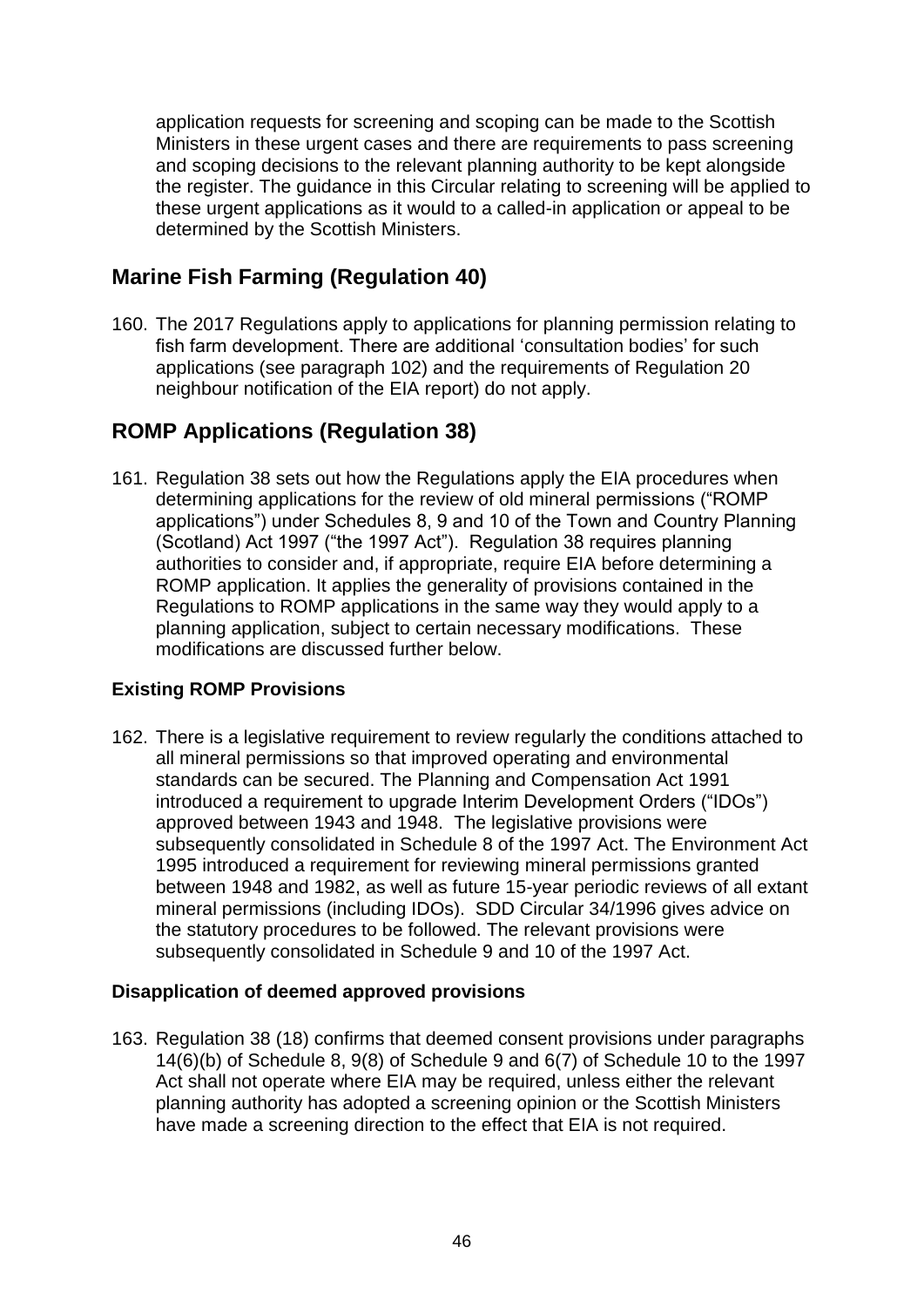application requests for screening and scoping can be made to the Scottish Ministers in these urgent cases and there are requirements to pass screening and scoping decisions to the relevant planning authority to be kept alongside the register. The guidance in this Circular relating to screening will be applied to these urgent applications as it would to a called-in application or appeal to be determined by the Scottish Ministers.

## Marine Fish Farming (Regulation 40)

160. The 2017 Regulations apply to applications for planning permission relating to fish farm development. There are additional 'consultation bodies' for such applications (see paragraph 102) and the requirements of Regulation 20 neighbour notification of the EIA report) do not apply.

## ROMP Applications (Regulation 38)

161. Regulation 38 sets out how the Regulations apply the EIA procedures when determining applications for the review of old mineral permissions ("ROMP applications") under Schedules 8, 9 and 10 of the Town and Country Planning (Scotland) Act 1997 ("the 1997 Act"). Regulation 38 requires planning authorities to consider and, if appropriate, require EIA before determining a ROMP application. It applies the generality of provisions contained in the Regulations to ROMP applications in the same way they would apply to a planning application, subject to certain necessary modifications. These modifications are discussed further below.

### Existing ROMP Provisions

162. There is a legislative requirement to review regularly the conditions attached to all mineral permissions so that improved operating and environmental standards can be secured. The Planning and Compensation Act 1991 introduced a requirement to upgrade Interim Development Orders ("IDOs") approved between 1943 and 1948. The legislative provisions were subsequently consolidated in Schedule 8 of the 1997 Act. The Environment Act 1995 introduced a requirement for reviewing mineral permissions granted between 1948 and 1982, as well as future 15-year periodic reviews of all extant mineral permissions (including IDOs). SDD Circular 34/1996 gives advice on the statutory procedures to be followed. The relevant provisions were subsequently consolidated in Schedule 9 and 10 of the 1997 Act.

### Disapplication of deemed approved provisions

163. Regulation 38 (18) confirms that deemed consent provisions under paragraphs 14(6)(b) of Schedule 8, 9(8) of Schedule 9 and 6(7) of Schedule 10 to the 1997 Act shall not operate where EIA may be required, unless either the relevant planning authority has adopted a screening opinion or the Scottish Ministers have made a screening direction to the effect that EIA is not required.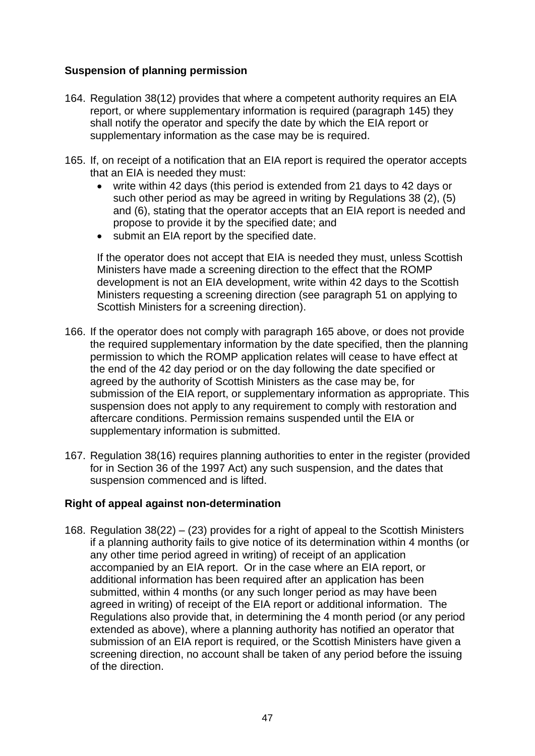**Suspension of planning permission**

164. Regulation 38(12) provides that where a competent authority requires an EIA report, or where supplementary information is required (paragraph 145) they shall notify the operator and specify the date by which the EIA report or supplementary information as the case may be is required.

165. If, on receipt of a notification that an EIA report is required the operator accepts that an EIA is needed they must:
    - write within 42 days (this period is extended from 21 days to 42 days or such other period as may be agreed in writing by Regulations 38 (2), (5) and (6), stating that the operator accepts that an EIA report is needed and propose to provide it by the specified date; and
    - submit an EIA report by the specified date.

    If the operator does not accept that EIA is needed they must, unless Scottish Ministers have made a screening direction to the effect that the ROMP development is not an EIA development, write within 42 days to the Scottish Ministers requesting a screening direction (see paragraph 51 on applying to Scottish Ministers for a screening direction).

166. If the operator does not comply with paragraph 165 above, or does not provide the required supplementary information by the date specified, then the planning permission to which the ROMP application relates will cease to have effect at the end of the 42 day period or on the day following the date specified or agreed by the authority of Scottish Ministers as the case may be, for submission of the EIA report, or supplementary information as appropriate. This suspension does not apply to any requirement to comply with restoration and aftercare conditions. Permission remains suspended until the EIA or supplementary information is submitted.

167. Regulation 38(16) requires planning authorities to enter in the register (provided for in Section 36 of the 1997 Act) any such suspension, and the dates that suspension commenced and is lifted.

**Right of appeal against non-determination**

168. Regulation 38(22) – (23) provides for a right of appeal to the Scottish Ministers if a planning authority fails to give notice of its determination within 4 months (or any other time period agreed in writing) of receipt of an application accompanied by an EIA report. Or in the case where an EIA report, or additional information has been required after an application has been submitted, within 4 months (or any such longer period as may have been agreed in writing) of receipt of the EIA report or additional information. The Regulations also provide that, in determining the 4 month period (or any period extended as above), where a planning authority has notified an operator that submission of an EIA report is required, or the Scottish Ministers have given a screening direction, no account shall be taken of any period before the issuing of the direction.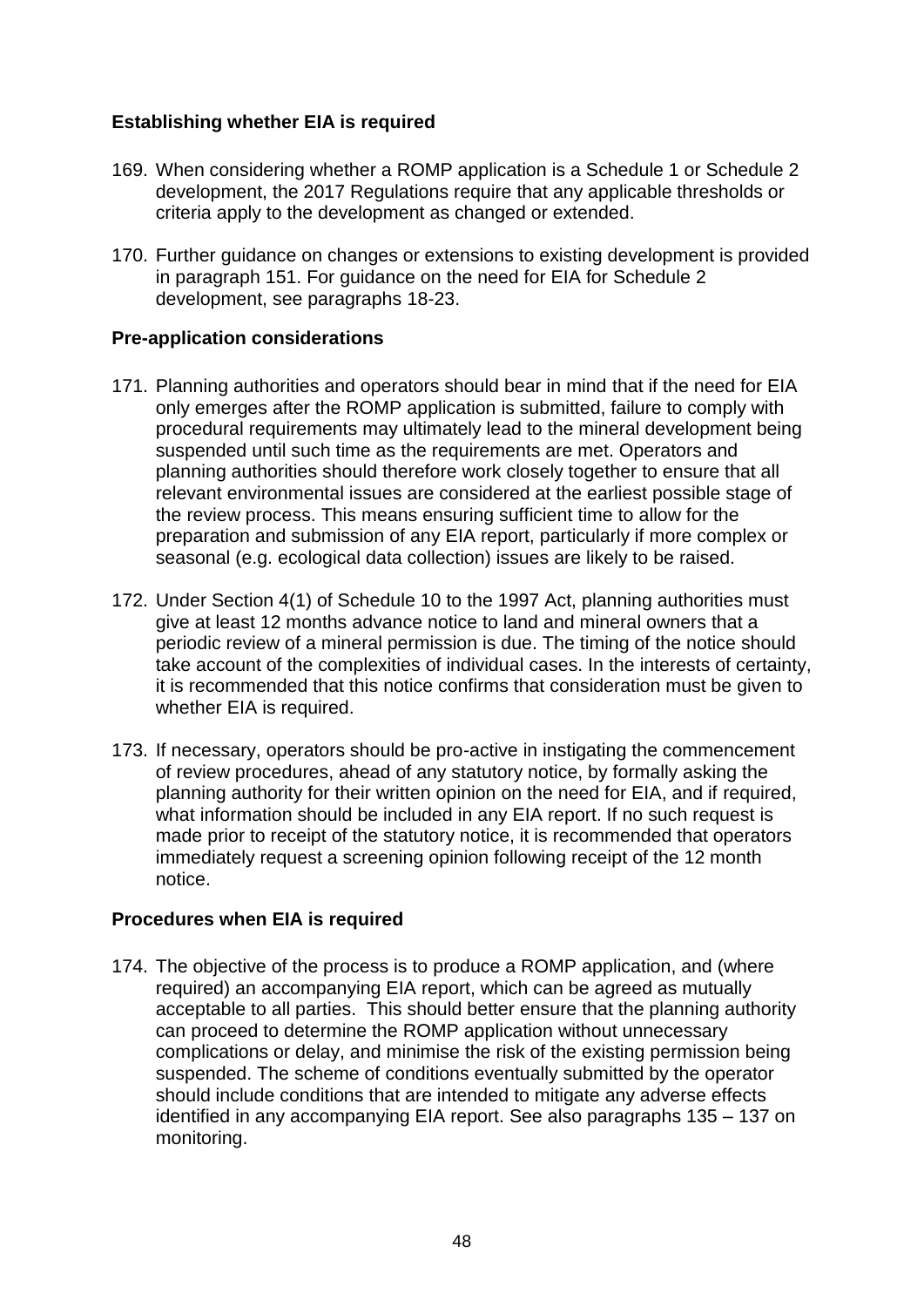### Establishing whether EIA is required

169. When considering whether a ROMP application is a Schedule 1 or Schedule 2 development, the 2017 Regulations require that any applicable thresholds or criteria apply to the development as changed or extended.

170. Further guidance on changes or extensions to existing development is provided in paragraph 151. For guidance on the need for EIA for Schedule 2 development, see paragraphs 18-23.

### Pre-application considerations

171. Planning authorities and operators should bear in mind that if the need for EIA only emerges after the ROMP application is submitted, failure to comply with procedural requirements may ultimately lead to the mineral development being suspended until such time as the requirements are met. Operators and planning authorities should therefore work closely together to ensure that all relevant environmental issues are considered at the earliest possible stage of the review process. This means ensuring sufficient time to allow for the preparation and submission of any EIA report, particularly if more complex or seasonal (e.g. ecological data collection) issues are likely to be raised.

172. Under Section 4(1) of Schedule 10 to the 1997 Act, planning authorities must give at least 12 months advance notice to land and mineral owners that a periodic review of a mineral permission is due. The timing of the notice should take account of the complexities of individual cases. In the interests of certainty, it is recommended that this notice confirms that consideration must be given to whether EIA is required.

173. If necessary, operators should be pro-active in instigating the commencement of review procedures, ahead of any statutory notice, by formally asking the planning authority for their written opinion on the need for EIA, and if required, what information should be included in any EIA report. If no such request is made prior to receipt of the statutory notice, it is recommended that operators immediately request a screening opinion following receipt of the 12 month notice.

### Procedures when EIA is required

174. The objective of the process is to produce a ROMP application, and (where required) an accompanying EIA report, which can be agreed as mutually acceptable to all parties. This should better ensure that the planning authority can proceed to determine the ROMP application without unnecessary complications or delay, and minimise the risk of the existing permission being suspended. The scheme of conditions eventually submitted by the operator should include conditions that are intended to mitigate any adverse effects identified in any accompanying EIA report. See also paragraphs 135 – 137 on monitoring.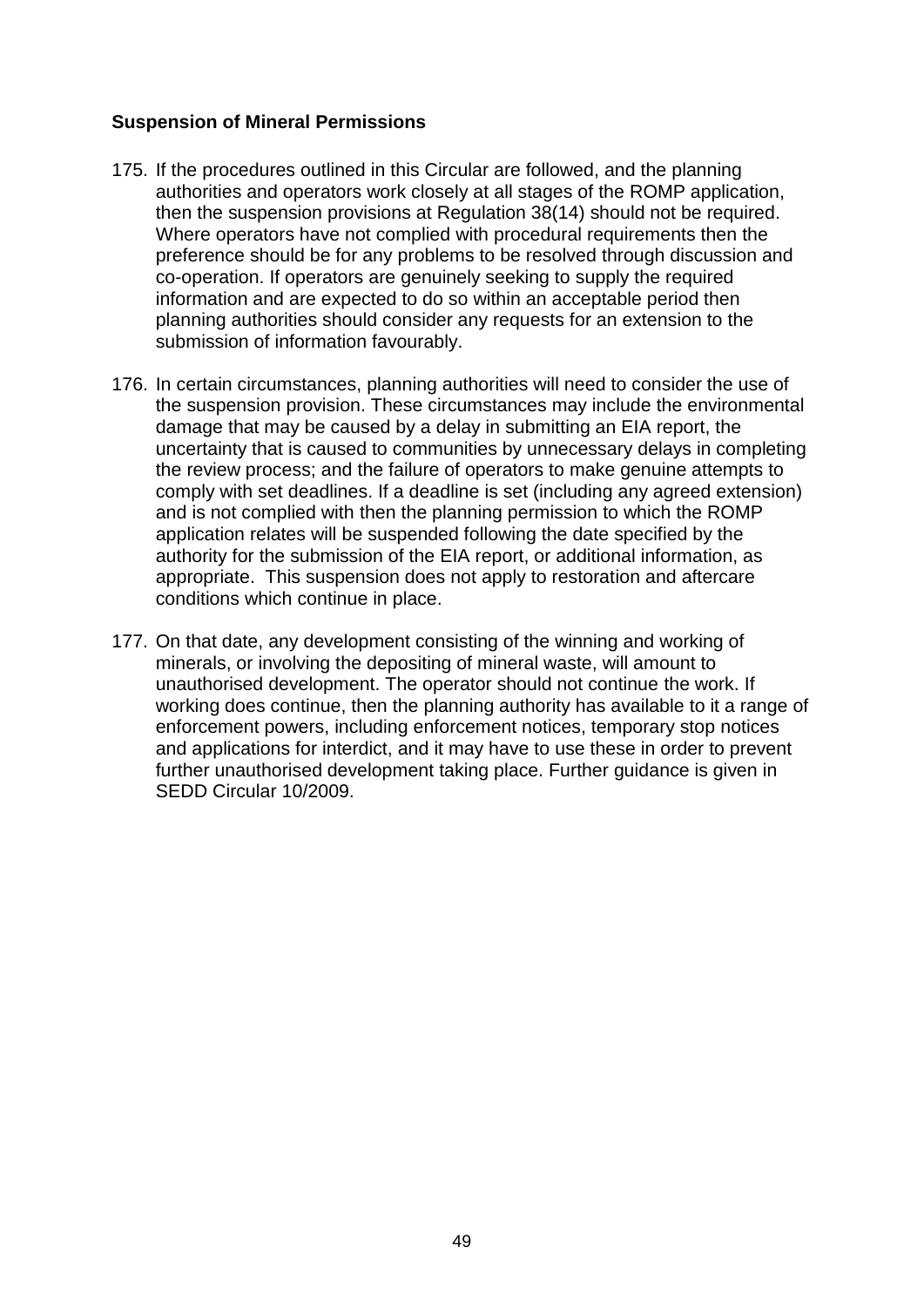**Suspension of Mineral Permissions**

175. If the procedures outlined in this Circular are followed, and the planning authorities and operators work closely at all stages of the ROMP application, then the suspension provisions at Regulation 38(14) should not be required. Where operators have not complied with procedural requirements then the preference should be for any problems to be resolved through discussion and co-operation. If operators are genuinely seeking to supply the required information and are expected to do so within an acceptable period then planning authorities should consider any requests for an extension to the submission of information favourably.

176. In certain circumstances, planning authorities will need to consider the use of the suspension provision. These circumstances may include the environmental damage that may be caused by a delay in submitting an EIA report, the uncertainty that is caused to communities by unnecessary delays in completing the review process; and the failure of operators to make genuine attempts to comply with set deadlines. If a deadline is set (including any agreed extension) and is not complied with then the planning permission to which the ROMP application relates will be suspended following the date specified by the authority for the submission of the EIA report, or additional information, as appropriate. This suspension does not apply to restoration and aftercare conditions which continue in place.

177. On that date, any development consisting of the winning and working of minerals, or involving the depositing of mineral waste, will amount to unauthorised development. The operator should not continue the work. If working does continue, then the planning authority has available to it a range of enforcement powers, including enforcement notices, temporary stop notices and applications for interdict, and it may have to use these in order to prevent further unauthorised development taking place. Further guidance is given in SEDD Circular 10/2009.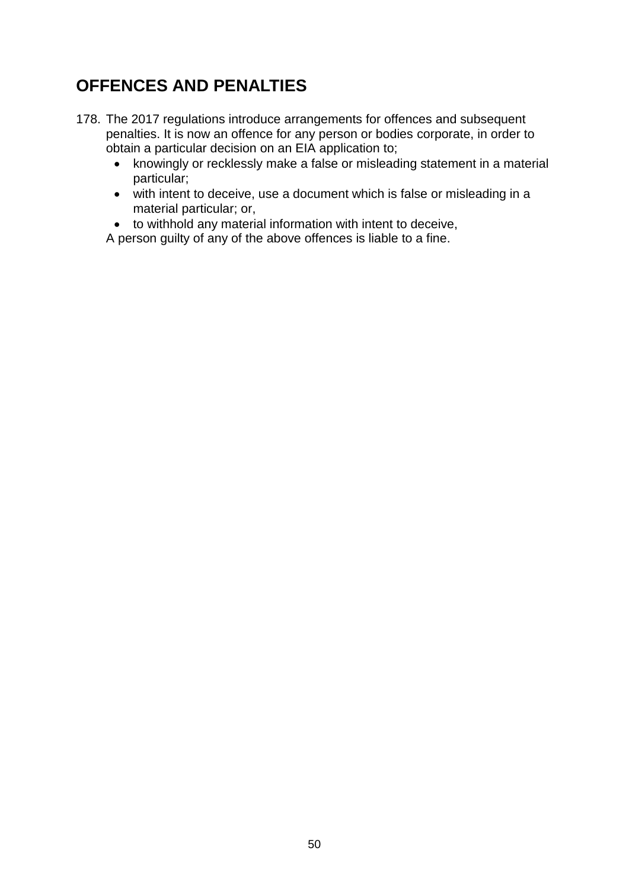## OFFENCES AND PENALTIES

178. The 2017 regulations introduce arrangements for offences and subsequent penalties. It is now an offence for any person or bodies corporate, in order to obtain a particular decision on an EIA application to;
    - knowingly or recklessly make a false or misleading statement in a material particular;
    - with intent to deceive, use a document which is false or misleading in a material particular; or,
    - to withhold any material information with intent to deceive,

    A person guilty of any of the above offences is liable to a fine.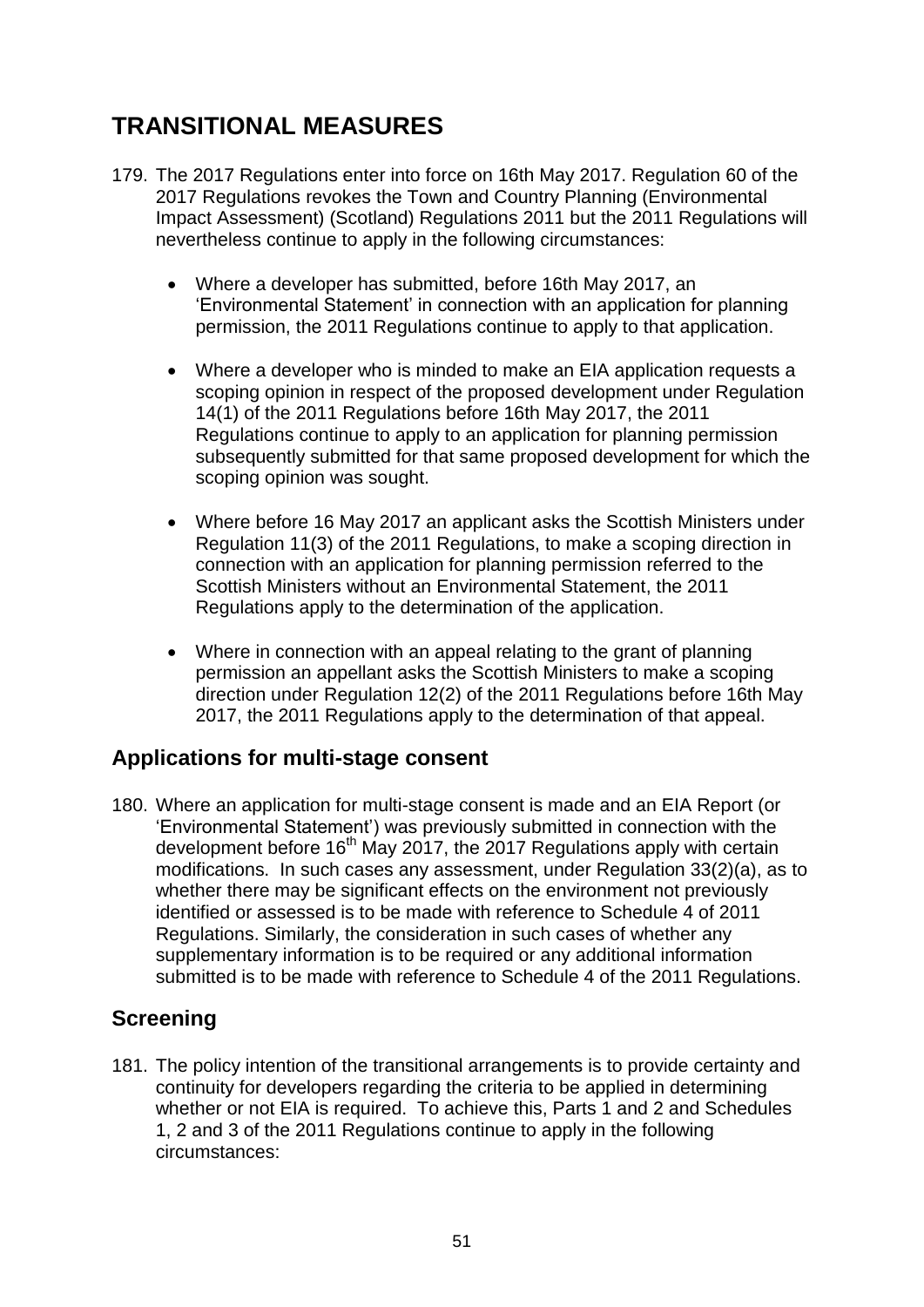# TRANSITIONAL MEASURES

179. The 2017 Regulations enter into force on 16th May 2017. Regulation 60 of the 2017 Regulations revokes the Town and Country Planning (Environmental Impact Assessment) (Scotland) Regulations 2011 but the 2011 Regulations will nevertheless continue to apply in the following circumstances:

    - Where a developer has submitted, before 16th May 2017, an 'Environmental Statement' in connection with an application for planning permission, the 2011 Regulations continue to apply to that application.
    - Where a developer who is minded to make an EIA application requests a scoping opinion in respect of the proposed development under Regulation 14(1) of the 2011 Regulations before 16th May 2017, the 2011 Regulations continue to apply to an application for planning permission subsequently submitted for that same proposed development for which the scoping opinion was sought.
    - Where before 16 May 2017 an applicant asks the Scottish Ministers under Regulation 11(3) of the 2011 Regulations, to make a scoping direction in connection with an application for planning permission referred to the Scottish Ministers without an Environmental Statement, the 2011 Regulations apply to the determination of the application.
    - Where in connection with an appeal relating to the grant of planning permission an appellant asks the Scottish Ministers to make a scoping direction under Regulation 12(2) of the 2011 Regulations before 16th May 2017, the 2011 Regulations apply to the determination of that appeal.

## Applications for multi-stage consent

180. Where an application for multi-stage consent is made and an EIA Report (or 'Environmental Statement') was previously submitted in connection with the development before 16th May 2017, the 2017 Regulations apply with certain modifications. In such cases any assessment, under Regulation 33(2)(a), as to whether there may be significant effects on the environment not previously identified or assessed is to be made with reference to Schedule 4 of 2011 Regulations. Similarly, the consideration in such cases of whether any supplementary information is to be required or any additional information submitted is to be made with reference to Schedule 4 of the 2011 Regulations.

## Screening

181. The policy intention of the transitional arrangements is to provide certainty and continuity for developers regarding the criteria to be applied in determining whether or not EIA is required. To achieve this, Parts 1 and 2 and Schedules 1, 2 and 3 of the 2011 Regulations continue to apply in the following circumstances: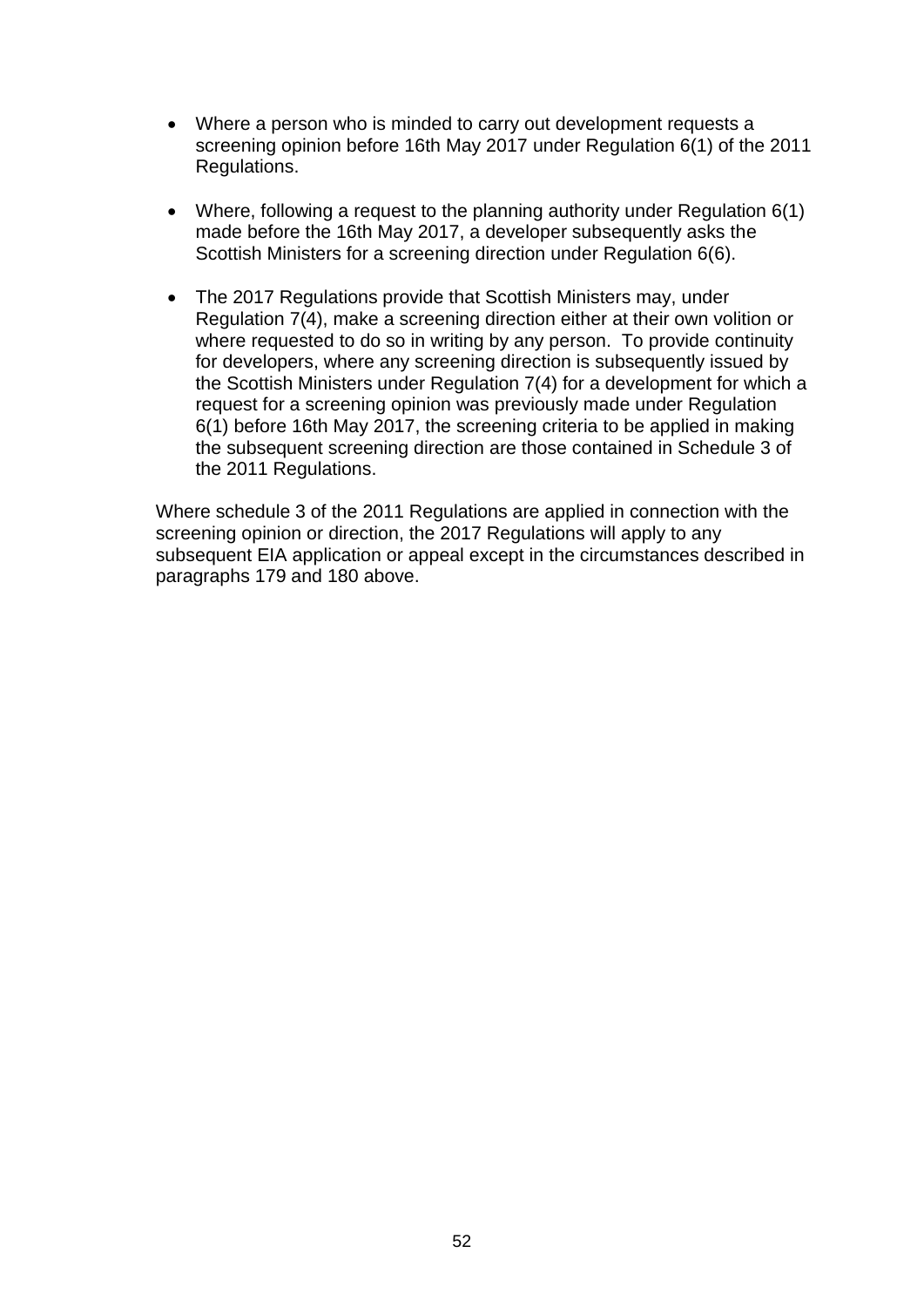- Where a person who is minded to carry out development requests a screening opinion before 16th May 2017 under Regulation 6(1) of the 2011 Regulations.

- Where, following a request to the planning authority under Regulation 6(1) made before the 16th May 2017, a developer subsequently asks the Scottish Ministers for a screening direction under Regulation 6(6).

- The 2017 Regulations provide that Scottish Ministers may, under Regulation 7(4), make a screening direction either at their own volition or where requested to do so in writing by any person. To provide continuity for developers, where any screening direction is subsequently issued by the Scottish Ministers under Regulation 7(4) for a development for which a request for a screening opinion was previously made under Regulation 6(1) before 16th May 2017, the screening criteria to be applied in making the subsequent screening direction are those contained in Schedule 3 of the 2011 Regulations.

Where schedule 3 of the 2011 Regulations are applied in connection with the screening opinion or direction, the 2017 Regulations will apply to any subsequent EIA application or appeal except in the circumstances described in paragraphs 179 and 180 above.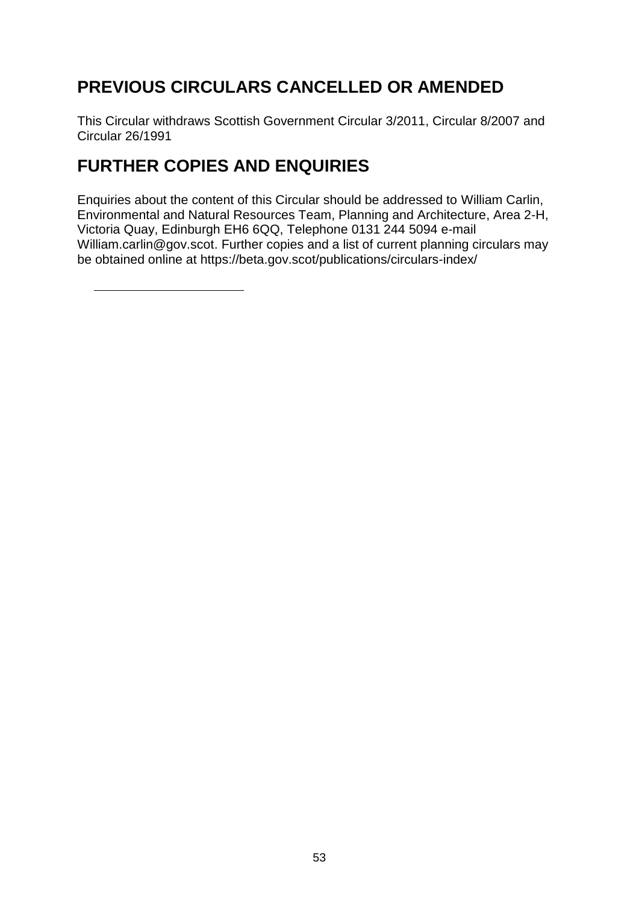## PREVIOUS CIRCULARS CANCELLED OR AMENDED

This Circular withdraws Scottish Government Circular 3/2011, Circular 8/2007 and Circular 26/1991

## FURTHER COPIES AND ENQUIRIES

Enquiries about the content of this Circular should be addressed to William Carlin, Environmental and Natural Resources Team, Planning and Architecture, Area 2-H, Victoria Quay, Edinburgh EH6 6QQ, Telephone 0131 244 5094 e-mail William.carlin@gov.scot. Further copies and a list of current planning circulars may be obtained online at https://beta.gov.scot/publications/circulars-index/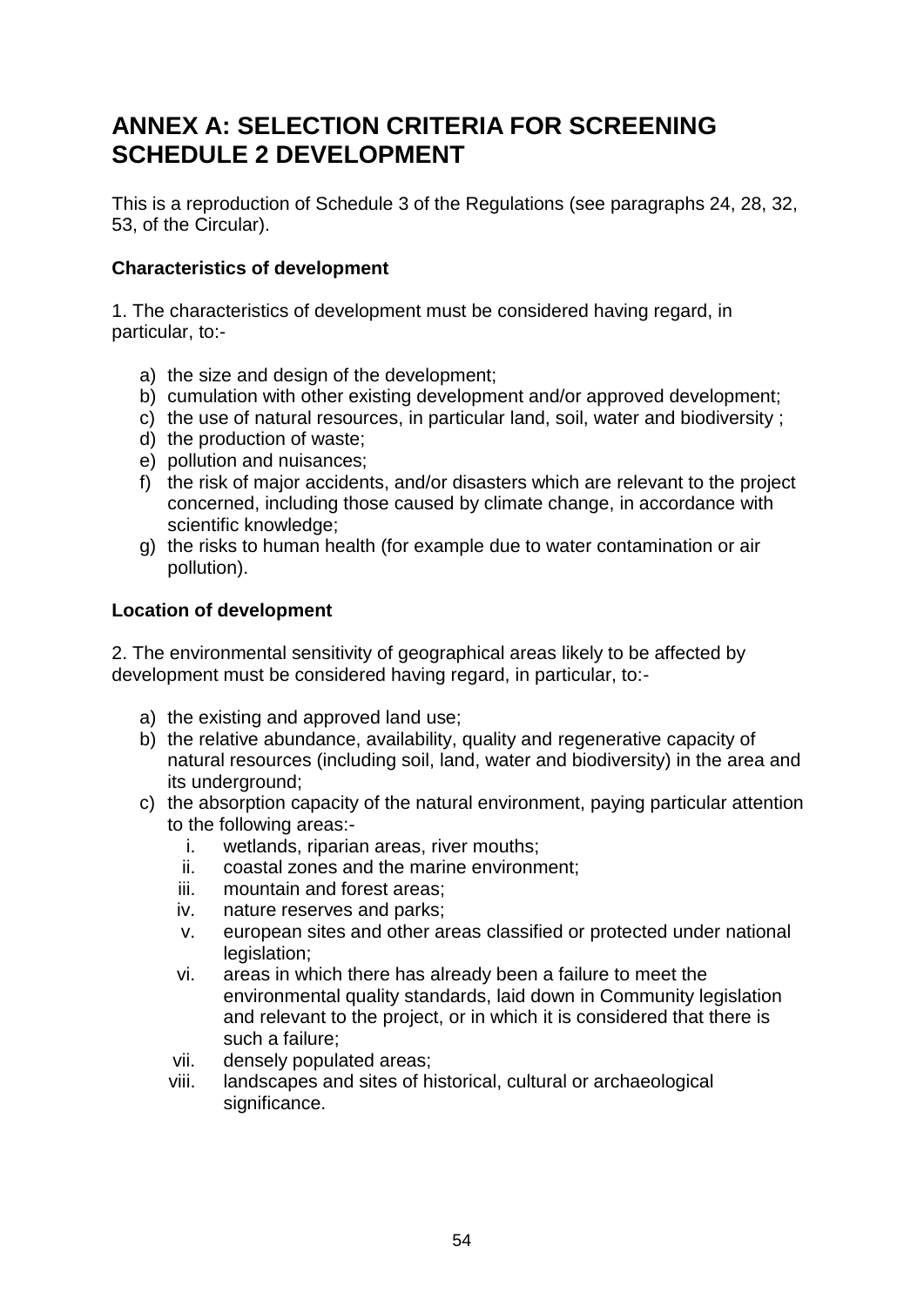# ANNEX A: SELECTION CRITERIA FOR SCREENING SCHEDULE 2 DEVELOPMENT

This is a reproduction of Schedule 3 of the Regulations (see paragraphs 24, 28, 32, 53, of the Circular).

**Characteristics of development**

1. The characteristics of development must be considered having regard, in particular, to:-

a) the size and design of the development;
b) cumulation with other existing development and/or approved development;
c) the use of natural resources, in particular land, soil, water and biodiversity ;
d) the production of waste;
e) pollution and nuisances;
f) the risk of major accidents, and/or disasters which are relevant to the project concerned, including those caused by climate change, in accordance with scientific knowledge;
g) the risks to human health (for example due to water contamination or air pollution).

**Location of development**

2. The environmental sensitivity of geographical areas likely to be affected by development must be considered having regard, in particular, to:-

a) the existing and approved land use;
b) the relative abundance, availability, quality and regenerative capacity of natural resources (including soil, land, water and biodiversity) in the area and its underground;
c) the absorption capacity of the natural environment, paying particular attention to the following areas:-
    i. wetlands, riparian areas, river mouths;
    ii. coastal zones and the marine environment;
    iii. mountain and forest areas;
    iv. nature reserves and parks;
    v. european sites and other areas classified or protected under national legislation;
    vi. areas in which there has already been a failure to meet the environmental quality standards, laid down in Community legislation and relevant to the project, or in which it is considered that there is such a failure;
    vii. densely populated areas;
    viii. landscapes and sites of historical, cultural or archaeological significance.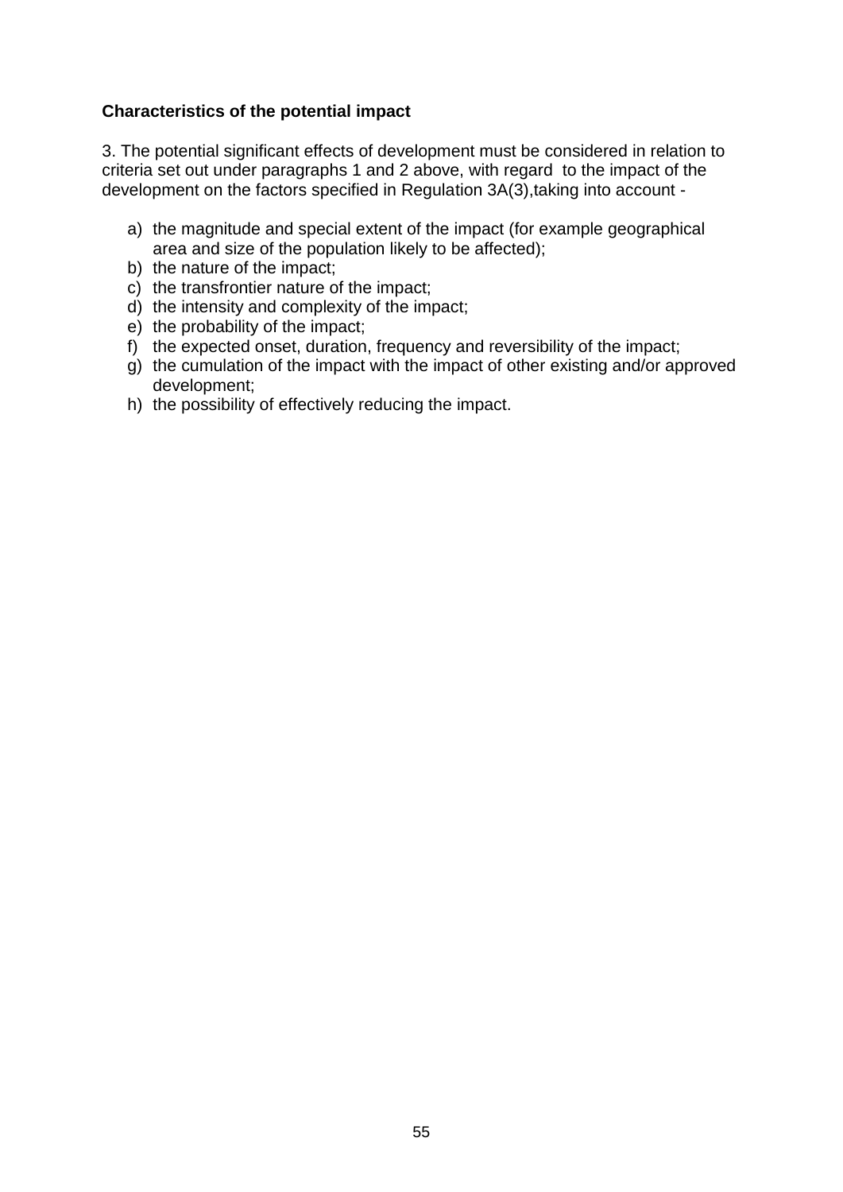**Characteristics of the potential impact**

3. The potential significant effects of development must be considered in relation to criteria set out under paragraphs 1 and 2 above, with regard to the impact of the development on the factors specified in Regulation 3A(3),taking into account -

a) the magnitude and special extent of the impact (for example geographical area and size of the population likely to be affected);
b) the nature of the impact;
c) the transfrontier nature of the impact;
d) the intensity and complexity of the impact;
e) the probability of the impact;
f) the expected onset, duration, frequency and reversibility of the impact;
g) the cumulation of the impact with the impact of other existing and/or approved development;
h) the possibility of effectively reducing the impact.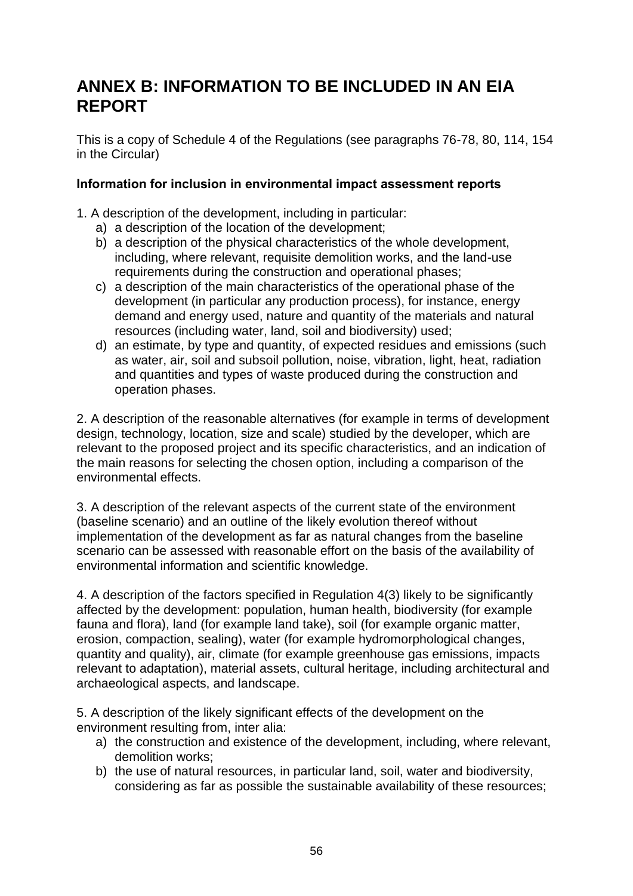# ANNEX B: INFORMATION TO BE INCLUDED IN AN EIA REPORT

This is a copy of Schedule 4 of the Regulations (see paragraphs 76-78, 80, 114, 154 in the Circular)

**Information for inclusion in environmental impact assessment reports**

1. A description of the development, including in particular:
    a) a description of the location of the development;
    b) a description of the physical characteristics of the whole development, including, where relevant, requisite demolition works, and the land-use requirements during the construction and operational phases;
    c) a description of the main characteristics of the operational phase of the development (in particular any production process), for instance, energy demand and energy used, nature and quantity of the materials and natural resources (including water, land, soil and biodiversity) used;
    d) an estimate, by type and quantity, of expected residues and emissions (such as water, air, soil and subsoil pollution, noise, vibration, light, heat, radiation and quantities and types of waste produced during the construction and operation phases.

2. A description of the reasonable alternatives (for example in terms of development design, technology, location, size and scale) studied by the developer, which are relevant to the proposed project and its specific characteristics, and an indication of the main reasons for selecting the chosen option, including a comparison of the environmental effects.

3. A description of the relevant aspects of the current state of the environment (baseline scenario) and an outline of the likely evolution thereof without implementation of the development as far as natural changes from the baseline scenario can be assessed with reasonable effort on the basis of the availability of environmental information and scientific knowledge.

4. A description of the factors specified in Regulation 4(3) likely to be significantly affected by the development: population, human health, biodiversity (for example fauna and flora), land (for example land take), soil (for example organic matter, erosion, compaction, sealing), water (for example hydromorphological changes, quantity and quality), air, climate (for example greenhouse gas emissions, impacts relevant to adaptation), material assets, cultural heritage, including architectural and archaeological aspects, and landscape.

5. A description of the likely significant effects of the development on the environment resulting from, inter alia:
    a) the construction and existence of the development, including, where relevant, demolition works;
    b) the use of natural resources, in particular land, soil, water and biodiversity, considering as far as possible the sustainable availability of these resources;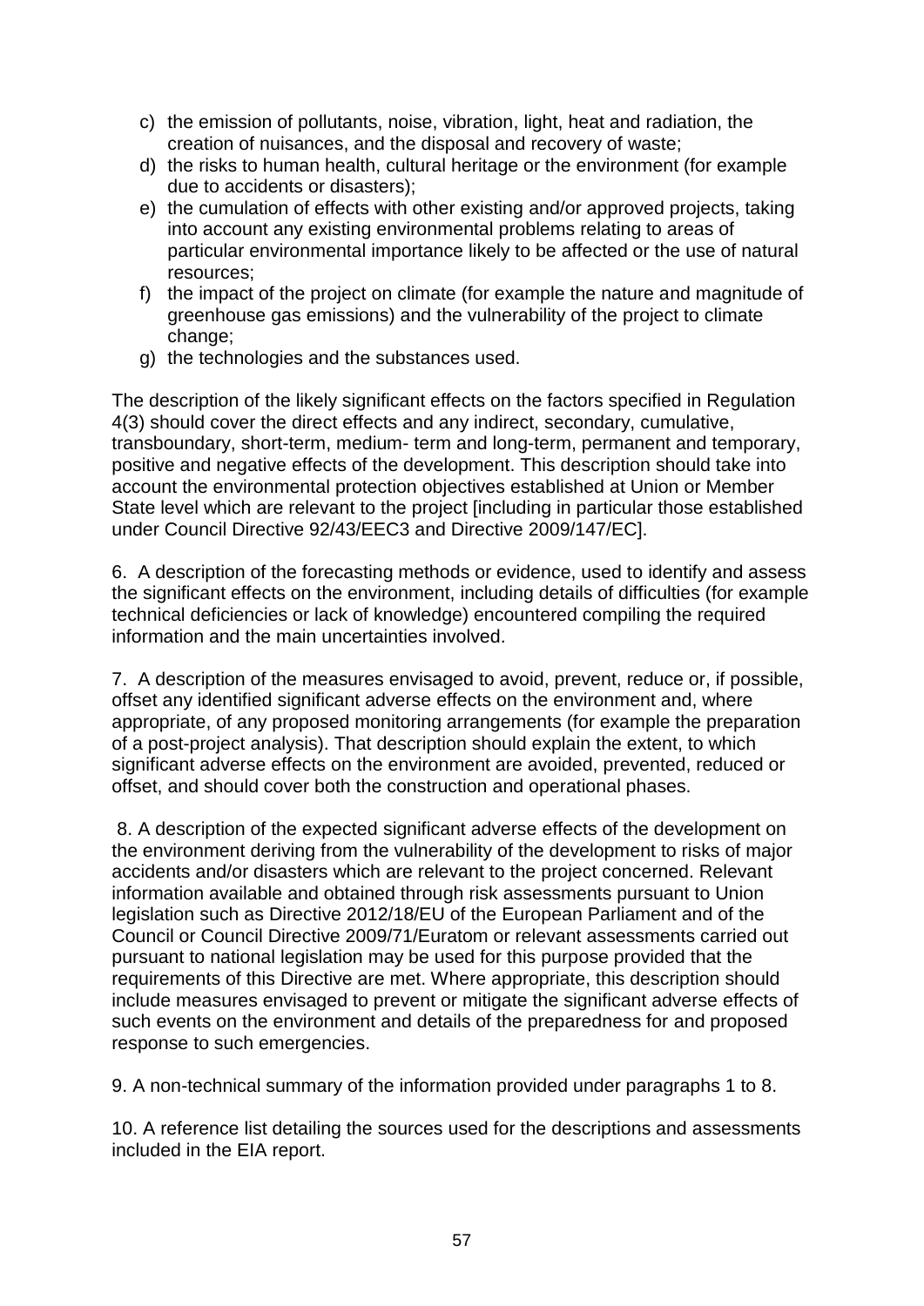c) the emission of pollutants, noise, vibration, light, heat and radiation, the creation of nuisances, and the disposal and recovery of waste;
d) the risks to human health, cultural heritage or the environment (for example due to accidents or disasters);
e) the cumulation of effects with other existing and/or approved projects, taking into account any existing environmental problems relating to areas of particular environmental importance likely to be affected or the use of natural resources;
f) the impact of the project on climate (for example the nature and magnitude of greenhouse gas emissions) and the vulnerability of the project to climate change;
g) the technologies and the substances used.

The description of the likely significant effects on the factors specified in Regulation 4(3) should cover the direct effects and any indirect, secondary, cumulative, transboundary, short-term, medium- term and long-term, permanent and temporary, positive and negative effects of the development. This description should take into account the environmental protection objectives established at Union or Member State level which are relevant to the project [including in particular those established under Council Directive 92/43/EEC3 and Directive 2009/147/EC].

6. A description of the forecasting methods or evidence, used to identify and assess the significant effects on the environment, including details of difficulties (for example technical deficiencies or lack of knowledge) encountered compiling the required information and the main uncertainties involved.

7. A description of the measures envisaged to avoid, prevent, reduce or, if possible, offset any identified significant adverse effects on the environment and, where appropriate, of any proposed monitoring arrangements (for example the preparation of a post-project analysis). That description should explain the extent, to which significant adverse effects on the environment are avoided, prevented, reduced or offset, and should cover both the construction and operational phases.

8. A description of the expected significant adverse effects of the development on the environment deriving from the vulnerability of the development to risks of major accidents and/or disasters which are relevant to the project concerned. Relevant information available and obtained through risk assessments pursuant to Union legislation such as Directive 2012/18/EU of the European Parliament and of the Council or Council Directive 2009/71/Euratom or relevant assessments carried out pursuant to national legislation may be used for this purpose provided that the requirements of this Directive are met. Where appropriate, this description should include measures envisaged to prevent or mitigate the significant adverse effects of such events on the environment and details of the preparedness for and proposed response to such emergencies.

9. A non-technical summary of the information provided under paragraphs 1 to 8.

10. A reference list detailing the sources used for the descriptions and assessments included in the EIA report.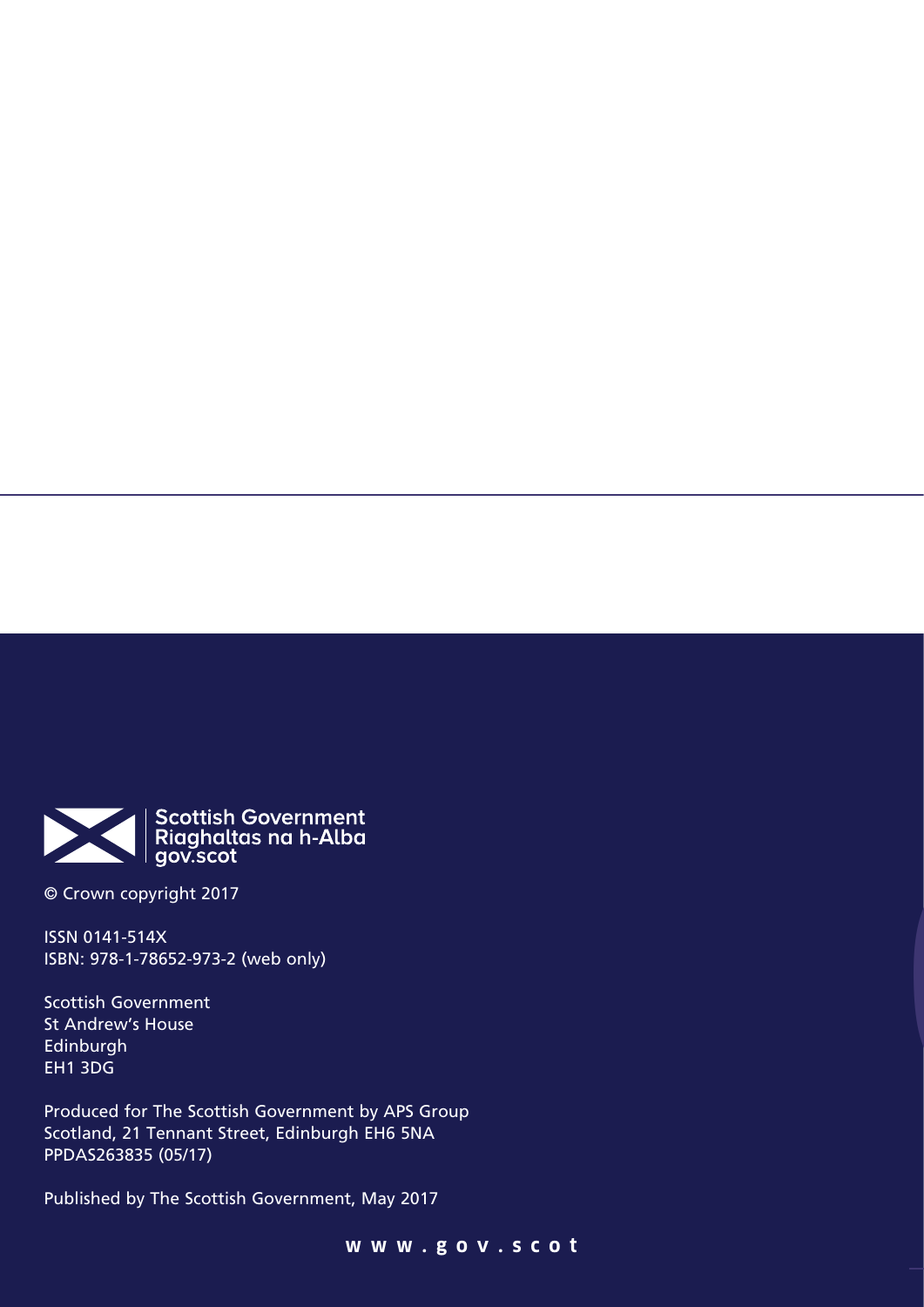Scottish Government
Riaghaltas na h-Alba
gov.scot

© Crown copyright 2017

ISSN 0141-514X
ISBN: 978-1-78652-973-2 (web only)

Scottish Government
St Andrew's House
Edinburgh
EH1 3DG

Produced for The Scottish Government by APS Group Scotland, 21 Tennant Street, Edinburgh EH6 5NA
PPDAS263835 (05/17)

Published by The Scottish Government, May 2017

**w w w . g o v . s c o t**